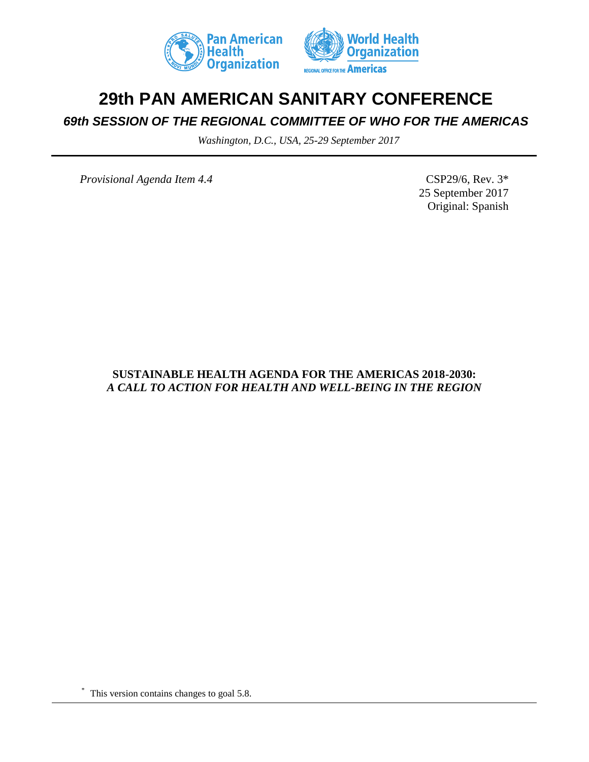# 29th PAN AMERICAN SANITARY CONFERENCE

## *69th SESSION OF THE REGIONAL COMMITTEE OF WHO FOR THE AMERICAS*

*Washington, D.C., USA, 25-29 September 2017*

---

*Provisional Agenda Item 4.4*

CSP29/6, Rev. 3*
25 September 2017
Original: Spanish

**SUSTAINABLE HEALTH AGENDA FOR THE AMERICAS 2018-2030:**
***A CALL TO ACTION FOR HEALTH AND WELL-BEING IN THE REGION***

---

\* This version contains changes to goal 5.8.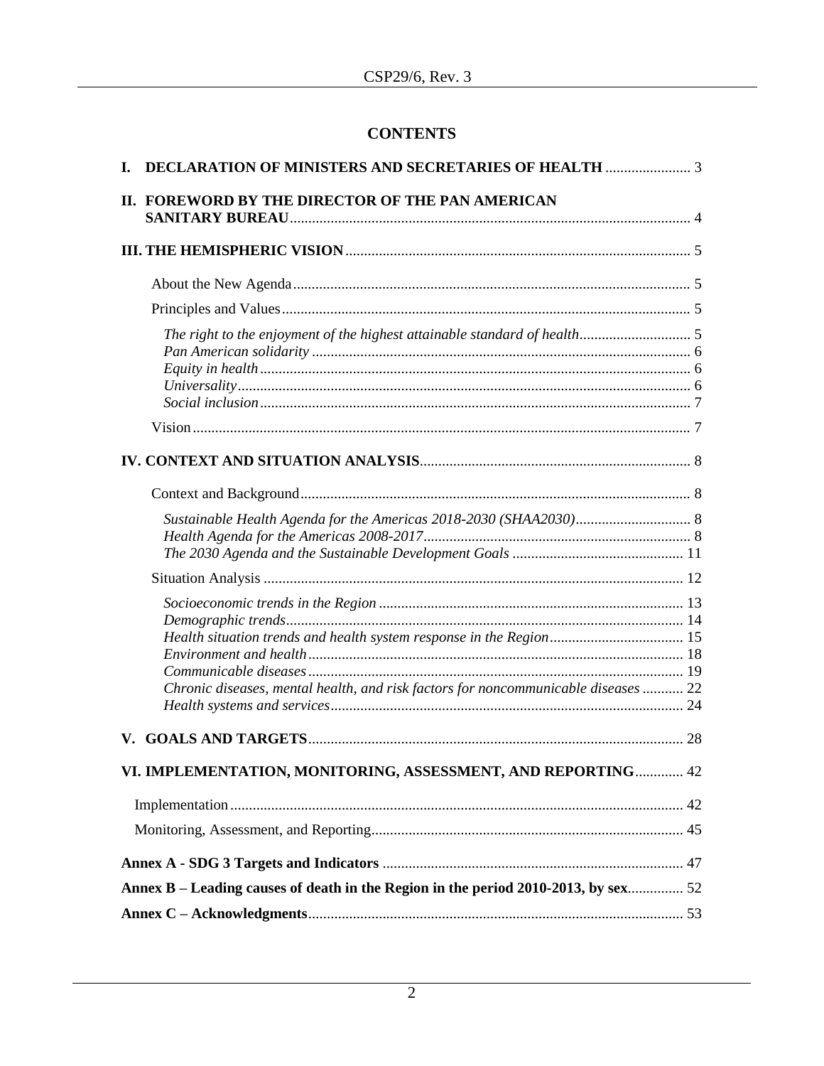# CONTENTS

**I. DECLARATION OF MINISTERS AND SECRETARIES OF HEALTH** ...................... 3

**II. FOREWORD BY THE DIRECTOR OF THE PAN AMERICAN SANITARY BUREAU** ...................... 4

**III. THE HEMISPHERIC VISION** ...................... 5

About the New Agenda ...................... 5

Principles and Values ...................... 5

*The right to the enjoyment of the highest attainable standard of health* ...................... 5
*Pan American solidarity* ...................... 6
*Equity in health* ...................... 6
*Universality* ...................... 6
*Social inclusion* ...................... 7

Vision ...................... 7

**IV. CONTEXT AND SITUATION ANALYSIS** ...................... 8

Context and Background ...................... 8

*Sustainable Health Agenda for the Americas 2018-2030 (SHAA2030)* ...................... 8
*Health Agenda for the Americas 2008-2017* ...................... 8
*The 2030 Agenda and the Sustainable Development Goals* ...................... 11

Situation Analysis ...................... 12

*Socioeconomic trends in the Region* ...................... 13
*Demographic trends* ...................... 14
*Health situation trends and health system response in the Region* ...................... 15
*Environment and health* ...................... 18
*Communicable diseases* ...................... 19
*Chronic diseases, mental health, and risk factors for noncommunicable diseases* ...................... 22
*Health systems and services* ...................... 24

**V. GOALS AND TARGETS** ...................... 28

**VI. IMPLEMENTATION, MONITORING, ASSESSMENT, AND REPORTING** ...................... 42

Implementation ...................... 42

Monitoring, Assessment, and Reporting ...................... 45

**Annex A - SDG 3 Targets and Indicators** ...................... 47

**Annex B – Leading causes of death in the Region in the period 2010-2013, by sex** ...................... 52

**Annex C – Acknowledgments** ...................... 53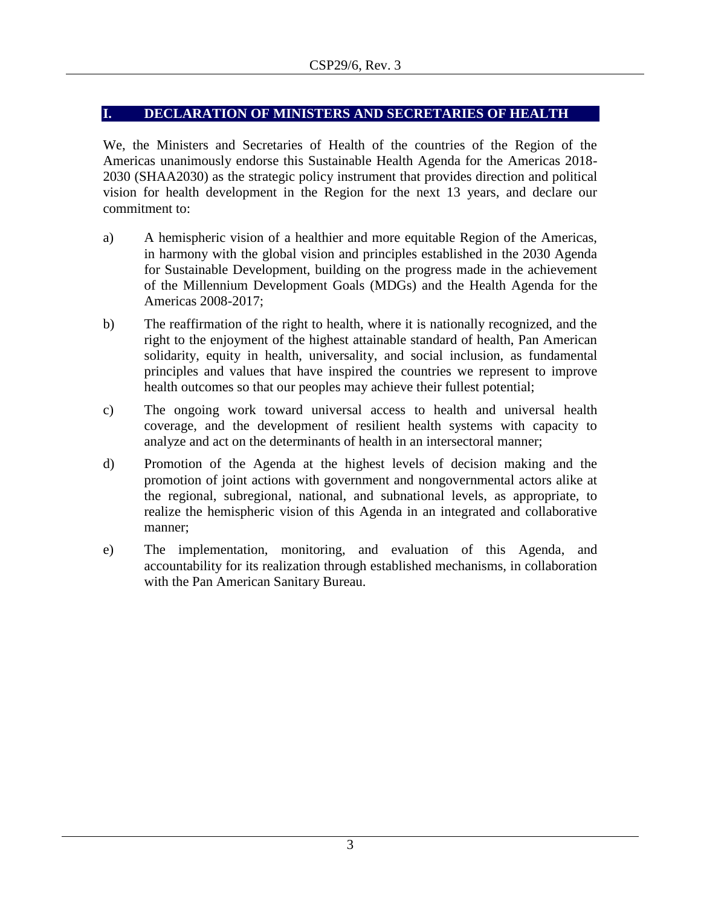## I. DECLARATION OF MINISTERS AND SECRETARIES OF HEALTH

We, the Ministers and Secretaries of Health of the countries of the Region of the Americas unanimously endorse this Sustainable Health Agenda for the Americas 2018-2030 (SHAA2030) as the strategic policy instrument that provides direction and political vision for health development in the Region for the next 13 years, and declare our commitment to:

a) A hemispheric vision of a healthier and more equitable Region of the Americas, in harmony with the global vision and principles established in the 2030 Agenda for Sustainable Development, building on the progress made in the achievement of the Millennium Development Goals (MDGs) and the Health Agenda for the Americas 2008-2017;

b) The reaffirmation of the right to health, where it is nationally recognized, and the right to the enjoyment of the highest attainable standard of health, Pan American solidarity, equity in health, universality, and social inclusion, as fundamental principles and values that have inspired the countries we represent to improve health outcomes so that our peoples may achieve their fullest potential;

c) The ongoing work toward universal access to health and universal health coverage, and the development of resilient health systems with capacity to analyze and act on the determinants of health in an intersectoral manner;

d) Promotion of the Agenda at the highest levels of decision making and the promotion of joint actions with government and nongovernmental actors alike at the regional, subregional, national, and subnational levels, as appropriate, to realize the hemispheric vision of this Agenda in an integrated and collaborative manner;

e) The implementation, monitoring, and evaluation of this Agenda, and accountability for its realization through established mechanisms, in collaboration with the Pan American Sanitary Bureau.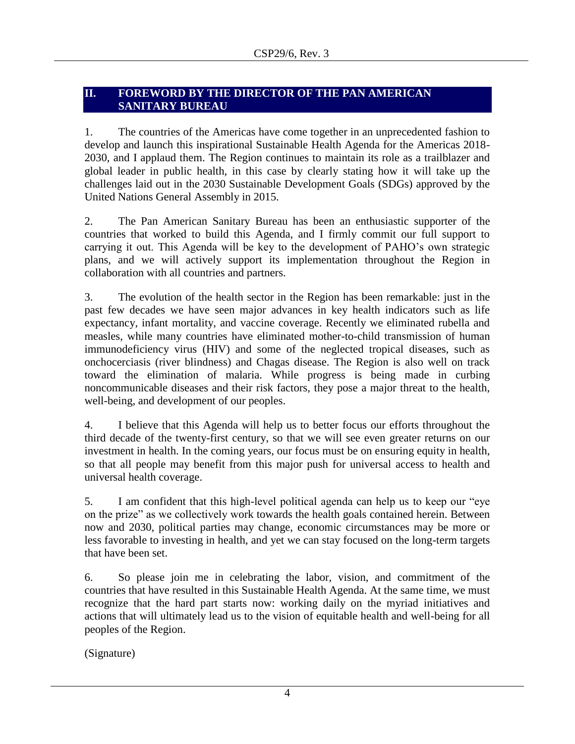## II. FOREWORD BY THE DIRECTOR OF THE PAN AMERICAN SANITARY BUREAU

1. The countries of the Americas have come together in an unprecedented fashion to develop and launch this inspirational Sustainable Health Agenda for the Americas 2018-2030, and I applaud them. The Region continues to maintain its role as a trailblazer and global leader in public health, in this case by clearly stating how it will take up the challenges laid out in the 2030 Sustainable Development Goals (SDGs) approved by the United Nations General Assembly in 2015.

2. The Pan American Sanitary Bureau has been an enthusiastic supporter of the countries that worked to build this Agenda, and I firmly commit our full support to carrying it out. This Agenda will be key to the development of PAHO's own strategic plans, and we will actively support its implementation throughout the Region in collaboration with all countries and partners.

3. The evolution of the health sector in the Region has been remarkable: just in the past few decades we have seen major advances in key health indicators such as life expectancy, infant mortality, and vaccine coverage. Recently we eliminated rubella and measles, while many countries have eliminated mother-to-child transmission of human immunodeficiency virus (HIV) and some of the neglected tropical diseases, such as onchocerciasis (river blindness) and Chagas disease. The Region is also well on track toward the elimination of malaria. While progress is being made in curbing noncommunicable diseases and their risk factors, they pose a major threat to the health, well-being, and development of our peoples.

4. I believe that this Agenda will help us to better focus our efforts throughout the third decade of the twenty-first century, so that we will see even greater returns on our investment in health. In the coming years, our focus must be on ensuring equity in health, so that all people may benefit from this major push for universal access to health and universal health coverage.

5. I am confident that this high-level political agenda can help us to keep our "eye on the prize" as we collectively work towards the health goals contained herein. Between now and 2030, political parties may change, economic circumstances may be more or less favorable to investing in health, and yet we can stay focused on the long-term targets that have been set.

6. So please join me in celebrating the labor, vision, and commitment of the countries that have resulted in this Sustainable Health Agenda. At the same time, we must recognize that the hard part starts now: working daily on the myriad initiatives and actions that will ultimately lead us to the vision of equitable health and well-being for all peoples of the Region.

(Signature)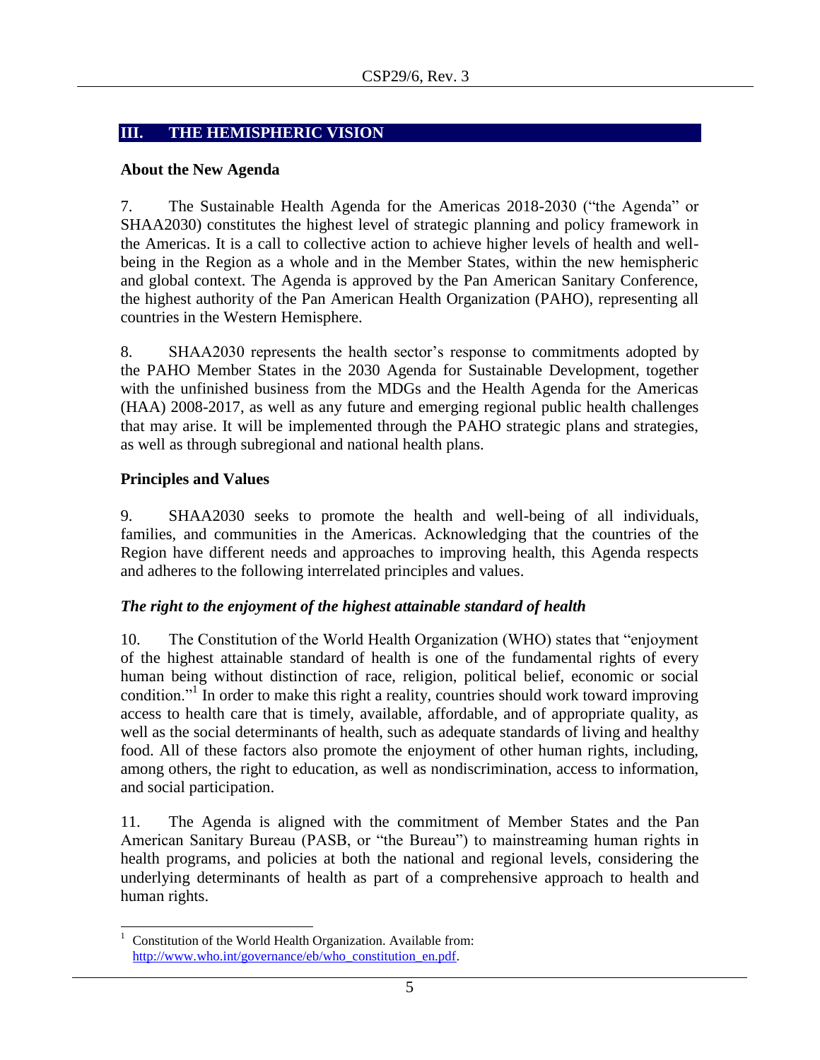## III. THE HEMISPHERIC VISION

### About the New Agenda

7. The Sustainable Health Agenda for the Americas 2018-2030 ("the Agenda" or SHAA2030) constitutes the highest level of strategic planning and policy framework in the Americas. It is a call to collective action to achieve higher levels of health and well-being in the Region as a whole and in the Member States, within the new hemispheric and global context. The Agenda is approved by the Pan American Sanitary Conference, the highest authority of the Pan American Health Organization (PAHO), representing all countries in the Western Hemisphere.

8. SHAA2030 represents the health sector's response to commitments adopted by the PAHO Member States in the 2030 Agenda for Sustainable Development, together with the unfinished business from the MDGs and the Health Agenda for the Americas (HAA) 2008-2017, as well as any future and emerging regional public health challenges that may arise. It will be implemented through the PAHO strategic plans and strategies, as well as through subregional and national health plans.

### Principles and Values

9. SHAA2030 seeks to promote the health and well-being of all individuals, families, and communities in the Americas. Acknowledging that the countries of the Region have different needs and approaches to improving health, this Agenda respects and adheres to the following interrelated principles and values.

#### *The right to the enjoyment of the highest attainable standard of health*

10. The Constitution of the World Health Organization (WHO) states that "enjoyment of the highest attainable standard of health is one of the fundamental rights of every human being without distinction of race, religion, political belief, economic or social condition."[1] In order to make this right a reality, countries should work toward improving access to health care that is timely, available, affordable, and of appropriate quality, as well as the social determinants of health, such as adequate standards of living and healthy food. All of these factors also promote the enjoyment of other human rights, including, among others, the right to education, as well as nondiscrimination, access to information, and social participation.

11. The Agenda is aligned with the commitment of Member States and the Pan American Sanitary Bureau (PASB, or "the Bureau") to mainstreaming human rights in health programs, and policies at both the national and regional levels, considering the underlying determinants of health as part of a comprehensive approach to health and human rights.

---

[1] Constitution of the World Health Organization. Available from: http://www.who.int/governance/eb/who_constitution_en.pdf.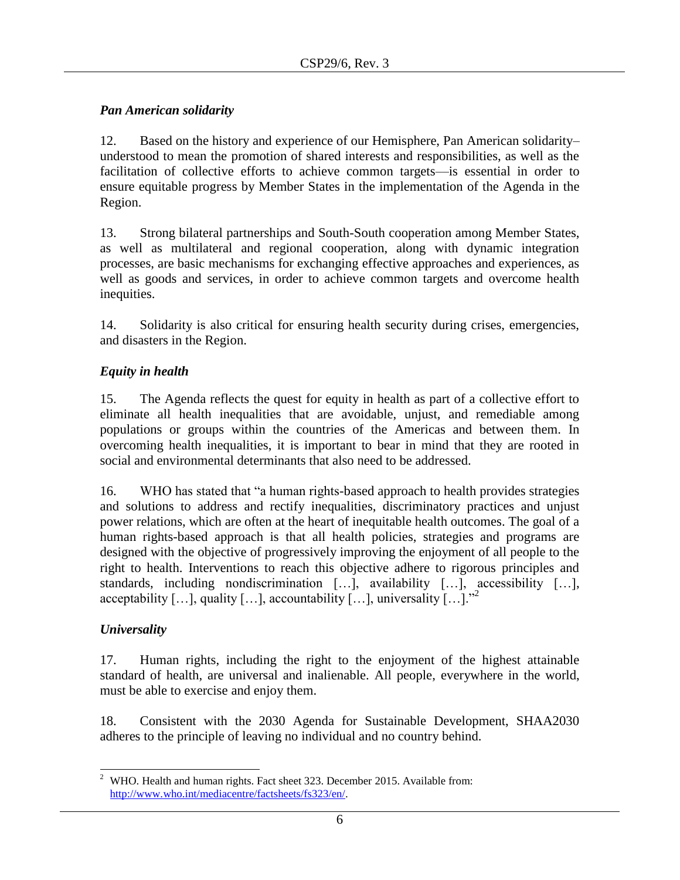### *Pan American solidarity*

12. Based on the history and experience of our Hemisphere, Pan American solidarity–understood to mean the promotion of shared interests and responsibilities, as well as the facilitation of collective efforts to achieve common targets—is essential in order to ensure equitable progress by Member States in the implementation of the Agenda in the Region.

13. Strong bilateral partnerships and South-South cooperation among Member States, as well as multilateral and regional cooperation, along with dynamic integration processes, are basic mechanisms for exchanging effective approaches and experiences, as well as goods and services, in order to achieve common targets and overcome health inequities.

14. Solidarity is also critical for ensuring health security during crises, emergencies, and disasters in the Region.

### *Equity in health*

15. The Agenda reflects the quest for equity in health as part of a collective effort to eliminate all health inequalities that are avoidable, unjust, and remediable among populations or groups within the countries of the Americas and between them. In overcoming health inequalities, it is important to bear in mind that they are rooted in social and environmental determinants that also need to be addressed.

16. WHO has stated that "a human rights-based approach to health provides strategies and solutions to address and rectify inequalities, discriminatory practices and unjust power relations, which are often at the heart of inequitable health outcomes. The goal of a human rights-based approach is that all health policies, strategies and programs are designed with the objective of progressively improving the enjoyment of all people to the right to health. Interventions to reach this objective adhere to rigorous principles and standards, including nondiscrimination […], availability […], accessibility […], acceptability […], quality […], accountability […], universality […]."[2]

### *Universality*

17. Human rights, including the right to the enjoyment of the highest attainable standard of health, are universal and inalienable. All people, everywhere in the world, must be able to exercise and enjoy them.

18. Consistent with the 2030 Agenda for Sustainable Development, SHAA2030 adheres to the principle of leaving no individual and no country behind.

---

[2] WHO. Health and human rights. Fact sheet 323. December 2015. Available from: http://www.who.int/mediacentre/factsheets/fs323/en/.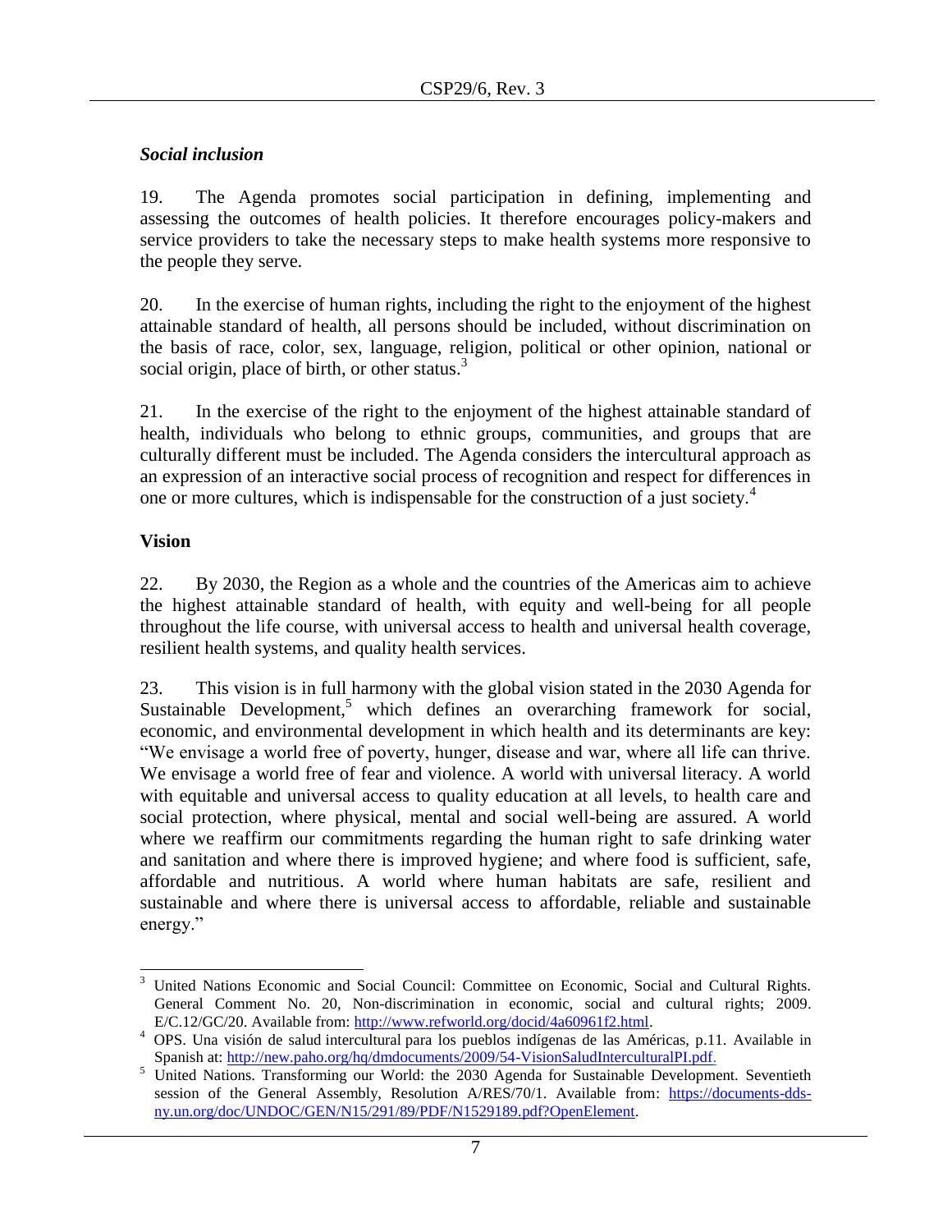### *Social inclusion*

19. The Agenda promotes social participation in defining, implementing and assessing the outcomes of health policies. It therefore encourages policy-makers and service providers to take the necessary steps to make health systems more responsive to the people they serve.

20. In the exercise of human rights, including the right to the enjoyment of the highest attainable standard of health, all persons should be included, without discrimination on the basis of race, color, sex, language, religion, political or other opinion, national or social origin, place of birth, or other status.[3]

21. In the exercise of the right to the enjoyment of the highest attainable standard of health, individuals who belong to ethnic groups, communities, and groups that are culturally different must be included. The Agenda considers the intercultural approach as an expression of an interactive social process of recognition and respect for differences in one or more cultures, which is indispensable for the construction of a just society.[4]

## Vision

22. By 2030, the Region as a whole and the countries of the Americas aim to achieve the highest attainable standard of health, with equity and well-being for all people throughout the life course, with universal access to health and universal health coverage, resilient health systems, and quality health services.

23. This vision is in full harmony with the global vision stated in the 2030 Agenda for Sustainable Development,[5] which defines an overarching framework for social, economic, and environmental development in which health and its determinants are key: "We envisage a world free of poverty, hunger, disease and war, where all life can thrive. We envisage a world free of fear and violence. A world with universal literacy. A world with equitable and universal access to quality education at all levels, to health care and social protection, where physical, mental and social well-being are assured. A world where we reaffirm our commitments regarding the human right to safe drinking water and sanitation and where there is improved hygiene; and where food is sufficient, safe, affordable and nutritious. A world where human habitats are safe, resilient and sustainable and where there is universal access to affordable, reliable and sustainable energy."

---

[3] United Nations Economic and Social Council: Committee on Economic, Social and Cultural Rights. General Comment No. 20, Non-discrimination in economic, social and cultural rights; 2009. E/C.12/GC/20. Available from: http://www.refworld.org/docid/4a60961f2.html.

[4] OPS. Una visión de salud intercultural para los pueblos indígenas de las Américas, p.11. Available in Spanish at: http://new.paho.org/hq/dmdocuments/2009/54-VisionSaludInterculturalPI.pdf.

[5] United Nations. Transforming our World: the 2030 Agenda for Sustainable Development. Seventieth session of the General Assembly, Resolution A/RES/70/1. Available from: https://documents-dds-ny.un.org/doc/UNDOC/GEN/N15/291/89/PDF/N1529189.pdf?OpenElement.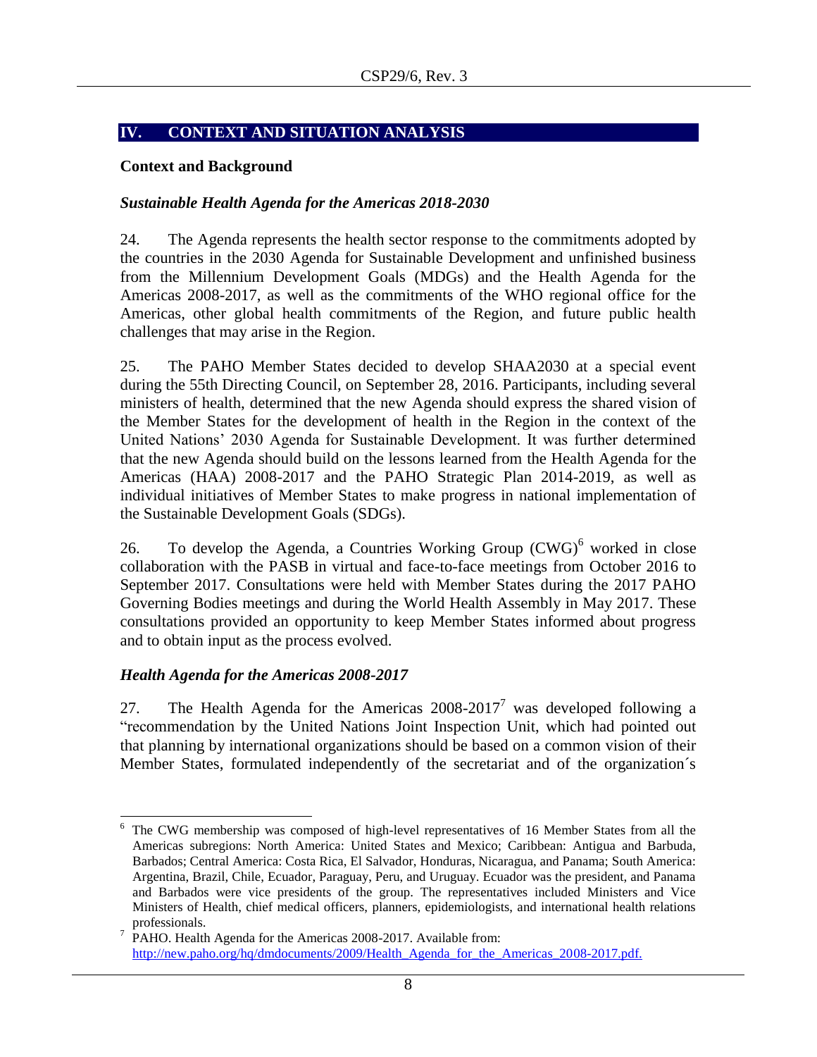## IV. CONTEXT AND SITUATION ANALYSIS

### Context and Background

#### *Sustainable Health Agenda for the Americas 2018-2030*

24. The Agenda represents the health sector response to the commitments adopted by the countries in the 2030 Agenda for Sustainable Development and unfinished business from the Millennium Development Goals (MDGs) and the Health Agenda for the Americas 2008-2017, as well as the commitments of the WHO regional office for the Americas, other global health commitments of the Region, and future public health challenges that may arise in the Region.

25. The PAHO Member States decided to develop SHAA2030 at a special event during the 55th Directing Council, on September 28, 2016. Participants, including several ministers of health, determined that the new Agenda should express the shared vision of the Member States for the development of health in the Region in the context of the United Nations' 2030 Agenda for Sustainable Development. It was further determined that the new Agenda should build on the lessons learned from the Health Agenda for the Americas (HAA) 2008-2017 and the PAHO Strategic Plan 2014-2019, as well as individual initiatives of Member States to make progress in national implementation of the Sustainable Development Goals (SDGs).

26. To develop the Agenda, a Countries Working Group (CWG)[6] worked in close collaboration with the PASB in virtual and face-to-face meetings from October 2016 to September 2017. Consultations were held with Member States during the 2017 PAHO Governing Bodies meetings and during the World Health Assembly in May 2017. These consultations provided an opportunity to keep Member States informed about progress and to obtain input as the process evolved.

#### *Health Agenda for the Americas 2008-2017*

27. The Health Agenda for the Americas 2008-2017[7] was developed following a "recommendation by the United Nations Joint Inspection Unit, which had pointed out that planning by international organizations should be based on a common vision of their Member States, formulated independently of the secretariat and of the organization´s

---

[6] The CWG membership was composed of high-level representatives of 16 Member States from all the Americas subregions: North America: United States and Mexico; Caribbean: Antigua and Barbuda, Barbados; Central America: Costa Rica, El Salvador, Honduras, Nicaragua, and Panama; South America: Argentina, Brazil, Chile, Ecuador, Paraguay, Peru, and Uruguay. Ecuador was the president, and Panama and Barbados were vice presidents of the group. The representatives included Ministers and Vice Ministers of Health, chief medical officers, planners, epidemiologists, and international health relations professionals.

[7] PAHO. Health Agenda for the Americas 2008-2017. Available from: http://new.paho.org/hq/dmdocuments/2009/Health_Agenda_for_the_Americas_2008-2017.pdf.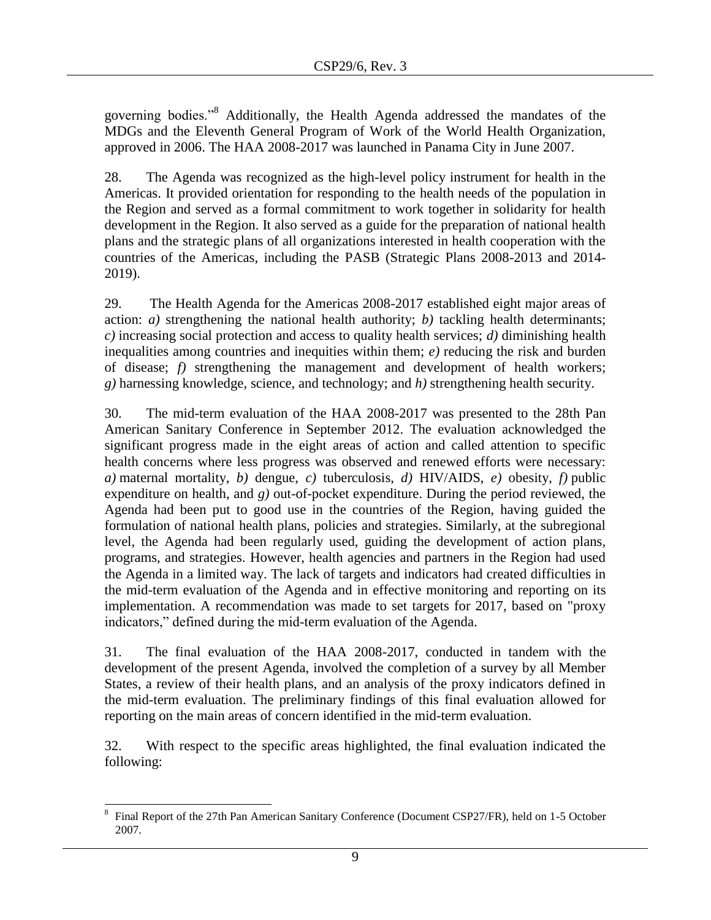governing bodies."[8] Additionally, the Health Agenda addressed the mandates of the MDGs and the Eleventh General Program of Work of the World Health Organization, approved in 2006. The HAA 2008-2017 was launched in Panama City in June 2007.

28. The Agenda was recognized as the high-level policy instrument for health in the Americas. It provided orientation for responding to the health needs of the population in the Region and served as a formal commitment to work together in solidarity for health development in the Region. It also served as a guide for the preparation of national health plans and the strategic plans of all organizations interested in health cooperation with the countries of the Americas, including the PASB (Strategic Plans 2008-2013 and 2014-2019).

29. The Health Agenda for the Americas 2008-2017 established eight major areas of action: *a)* strengthening the national health authority; *b)* tackling health determinants; *c)* increasing social protection and access to quality health services; *d)* diminishing health inequalities among countries and inequities within them; *e)* reducing the risk and burden of disease; *f)* strengthening the management and development of health workers; *g)* harnessing knowledge, science, and technology; and *h)* strengthening health security.

30. The mid-term evaluation of the HAA 2008-2017 was presented to the 28th Pan American Sanitary Conference in September 2012. The evaluation acknowledged the significant progress made in the eight areas of action and called attention to specific health concerns where less progress was observed and renewed efforts were necessary: *a)* maternal mortality, *b)* dengue, *c)* tuberculosis, *d)* HIV/AIDS, *e)* obesity, *f)* public expenditure on health, and *g)* out-of-pocket expenditure. During the period reviewed, the Agenda had been put to good use in the countries of the Region, having guided the formulation of national health plans, policies and strategies. Similarly, at the subregional level, the Agenda had been regularly used, guiding the development of action plans, programs, and strategies. However, health agencies and partners in the Region had used the Agenda in a limited way. The lack of targets and indicators had created difficulties in the mid-term evaluation of the Agenda and in effective monitoring and reporting on its implementation. A recommendation was made to set targets for 2017, based on "proxy indicators," defined during the mid-term evaluation of the Agenda.

31. The final evaluation of the HAA 2008-2017, conducted in tandem with the development of the present Agenda, involved the completion of a survey by all Member States, a review of their health plans, and an analysis of the proxy indicators defined in the mid-term evaluation. The preliminary findings of this final evaluation allowed for reporting on the main areas of concern identified in the mid-term evaluation.

32. With respect to the specific areas highlighted, the final evaluation indicated the following:

---

[8] Final Report of the 27th Pan American Sanitary Conference (Document CSP27/FR), held on 1-5 October 2007.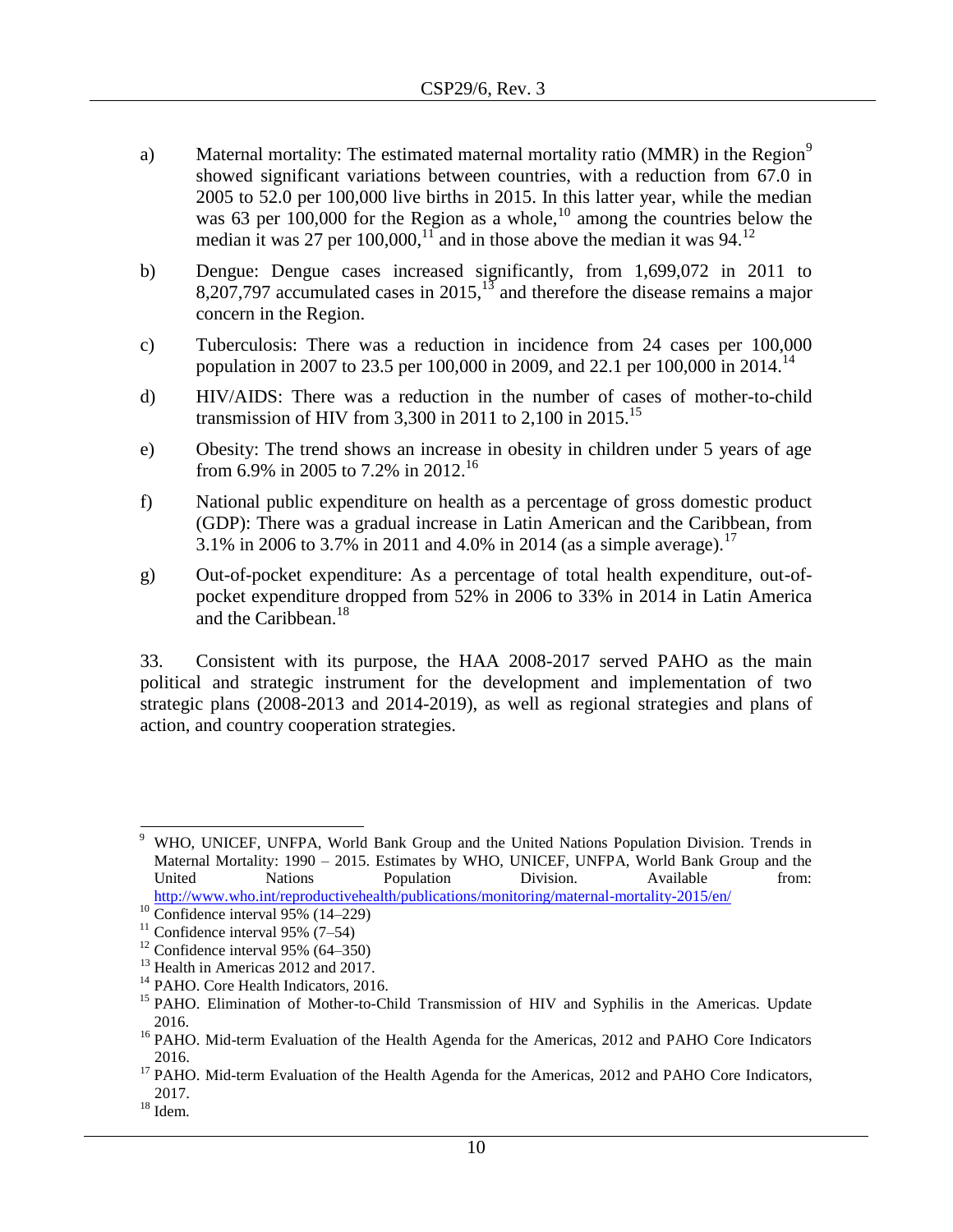a) Maternal mortality: The estimated maternal mortality ratio (MMR) in the Region[9] showed significant variations between countries, with a reduction from 67.0 in 2005 to 52.0 per 100,000 live births in 2015. In this latter year, while the median was 63 per 100,000 for the Region as a whole,[10] among the countries below the median it was 27 per 100,000,[11] and in those above the median it was 94.[12]

b) Dengue: Dengue cases increased significantly, from 1,699,072 in 2011 to 8,207,797 accumulated cases in 2015,[13] and therefore the disease remains a major concern in the Region.

c) Tuberculosis: There was a reduction in incidence from 24 cases per 100,000 population in 2007 to 23.5 per 100,000 in 2009, and 22.1 per 100,000 in 2014.[14]

d) HIV/AIDS: There was a reduction in the number of cases of mother-to-child transmission of HIV from 3,300 in 2011 to 2,100 in 2015.[15]

e) Obesity: The trend shows an increase in obesity in children under 5 years of age from 6.9% in 2005 to 7.2% in 2012.[16]

f) National public expenditure on health as a percentage of gross domestic product (GDP): There was a gradual increase in Latin American and the Caribbean, from 3.1% in 2006 to 3.7% in 2011 and 4.0% in 2014 (as a simple average).[17]

g) Out-of-pocket expenditure: As a percentage of total health expenditure, out-of-pocket expenditure dropped from 52% in 2006 to 33% in 2014 in Latin America and the Caribbean.[18]

33. Consistent with its purpose, the HAA 2008-2017 served PAHO as the main political and strategic instrument for the development and implementation of two strategic plans (2008-2013 and 2014-2019), as well as regional strategies and plans of action, and country cooperation strategies.

---

[9] WHO, UNICEF, UNFPA, World Bank Group and the United Nations Population Division. Trends in Maternal Mortality: 1990 – 2015. Estimates by WHO, UNICEF, UNFPA, World Bank Group and the United Nations Population Division. Available from: http://www.who.int/reproductivehealth/publications/monitoring/maternal-mortality-2015/en/

[10] Confidence interval 95% (14–229)

[11] Confidence interval 95% (7–54)

[12] Confidence interval 95% (64–350)

[13] Health in Americas 2012 and 2017.

[14] PAHO. Core Health Indicators, 2016.

[15] PAHO. Elimination of Mother-to-Child Transmission of HIV and Syphilis in the Americas. Update 2016.

[16] PAHO. Mid-term Evaluation of the Health Agenda for the Americas, 2012 and PAHO Core Indicators 2016.

[17] PAHO. Mid-term Evaluation of the Health Agenda for the Americas, 2012 and PAHO Core Indicators, 2017.

[18] Idem.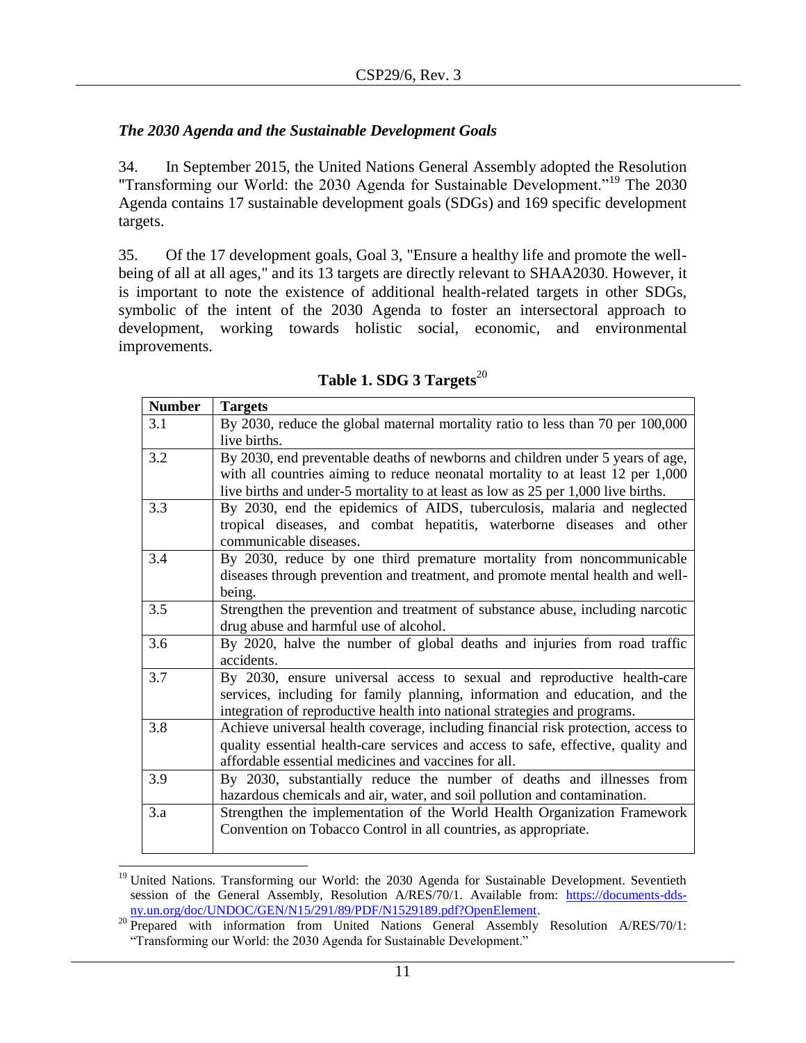*The 2030 Agenda and the Sustainable Development Goals*

34. In September 2015, the United Nations General Assembly adopted the Resolution "Transforming our World: the 2030 Agenda for Sustainable Development."[19] The 2030 Agenda contains 17 sustainable development goals (SDGs) and 169 specific development targets.

35. Of the 17 development goals, Goal 3, "Ensure a healthy life and promote the well-being of all at all ages," and its 13 targets are directly relevant to SHAA2030. However, it is important to note the existence of additional health-related targets in other SDGs, symbolic of the intent of the 2030 Agenda to foster an intersectoral approach to development, working towards holistic social, economic, and environmental improvements.

**Table 1. SDG 3 Targets**[20]

| Number | Targets |
|---|---|
| 3.1 | By 2030, reduce the global maternal mortality ratio to less than 70 per 100,000 live births. |
| 3.2 | By 2030, end preventable deaths of newborns and children under 5 years of age, with all countries aiming to reduce neonatal mortality to at least 12 per 1,000 live births and under-5 mortality to at least as low as 25 per 1,000 live births. |
| 3.3 | By 2030, end the epidemics of AIDS, tuberculosis, malaria and neglected tropical diseases, and combat hepatitis, waterborne diseases and other communicable diseases. |
| 3.4 | By 2030, reduce by one third premature mortality from noncommunicable diseases through prevention and treatment, and promote mental health and well-being. |
| 3.5 | Strengthen the prevention and treatment of substance abuse, including narcotic drug abuse and harmful use of alcohol. |
| 3.6 | By 2020, halve the number of global deaths and injuries from road traffic accidents. |
| 3.7 | By 2030, ensure universal access to sexual and reproductive health-care services, including for family planning, information and education, and the integration of reproductive health into national strategies and programs. |
| 3.8 | Achieve universal health coverage, including financial risk protection, access to quality essential health-care services and access to safe, effective, quality and affordable essential medicines and vaccines for all. |
| 3.9 | By 2030, substantially reduce the number of deaths and illnesses from hazardous chemicals and air, water, and soil pollution and contamination. |
| 3.a | Strengthen the implementation of the World Health Organization Framework Convention on Tobacco Control in all countries, as appropriate. |

[19] United Nations. Transforming our World: the 2030 Agenda for Sustainable Development. Seventieth session of the General Assembly, Resolution A/RES/70/1. Available from: https://documents-dds-ny.un.org/doc/UNDOC/GEN/N15/291/89/PDF/N1529189.pdf?OpenElement.

[20] Prepared with information from United Nations General Assembly Resolution A/RES/70/1: "Transforming our World: the 2030 Agenda for Sustainable Development."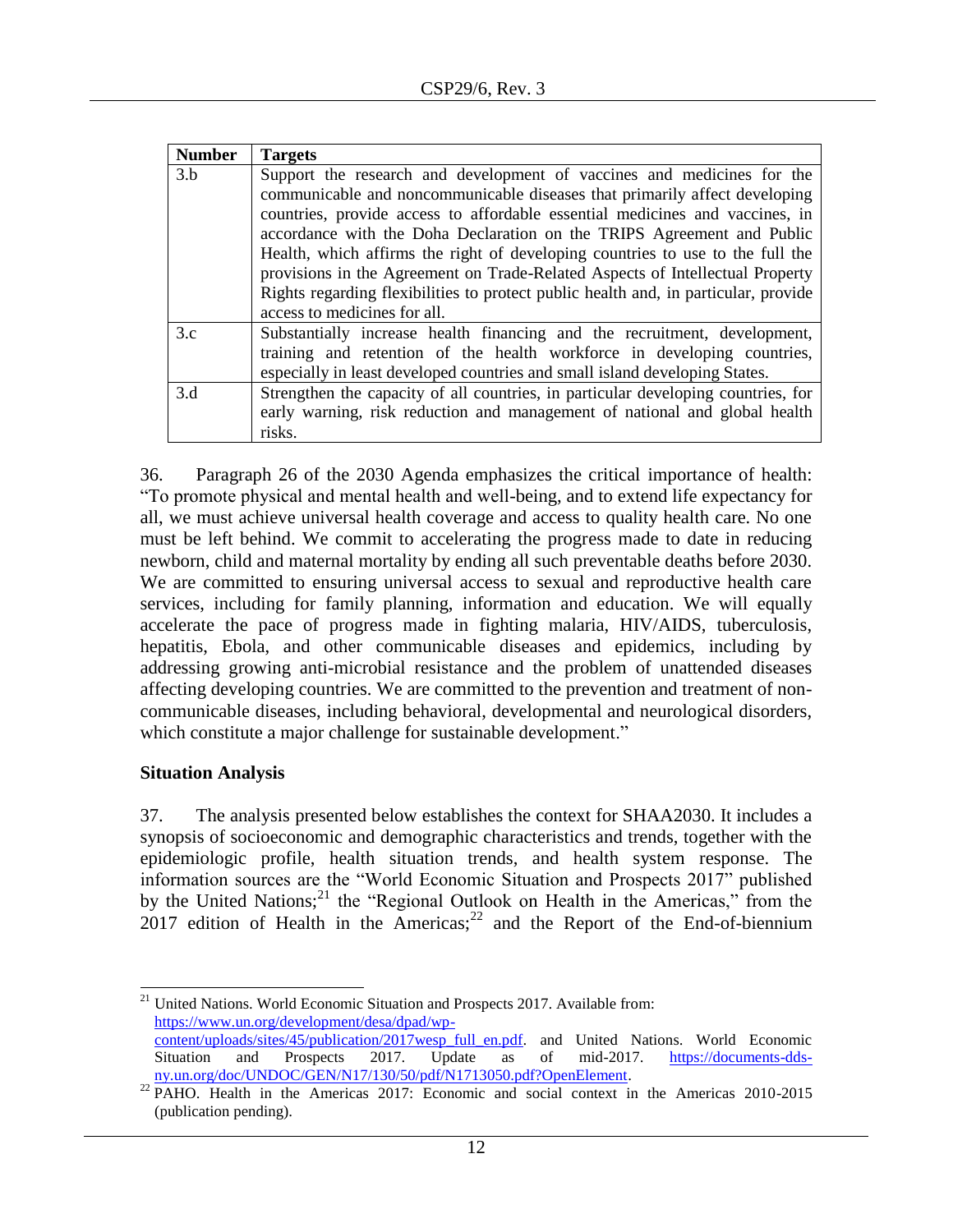| Number | Targets |
|---|---|
| 3.b | Support the research and development of vaccines and medicines for the communicable and noncommunicable diseases that primarily affect developing countries, provide access to affordable essential medicines and vaccines, in accordance with the Doha Declaration on the TRIPS Agreement and Public Health, which affirms the right of developing countries to use to the full the provisions in the Agreement on Trade-Related Aspects of Intellectual Property Rights regarding flexibilities to protect public health and, in particular, provide access to medicines for all. |
| 3.c | Substantially increase health financing and the recruitment, development, training and retention of the health workforce in developing countries, especially in least developed countries and small island developing States. |
| 3.d | Strengthen the capacity of all countries, in particular developing countries, for early warning, risk reduction and management of national and global health risks. |

36. Paragraph 26 of the 2030 Agenda emphasizes the critical importance of health: "To promote physical and mental health and well-being, and to extend life expectancy for all, we must achieve universal health coverage and access to quality health care. No one must be left behind. We commit to accelerating the progress made to date in reducing newborn, child and maternal mortality by ending all such preventable deaths before 2030. We are committed to ensuring universal access to sexual and reproductive health care services, including for family planning, information and education. We will equally accelerate the pace of progress made in fighting malaria, HIV/AIDS, tuberculosis, hepatitis, Ebola, and other communicable diseases and epidemics, including by addressing growing anti-microbial resistance and the problem of unattended diseases affecting developing countries. We are committed to the prevention and treatment of non-communicable diseases, including behavioral, developmental and neurological disorders, which constitute a major challenge for sustainable development."

## Situation Analysis

37. The analysis presented below establishes the context for SHAA2030. It includes a synopsis of socioeconomic and demographic characteristics and trends, together with the epidemiologic profile, health situation trends, and health system response. The information sources are the "World Economic Situation and Prospects 2017" published by the United Nations;[21] the "Regional Outlook on Health in the Americas," from the 2017 edition of Health in the Americas;[22] and the Report of the End-of-biennium

---

[21] United Nations. World Economic Situation and Prospects 2017. Available from: https://www.un.org/development/desa/dpad/wp-content/uploads/sites/45/publication/2017wesp_full_en.pdf. and United Nations. World Economic Situation and Prospects 2017. Update as of mid-2017. https://documents-dds-ny.un.org/doc/UNDOC/GEN/N17/130/50/pdf/N1713050.pdf?OpenElement.

[22] PAHO. Health in the Americas 2017: Economic and social context in the Americas 2010-2015 (publication pending).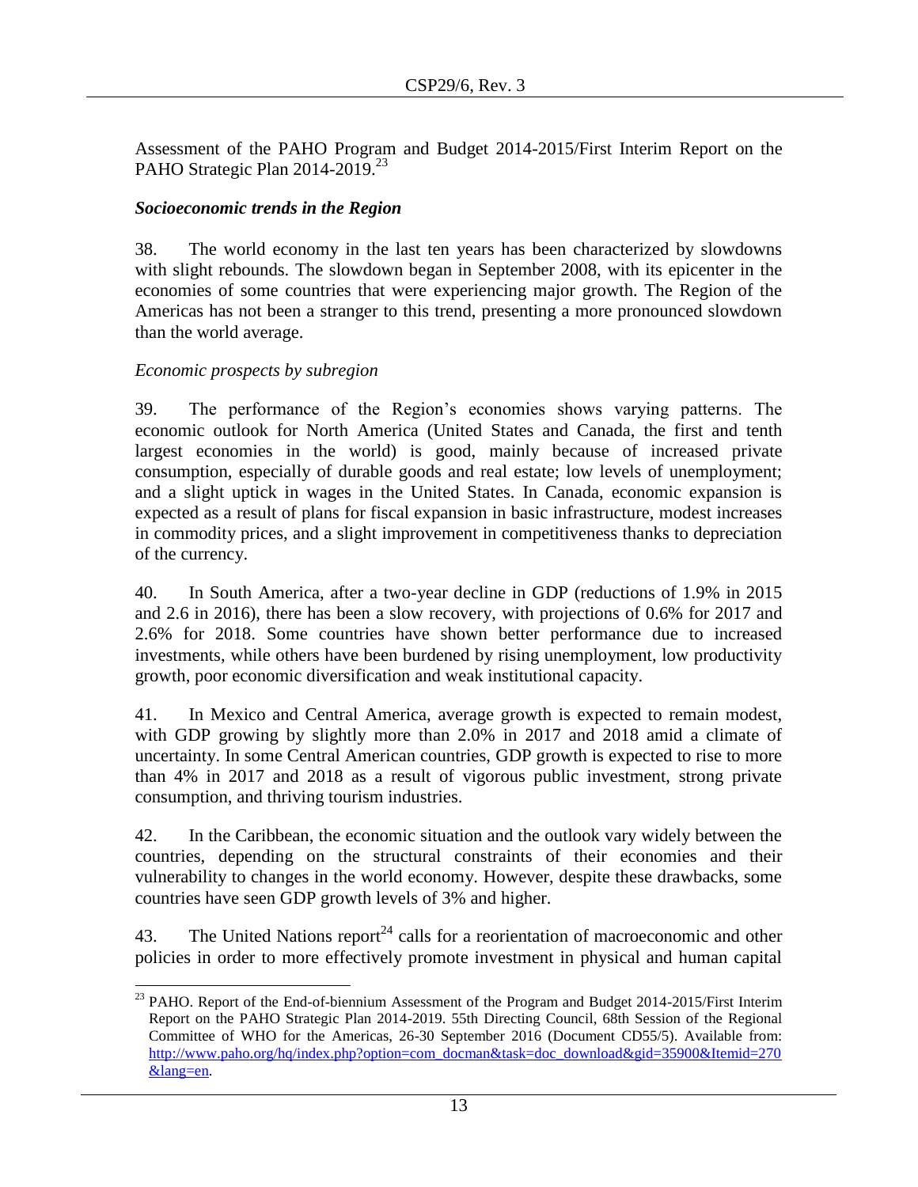Assessment of the PAHO Program and Budget 2014-2015/First Interim Report on the PAHO Strategic Plan 2014-2019.[23]

### *Socioeconomic trends in the Region*

38. The world economy in the last ten years has been characterized by slowdowns with slight rebounds. The slowdown began in September 2008, with its epicenter in the economies of some countries that were experiencing major growth. The Region of the Americas has not been a stranger to this trend, presenting a more pronounced slowdown than the world average.

*Economic prospects by subregion*

39. The performance of the Region's economies shows varying patterns. The economic outlook for North America (United States and Canada, the first and tenth largest economies in the world) is good, mainly because of increased private consumption, especially of durable goods and real estate; low levels of unemployment; and a slight uptick in wages in the United States. In Canada, economic expansion is expected as a result of plans for fiscal expansion in basic infrastructure, modest increases in commodity prices, and a slight improvement in competitiveness thanks to depreciation of the currency.

40. In South America, after a two-year decline in GDP (reductions of 1.9% in 2015 and 2.6 in 2016), there has been a slow recovery, with projections of 0.6% for 2017 and 2.6% for 2018. Some countries have shown better performance due to increased investments, while others have been burdened by rising unemployment, low productivity growth, poor economic diversification and weak institutional capacity.

41. In Mexico and Central America, average growth is expected to remain modest, with GDP growing by slightly more than 2.0% in 2017 and 2018 amid a climate of uncertainty. In some Central American countries, GDP growth is expected to rise to more than 4% in 2017 and 2018 as a result of vigorous public investment, strong private consumption, and thriving tourism industries.

42. In the Caribbean, the economic situation and the outlook vary widely between the countries, depending on the structural constraints of their economies and their vulnerability to changes in the world economy. However, despite these drawbacks, some countries have seen GDP growth levels of 3% and higher.

43. The United Nations report[24] calls for a reorientation of macroeconomic and other policies in order to more effectively promote investment in physical and human capital

---

[23] PAHO. Report of the End-of-biennium Assessment of the Program and Budget 2014-2015/First Interim Report on the PAHO Strategic Plan 2014-2019. 55th Directing Council, 68th Session of the Regional Committee of WHO for the Americas, 26-30 September 2016 (Document CD55/5). Available from: http://www.paho.org/hq/index.php?option=com_docman&task=doc_download&gid=35900&Itemid=270&lang=en.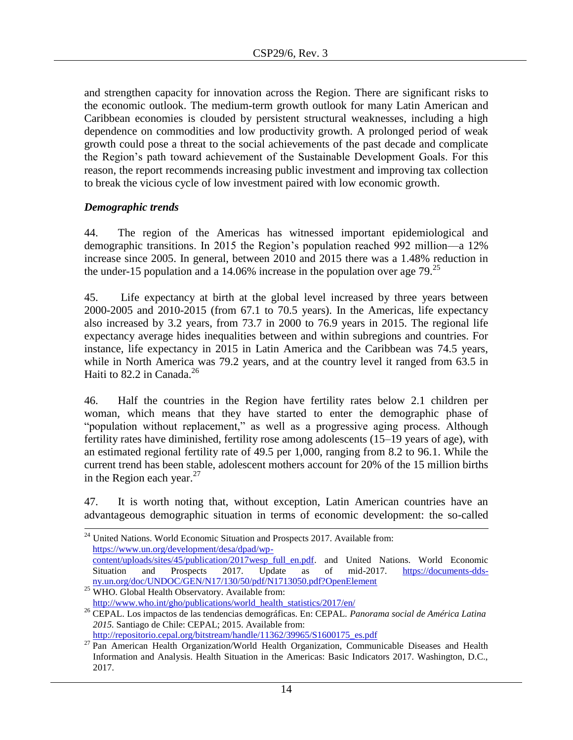and strengthen capacity for innovation across the Region. There are significant risks to the economic outlook. The medium-term growth outlook for many Latin American and Caribbean economies is clouded by persistent structural weaknesses, including a high dependence on commodities and low productivity growth. A prolonged period of weak growth could pose a threat to the social achievements of the past decade and complicate the Region's path toward achievement of the Sustainable Development Goals. For this reason, the report recommends increasing public investment and improving tax collection to break the vicious cycle of low investment paired with low economic growth.

### *Demographic trends*

44. The region of the Americas has witnessed important epidemiological and demographic transitions. In 2015 the Region's population reached 992 million—a 12% increase since 2005. In general, between 2010 and 2015 there was a 1.48% reduction in the under-15 population and a 14.06% increase in the population over age 79.[25]

45. Life expectancy at birth at the global level increased by three years between 2000-2005 and 2010-2015 (from 67.1 to 70.5 years). In the Americas, life expectancy also increased by 3.2 years, from 73.7 in 2000 to 76.9 years in 2015. The regional life expectancy average hides inequalities between and within subregions and countries. For instance, life expectancy in 2015 in Latin America and the Caribbean was 74.5 years, while in North America was 79.2 years, and at the country level it ranged from 63.5 in Haiti to 82.2 in Canada.[26]

46. Half the countries in the Region have fertility rates below 2.1 children per woman, which means that they have started to enter the demographic phase of "population without replacement," as well as a progressive aging process. Although fertility rates have diminished, fertility rose among adolescents (15–19 years of age), with an estimated regional fertility rate of 49.5 per 1,000, ranging from 8.2 to 96.1. While the current trend has been stable, adolescent mothers account for 20% of the 15 million births in the Region each year.[27]

47. It is worth noting that, without exception, Latin American countries have an advantageous demographic situation in terms of economic development: the so-called

---

[24] United Nations. World Economic Situation and Prospects 2017. Available from: https://www.un.org/development/desa/dpad/wp-content/uploads/sites/45/publication/2017wesp_full_en.pdf. and United Nations. World Economic Situation and Prospects 2017. Update as of mid-2017. https://documents-dds-ny.un.org/doc/UNDOC/GEN/N17/130/50/pdf/N1713050.pdf?OpenElement

[25] WHO. Global Health Observatory. Available from: http://www.who.int/gho/publications/world_health_statistics/2017/en/

[26] CEPAL. Los impactos de las tendencias demográficas. En: CEPAL. *Panorama social de América Latina 2015.* Santiago de Chile: CEPAL; 2015. Available from: http://repositorio.cepal.org/bitstream/handle/11362/39965/S1600175_es.pdf

[27] Pan American Health Organization/World Health Organization, Communicable Diseases and Health Information and Analysis. Health Situation in the Americas: Basic Indicators 2017. Washington, D.C., 2017.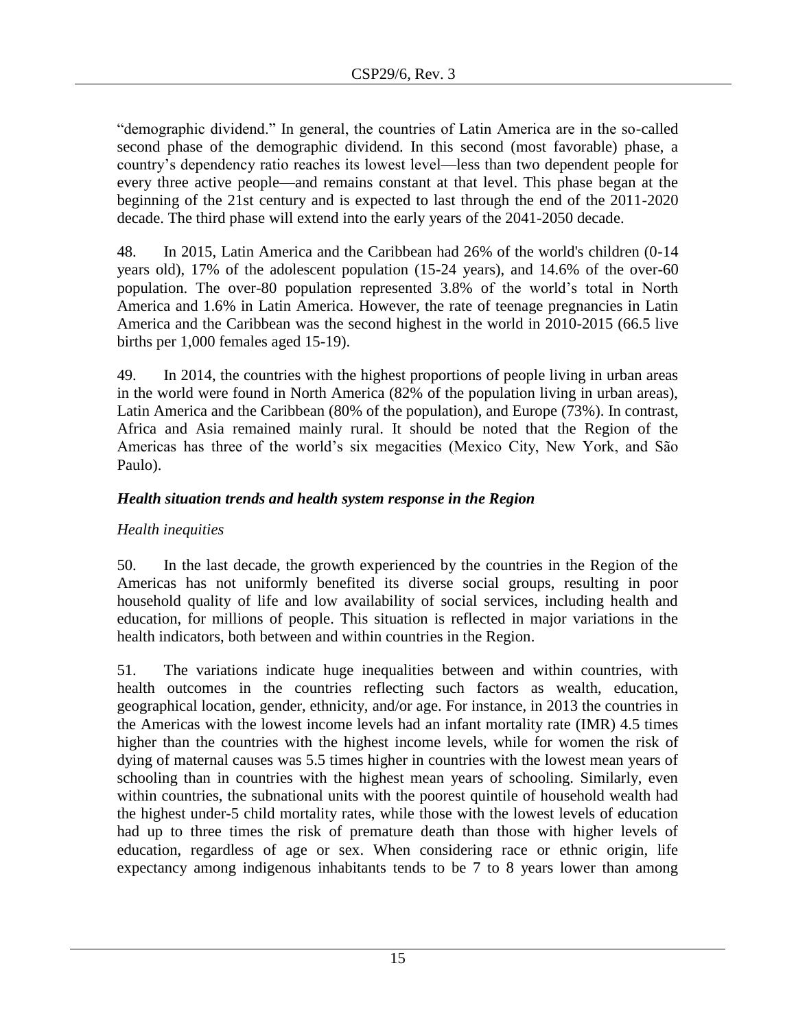"demographic dividend." In general, the countries of Latin America are in the so-called second phase of the demographic dividend. In this second (most favorable) phase, a country's dependency ratio reaches its lowest level—less than two dependent people for every three active people—and remains constant at that level. This phase began at the beginning of the 21st century and is expected to last through the end of the 2011-2020 decade. The third phase will extend into the early years of the 2041-2050 decade.

48. In 2015, Latin America and the Caribbean had 26% of the world's children (0-14 years old), 17% of the adolescent population (15-24 years), and 14.6% of the over-60 population. The over-80 population represented 3.8% of the world's total in North America and 1.6% in Latin America. However, the rate of teenage pregnancies in Latin America and the Caribbean was the second highest in the world in 2010-2015 (66.5 live births per 1,000 females aged 15-19).

49. In 2014, the countries with the highest proportions of people living in urban areas in the world were found in North America (82% of the population living in urban areas), Latin America and the Caribbean (80% of the population), and Europe (73%). In contrast, Africa and Asia remained mainly rural. It should be noted that the Region of the Americas has three of the world's six megacities (Mexico City, New York, and São Paulo).

### *Health situation trends and health system response in the Region*

#### *Health inequities*

50. In the last decade, the growth experienced by the countries in the Region of the Americas has not uniformly benefited its diverse social groups, resulting in poor household quality of life and low availability of social services, including health and education, for millions of people. This situation is reflected in major variations in the health indicators, both between and within countries in the Region.

51. The variations indicate huge inequalities between and within countries, with health outcomes in the countries reflecting such factors as wealth, education, geographical location, gender, ethnicity, and/or age. For instance, in 2013 the countries in the Americas with the lowest income levels had an infant mortality rate (IMR) 4.5 times higher than the countries with the highest income levels, while for women the risk of dying of maternal causes was 5.5 times higher in countries with the lowest mean years of schooling than in countries with the highest mean years of schooling. Similarly, even within countries, the subnational units with the poorest quintile of household wealth had the highest under-5 child mortality rates, while those with the lowest levels of education had up to three times the risk of premature death than those with higher levels of education, regardless of age or sex. When considering race or ethnic origin, life expectancy among indigenous inhabitants tends to be 7 to 8 years lower than among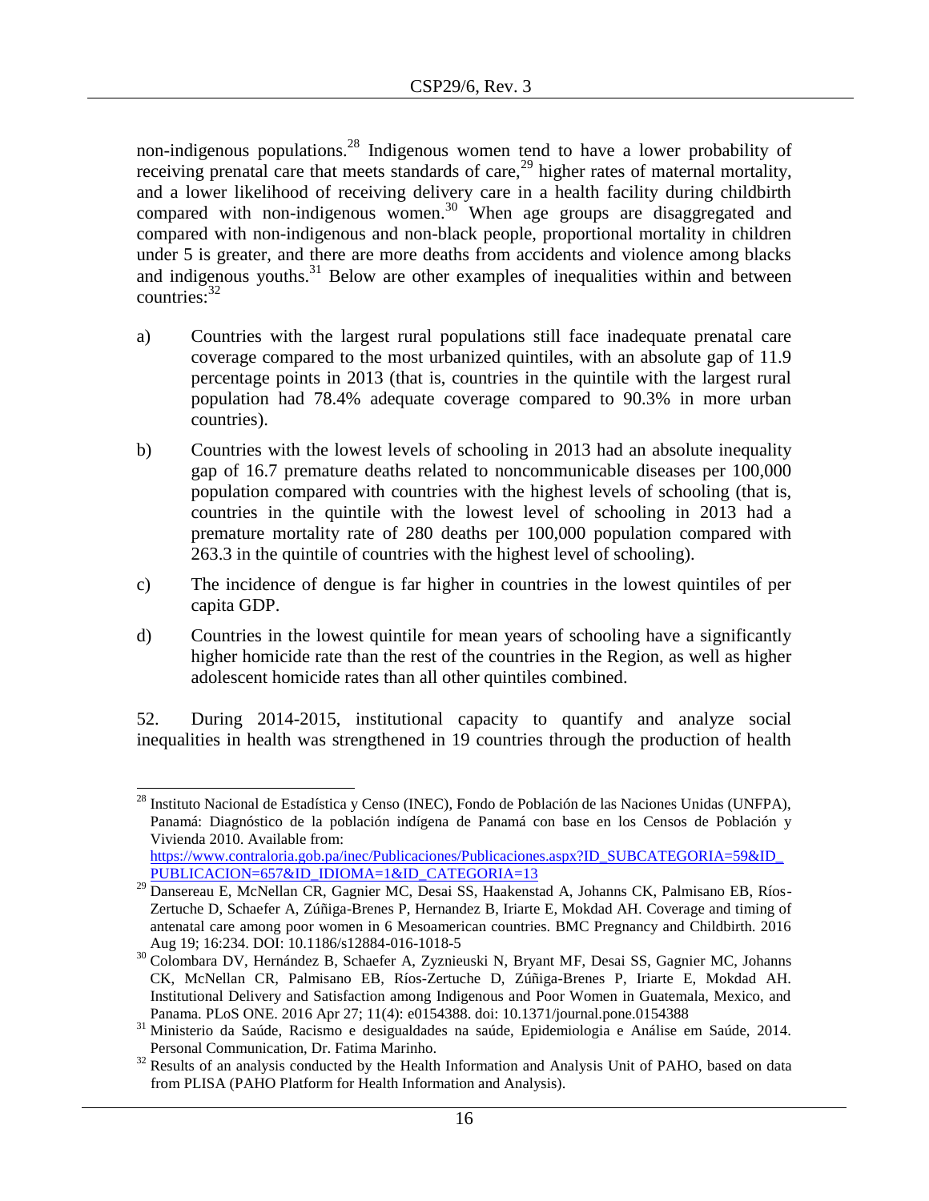non-indigenous populations.[28] Indigenous women tend to have a lower probability of receiving prenatal care that meets standards of care,[29] higher rates of maternal mortality, and a lower likelihood of receiving delivery care in a health facility during childbirth compared with non-indigenous women.[30] When age groups are disaggregated and compared with non-indigenous and non-black people, proportional mortality in children under 5 is greater, and there are more deaths from accidents and violence among blacks and indigenous youths.[31] Below are other examples of inequalities within and between countries:[32]

a) Countries with the largest rural populations still face inadequate prenatal care coverage compared to the most urbanized quintiles, with an absolute gap of 11.9 percentage points in 2013 (that is, countries in the quintile with the largest rural population had 78.4% adequate coverage compared to 90.3% in more urban countries).

b) Countries with the lowest levels of schooling in 2013 had an absolute inequality gap of 16.7 premature deaths related to noncommunicable diseases per 100,000 population compared with countries with the highest levels of schooling (that is, countries in the quintile with the lowest level of schooling in 2013 had a premature mortality rate of 280 deaths per 100,000 population compared with 263.3 in the quintile of countries with the highest level of schooling).

c) The incidence of dengue is far higher in countries in the lowest quintiles of per capita GDP.

d) Countries in the lowest quintile for mean years of schooling have a significantly higher homicide rate than the rest of the countries in the Region, as well as higher adolescent homicide rates than all other quintiles combined.

52. During 2014-2015, institutional capacity to quantify and analyze social inequalities in health was strengthened in 19 countries through the production of health

---

[28] Instituto Nacional de Estadística y Censo (INEC), Fondo de Población de las Naciones Unidas (UNFPA), Panamá: Diagnóstico de la población indígena de Panamá con base en los Censos de Población y Vivienda 2010. Available from: https://www.contraloria.gob.pa/inec/Publicaciones/Publicaciones.aspx?ID_SUBCATEGORIA=59&ID_PUBLICACION=657&ID_IDIOMA=1&ID_CATEGORIA=13

[29] Dansereau E, McNellan CR, Gagnier MC, Desai SS, Haakenstad A, Johanns CK, Palmisano EB, Ríos-Zertuche D, Schaefer A, Zúñiga-Brenes P, Hernandez B, Iriarte E, Mokdad AH. Coverage and timing of antenatal care among poor women in 6 Mesoamerican countries. BMC Pregnancy and Childbirth. 2016 Aug 19; 16:234. DOI: 10.1186/s12884-016-1018-5

[30] Colombara DV, Hernández B, Schaefer A, Zyznieuski N, Bryant MF, Desai SS, Gagnier MC, Johanns CK, McNellan CR, Palmisano EB, Ríos-Zertuche D, Zúñiga-Brenes P, Iriarte E, Mokdad AH. Institutional Delivery and Satisfaction among Indigenous and Poor Women in Guatemala, Mexico, and Panama. PLoS ONE. 2016 Apr 27; 11(4): e0154388. doi: 10.1371/journal.pone.0154388

[31] Ministerio da Saúde, Racismo e desigualdades na saúde, Epidemiologia e Análise em Saúde, 2014. Personal Communication, Dr. Fatima Marinho.

[32] Results of an analysis conducted by the Health Information and Analysis Unit of PAHO, based on data from PLISA (PAHO Platform for Health Information and Analysis).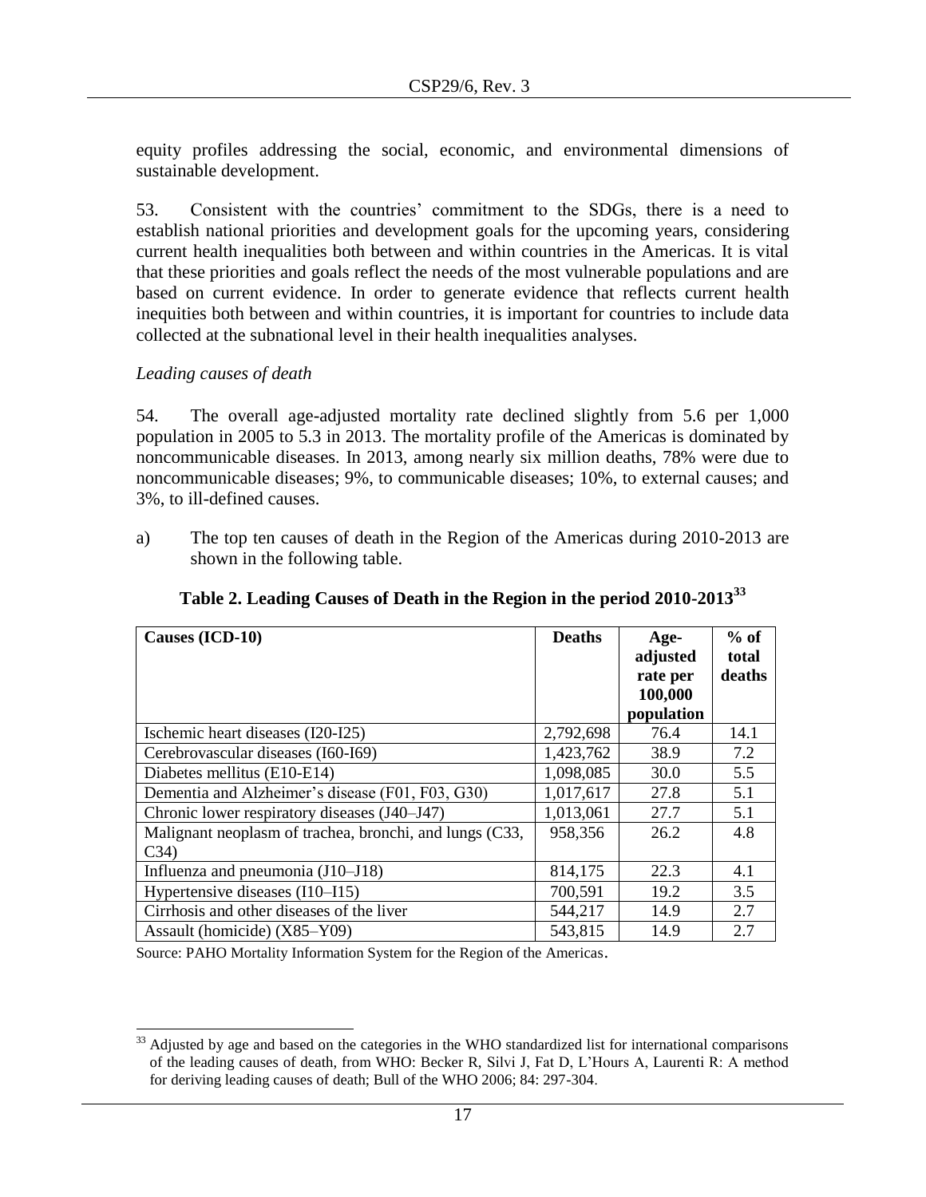equity profiles addressing the social, economic, and environmental dimensions of sustainable development.

53. Consistent with the countries' commitment to the SDGs, there is a need to establish national priorities and development goals for the upcoming years, considering current health inequalities both between and within countries in the Americas. It is vital that these priorities and goals reflect the needs of the most vulnerable populations and are based on current evidence. In order to generate evidence that reflects current health inequities both between and within countries, it is important for countries to include data collected at the subnational level in their health inequalities analyses.

*Leading causes of death*

54. The overall age-adjusted mortality rate declined slightly from 5.6 per 1,000 population in 2005 to 5.3 in 2013. The mortality profile of the Americas is dominated by noncommunicable diseases. In 2013, among nearly six million deaths, 78% were due to noncommunicable diseases; 9%, to communicable diseases; 10%, to external causes; and 3%, to ill-defined causes.

a) The top ten causes of death in the Region of the Americas during 2010-2013 are shown in the following table.

**Table 2. Leading Causes of Death in the Region in the period 2010-2013[33]**

| Causes (ICD-10) | Deaths | Age-adjusted rate per 100,000 population | % of total deaths |
|---|---|---|---|
| Ischemic heart diseases (I20-I25) | 2,792,698 | 76.4 | 14.1 |
| Cerebrovascular diseases (I60-I69) | 1,423,762 | 38.9 | 7.2 |
| Diabetes mellitus (E10-E14) | 1,098,085 | 30.0 | 5.5 |
| Dementia and Alzheimer's disease (F01, F03, G30) | 1,017,617 | 27.8 | 5.1 |
| Chronic lower respiratory diseases (J40–J47) | 1,013,061 | 27.7 | 5.1 |
| Malignant neoplasm of trachea, bronchi, and lungs (C33, C34) | 958,356 | 26.2 | 4.8 |
| Influenza and pneumonia (J10–J18) | 814,175 | 22.3 | 4.1 |
| Hypertensive diseases (I10–I15) | 700,591 | 19.2 | 3.5 |
| Cirrhosis and other diseases of the liver | 544,217 | 14.9 | 2.7 |
| Assault (homicide) (X85–Y09) | 543,815 | 14.9 | 2.7 |

Source: PAHO Mortality Information System for the Region of the Americas.

[33] Adjusted by age and based on the categories in the WHO standardized list for international comparisons of the leading causes of death, from WHO: Becker R, Silvi J, Fat D, L'Hours A, Laurenti R: A method for deriving leading causes of death; Bull of the WHO 2006; 84: 297-304.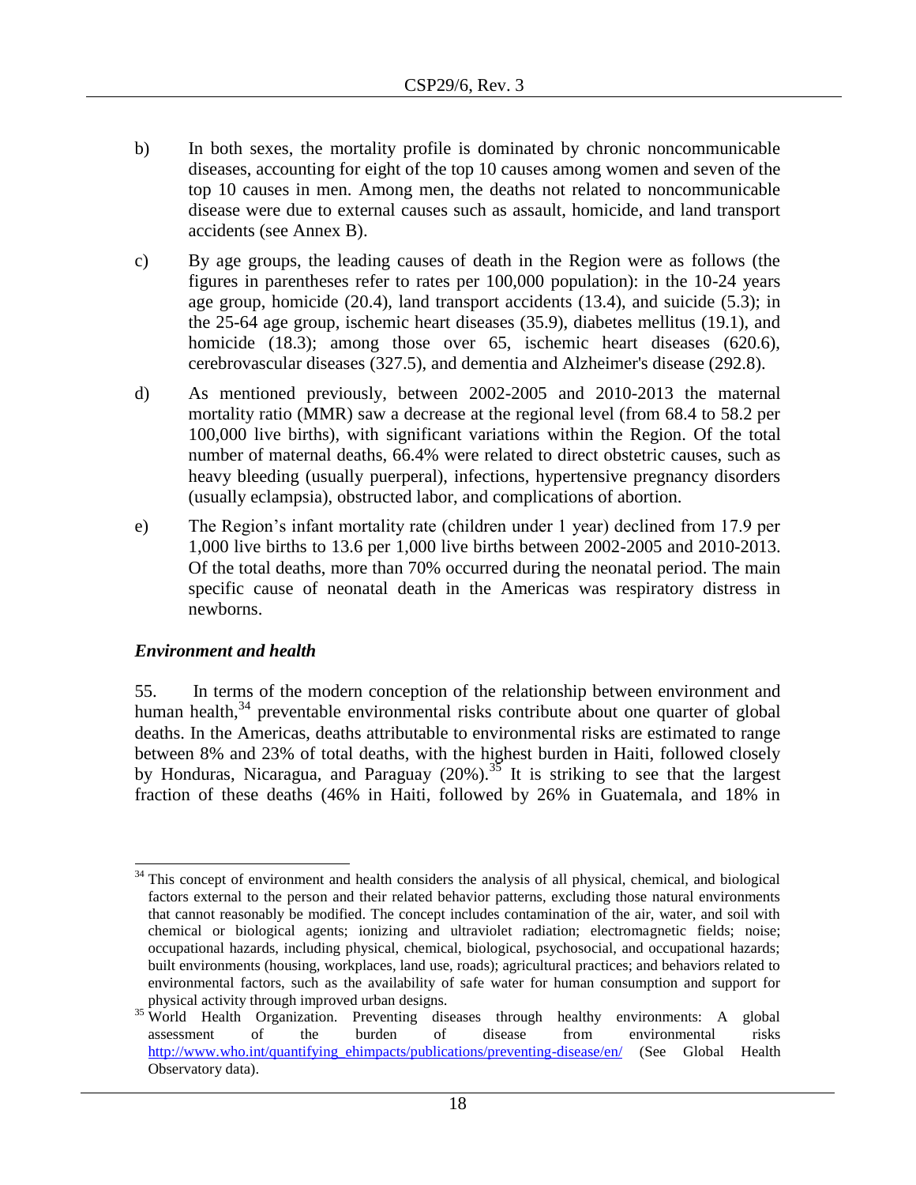b) In both sexes, the mortality profile is dominated by chronic noncommunicable diseases, accounting for eight of the top 10 causes among women and seven of the top 10 causes in men. Among men, the deaths not related to noncommunicable disease were due to external causes such as assault, homicide, and land transport accidents (see Annex B).

c) By age groups, the leading causes of death in the Region were as follows (the figures in parentheses refer to rates per 100,000 population): in the 10-24 years age group, homicide (20.4), land transport accidents (13.4), and suicide (5.3); in the 25-64 age group, ischemic heart diseases (35.9), diabetes mellitus (19.1), and homicide (18.3); among those over 65, ischemic heart diseases (620.6), cerebrovascular diseases (327.5), and dementia and Alzheimer's disease (292.8).

d) As mentioned previously, between 2002-2005 and 2010-2013 the maternal mortality ratio (MMR) saw a decrease at the regional level (from 68.4 to 58.2 per 100,000 live births), with significant variations within the Region. Of the total number of maternal deaths, 66.4% were related to direct obstetric causes, such as heavy bleeding (usually puerperal), infections, hypertensive pregnancy disorders (usually eclampsia), obstructed labor, and complications of abortion.

e) The Region's infant mortality rate (children under 1 year) declined from 17.9 per 1,000 live births to 13.6 per 1,000 live births between 2002-2005 and 2010-2013. Of the total deaths, more than 70% occurred during the neonatal period. The main specific cause of neonatal death in the Americas was respiratory distress in newborns.

### *Environment and health*

55. In terms of the modern conception of the relationship between environment and human health,[34] preventable environmental risks contribute about one quarter of global deaths. In the Americas, deaths attributable to environmental risks are estimated to range between 8% and 23% of total deaths, with the highest burden in Haiti, followed closely by Honduras, Nicaragua, and Paraguay (20%).[35] It is striking to see that the largest fraction of these deaths (46% in Haiti, followed by 26% in Guatemala, and 18% in

---

[34] This concept of environment and health considers the analysis of all physical, chemical, and biological factors external to the person and their related behavior patterns, excluding those natural environments that cannot reasonably be modified. The concept includes contamination of the air, water, and soil with chemical or biological agents; ionizing and ultraviolet radiation; electromagnetic fields; noise; occupational hazards, including physical, chemical, biological, psychosocial, and occupational hazards; built environments (housing, workplaces, land use, roads); agricultural practices; and behaviors related to environmental factors, such as the availability of safe water for human consumption and support for physical activity through improved urban designs.

[35] World Health Organization. Preventing diseases through healthy environments: A global assessment of the burden of disease from environmental risks http://www.who.int/quantifying_ehimpacts/publications/preventing-disease/en/ (See Global Health Observatory data).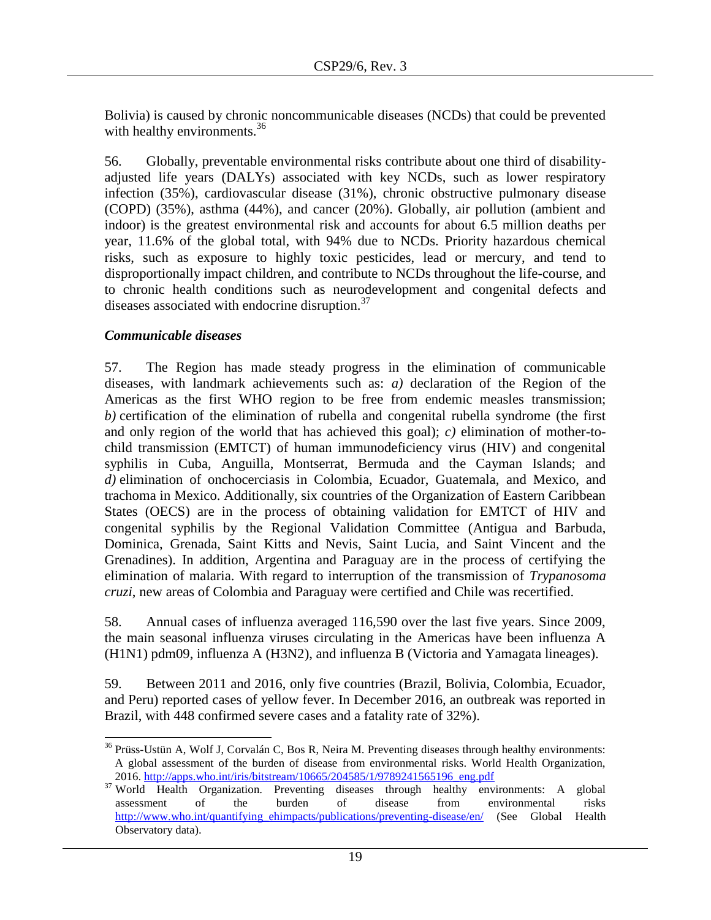Bolivia) is caused by chronic noncommunicable diseases (NCDs) that could be prevented with healthy environments.[36]

56. Globally, preventable environmental risks contribute about one third of disability-adjusted life years (DALYs) associated with key NCDs, such as lower respiratory infection (35%), cardiovascular disease (31%), chronic obstructive pulmonary disease (COPD) (35%), asthma (44%), and cancer (20%). Globally, air pollution (ambient and indoor) is the greatest environmental risk and accounts for about 6.5 million deaths per year, 11.6% of the global total, with 94% due to NCDs. Priority hazardous chemical risks, such as exposure to highly toxic pesticides, lead or mercury, and tend to disproportionally impact children, and contribute to NCDs throughout the life-course, and to chronic health conditions such as neurodevelopment and congenital defects and diseases associated with endocrine disruption.[37]

### *Communicable diseases*

57. The Region has made steady progress in the elimination of communicable diseases, with landmark achievements such as: *a)* declaration of the Region of the Americas as the first WHO region to be free from endemic measles transmission; *b)* certification of the elimination of rubella and congenital rubella syndrome (the first and only region of the world that has achieved this goal); *c)* elimination of mother-to-child transmission (EMTCT) of human immunodeficiency virus (HIV) and congenital syphilis in Cuba, Anguilla, Montserrat, Bermuda and the Cayman Islands; and *d)* elimination of onchocerciasis in Colombia, Ecuador, Guatemala, and Mexico, and trachoma in Mexico. Additionally, six countries of the Organization of Eastern Caribbean States (OECS) are in the process of obtaining validation for EMTCT of HIV and congenital syphilis by the Regional Validation Committee (Antigua and Barbuda, Dominica, Grenada, Saint Kitts and Nevis, Saint Lucia, and Saint Vincent and the Grenadines). In addition, Argentina and Paraguay are in the process of certifying the elimination of malaria. With regard to interruption of the transmission of *Trypanosoma cruzi*, new areas of Colombia and Paraguay were certified and Chile was recertified.

58. Annual cases of influenza averaged 116,590 over the last five years. Since 2009, the main seasonal influenza viruses circulating in the Americas have been influenza A (H1N1) pdm09, influenza A (H3N2), and influenza B (Victoria and Yamagata lineages).

59. Between 2011 and 2016, only five countries (Brazil, Bolivia, Colombia, Ecuador, and Peru) reported cases of yellow fever. In December 2016, an outbreak was reported in Brazil, with 448 confirmed severe cases and a fatality rate of 32%).

---

[36] Prüss-Ustün A, Wolf J, Corvalán C, Bos R, Neira M. Preventing diseases through healthy environments: A global assessment of the burden of disease from environmental risks. World Health Organization, 2016. http://apps.who.int/iris/bitstream/10665/204585/1/9789241565196_eng.pdf

[37] World Health Organization. Preventing diseases through healthy environments: A global assessment of the burden of disease from environmental risks http://www.who.int/quantifying_ehimpacts/publications/preventing-disease/en/ (See Global Health Observatory data).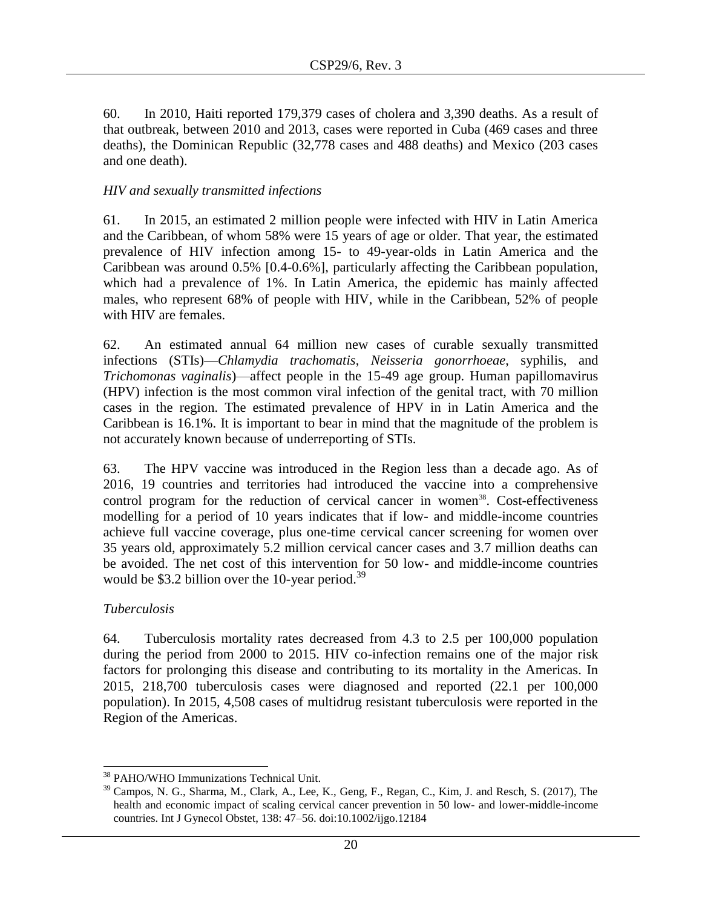60. In 2010, Haiti reported 179,379 cases of cholera and 3,390 deaths. As a result of that outbreak, between 2010 and 2013, cases were reported in Cuba (469 cases and three deaths), the Dominican Republic (32,778 cases and 488 deaths) and Mexico (203 cases and one death).

*HIV and sexually transmitted infections*

61. In 2015, an estimated 2 million people were infected with HIV in Latin America and the Caribbean, of whom 58% were 15 years of age or older. That year, the estimated prevalence of HIV infection among 15- to 49-year-olds in Latin America and the Caribbean was around 0.5% [0.4-0.6%], particularly affecting the Caribbean population, which had a prevalence of 1%. In Latin America, the epidemic has mainly affected males, who represent 68% of people with HIV, while in the Caribbean, 52% of people with HIV are females.

62. An estimated annual 64 million new cases of curable sexually transmitted infections (STIs)—*Chlamydia trachomatis*, *Neisseria gonorrhoeae*, syphilis, and *Trichomonas vaginalis*)—affect people in the 15-49 age group. Human papillomavirus (HPV) infection is the most common viral infection of the genital tract, with 70 million cases in the region. The estimated prevalence of HPV in in Latin America and the Caribbean is 16.1%. It is important to bear in mind that the magnitude of the problem is not accurately known because of underreporting of STIs.

63. The HPV vaccine was introduced in the Region less than a decade ago. As of 2016, 19 countries and territories had introduced the vaccine into a comprehensive control program for the reduction of cervical cancer in women[38]. Cost-effectiveness modelling for a period of 10 years indicates that if low- and middle-income countries achieve full vaccine coverage, plus one-time cervical cancer screening for women over 35 years old, approximately 5.2 million cervical cancer cases and 3.7 million deaths can be avoided. The net cost of this intervention for 50 low- and middle-income countries would be $3.2 billion over the 10-year period.[39]

*Tuberculosis*

64. Tuberculosis mortality rates decreased from 4.3 to 2.5 per 100,000 population during the period from 2000 to 2015. HIV co-infection remains one of the major risk factors for prolonging this disease and contributing to its mortality in the Americas. In 2015, 218,700 tuberculosis cases were diagnosed and reported (22.1 per 100,000 population). In 2015, 4,508 cases of multidrug resistant tuberculosis were reported in the Region of the Americas.

---

[38] PAHO/WHO Immunizations Technical Unit.

[39] Campos, N. G., Sharma, M., Clark, A., Lee, K., Geng, F., Regan, C., Kim, J. and Resch, S. (2017), The health and economic impact of scaling cervical cancer prevention in 50 low- and lower-middle-income countries. Int J Gynecol Obstet, 138: 47–56. doi:10.1002/ijgo.12184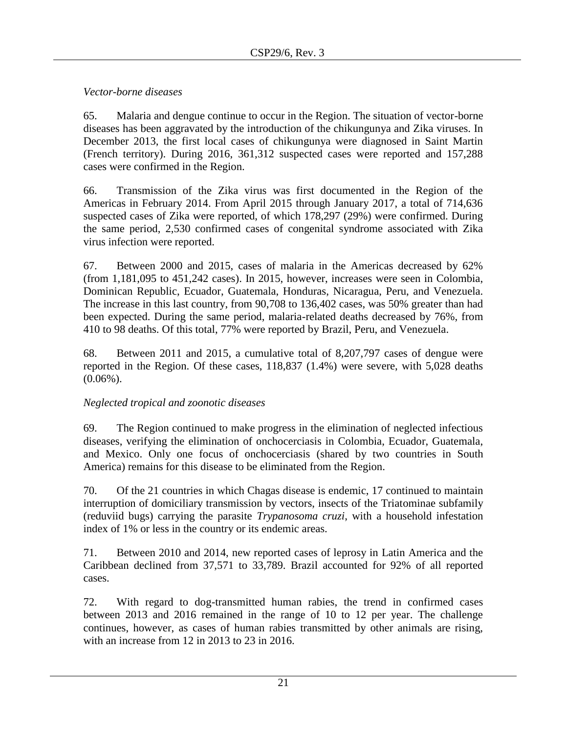*Vector-borne diseases*

65. Malaria and dengue continue to occur in the Region. The situation of vector-borne diseases has been aggravated by the introduction of the chikungunya and Zika viruses. In December 2013, the first local cases of chikungunya were diagnosed in Saint Martin (French territory). During 2016, 361,312 suspected cases were reported and 157,288 cases were confirmed in the Region.

66. Transmission of the Zika virus was first documented in the Region of the Americas in February 2014. From April 2015 through January 2017, a total of 714,636 suspected cases of Zika were reported, of which 178,297 (29%) were confirmed. During the same period, 2,530 confirmed cases of congenital syndrome associated with Zika virus infection were reported.

67. Between 2000 and 2015, cases of malaria in the Americas decreased by 62% (from 1,181,095 to 451,242 cases). In 2015, however, increases were seen in Colombia, Dominican Republic, Ecuador, Guatemala, Honduras, Nicaragua, Peru, and Venezuela. The increase in this last country, from 90,708 to 136,402 cases, was 50% greater than had been expected. During the same period, malaria-related deaths decreased by 76%, from 410 to 98 deaths. Of this total, 77% were reported by Brazil, Peru, and Venezuela.

68. Between 2011 and 2015, a cumulative total of 8,207,797 cases of dengue were reported in the Region. Of these cases, 118,837 (1.4%) were severe, with 5,028 deaths (0.06%).

*Neglected tropical and zoonotic diseases*

69. The Region continued to make progress in the elimination of neglected infectious diseases, verifying the elimination of onchocerciasis in Colombia, Ecuador, Guatemala, and Mexico. Only one focus of onchocerciasis (shared by two countries in South America) remains for this disease to be eliminated from the Region.

70. Of the 21 countries in which Chagas disease is endemic, 17 continued to maintain interruption of domiciliary transmission by vectors, insects of the Triatominae subfamily (reduviid bugs) carrying the parasite *Trypanosoma cruzi*, with a household infestation index of 1% or less in the country or its endemic areas.

71. Between 2010 and 2014, new reported cases of leprosy in Latin America and the Caribbean declined from 37,571 to 33,789. Brazil accounted for 92% of all reported cases.

72. With regard to dog-transmitted human rabies, the trend in confirmed cases between 2013 and 2016 remained in the range of 10 to 12 per year. The challenge continues, however, as cases of human rabies transmitted by other animals are rising, with an increase from 12 in 2013 to 23 in 2016.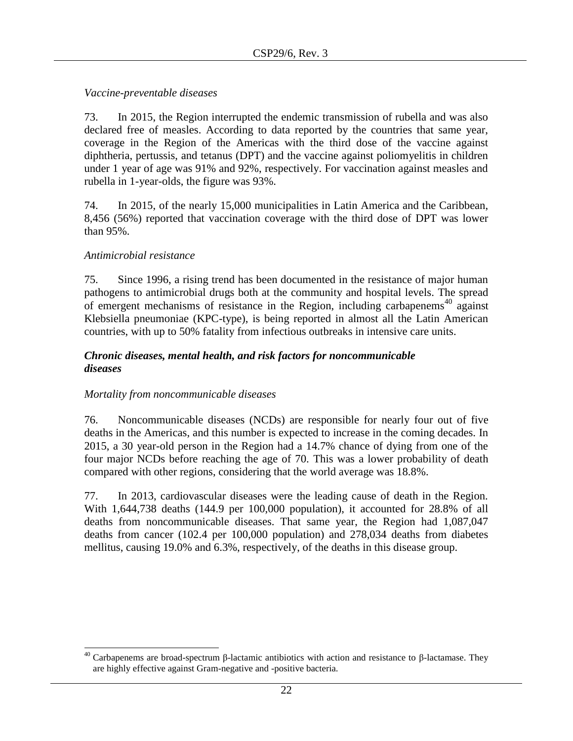*Vaccine-preventable diseases*

73. In 2015, the Region interrupted the endemic transmission of rubella and was also declared free of measles. According to data reported by the countries that same year, coverage in the Region of the Americas with the third dose of the vaccine against diphtheria, pertussis, and tetanus (DPT) and the vaccine against poliomyelitis in children under 1 year of age was 91% and 92%, respectively. For vaccination against measles and rubella in 1-year-olds, the figure was 93%.

74. In 2015, of the nearly 15,000 municipalities in Latin America and the Caribbean, 8,456 (56%) reported that vaccination coverage with the third dose of DPT was lower than 95%.

*Antimicrobial resistance*

75. Since 1996, a rising trend has been documented in the resistance of major human pathogens to antimicrobial drugs both at the community and hospital levels. The spread of emergent mechanisms of resistance in the Region, including carbapenems[40] against Klebsiella pneumoniae (KPC-type), is being reported in almost all the Latin American countries, with up to 50% fatality from infectious outbreaks in intensive care units.

***Chronic diseases, mental health, and risk factors for noncommunicable diseases***

*Mortality from noncommunicable diseases*

76. Noncommunicable diseases (NCDs) are responsible for nearly four out of five deaths in the Americas, and this number is expected to increase in the coming decades. In 2015, a 30 year-old person in the Region had a 14.7% chance of dying from one of the four major NCDs before reaching the age of 70. This was a lower probability of death compared with other regions, considering that the world average was 18.8%.

77. In 2013, cardiovascular diseases were the leading cause of death in the Region. With 1,644,738 deaths (144.9 per 100,000 population), it accounted for 28.8% of all deaths from noncommunicable diseases. That same year, the Region had 1,087,047 deaths from cancer (102.4 per 100,000 population) and 278,034 deaths from diabetes mellitus, causing 19.0% and 6.3%, respectively, of the deaths in this disease group.

---

[40] Carbapenems are broad-spectrum β-lactamic antibiotics with action and resistance to β-lactamase. They are highly effective against Gram-negative and -positive bacteria.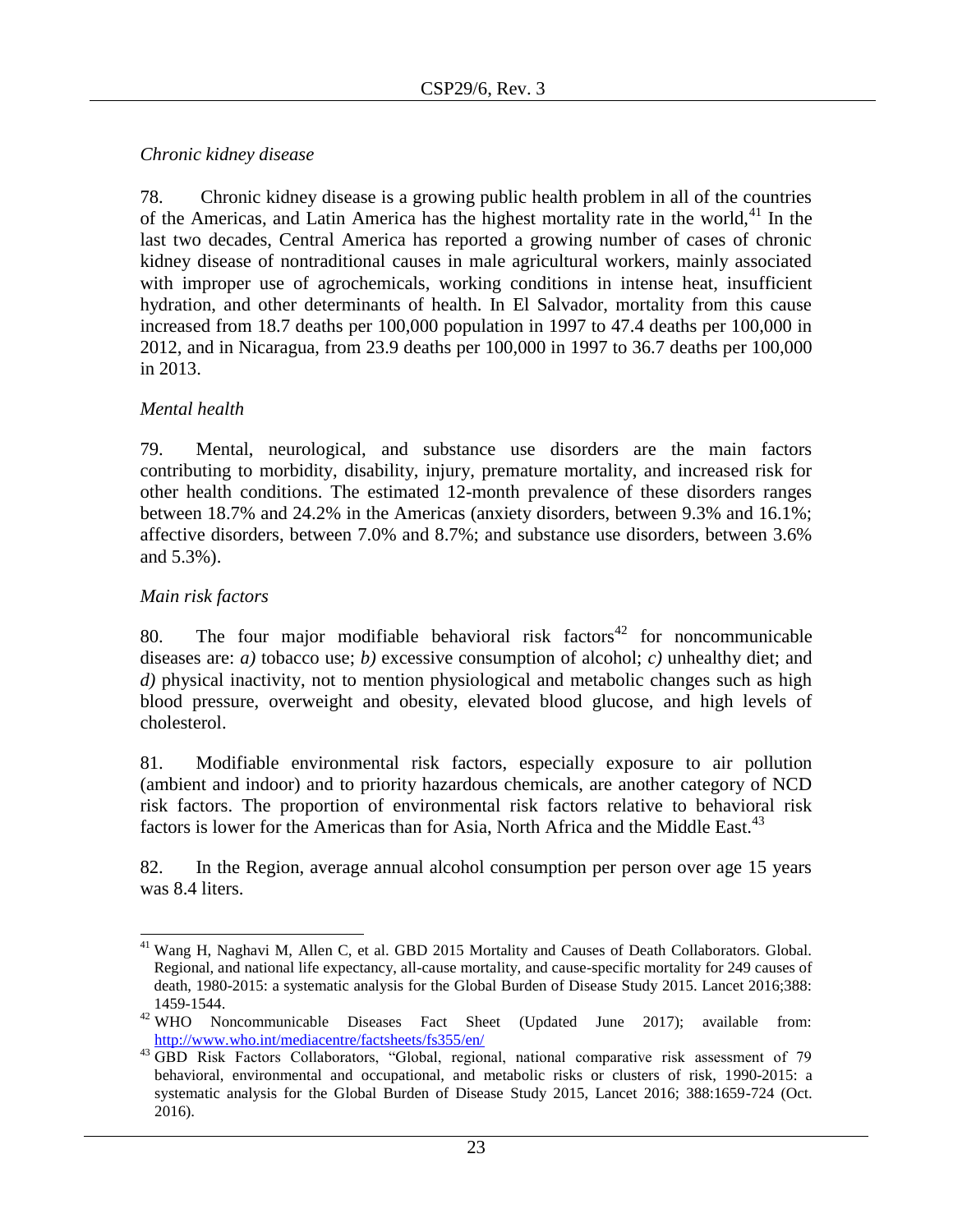*Chronic kidney disease*

78. Chronic kidney disease is a growing public health problem in all of the countries of the Americas, and Latin America has the highest mortality rate in the world,[41] In the last two decades, Central America has reported a growing number of cases of chronic kidney disease of nontraditional causes in male agricultural workers, mainly associated with improper use of agrochemicals, working conditions in intense heat, insufficient hydration, and other determinants of health. In El Salvador, mortality from this cause increased from 18.7 deaths per 100,000 population in 1997 to 47.4 deaths per 100,000 in 2012, and in Nicaragua, from 23.9 deaths per 100,000 in 1997 to 36.7 deaths per 100,000 in 2013.

*Mental health*

79. Mental, neurological, and substance use disorders are the main factors contributing to morbidity, disability, injury, premature mortality, and increased risk for other health conditions. The estimated 12-month prevalence of these disorders ranges between 18.7% and 24.2% in the Americas (anxiety disorders, between 9.3% and 16.1%; affective disorders, between 7.0% and 8.7%; and substance use disorders, between 3.6% and 5.3%).

*Main risk factors*

80. The four major modifiable behavioral risk factors[42] for noncommunicable diseases are: *a)* tobacco use; *b)* excessive consumption of alcohol; *c)* unhealthy diet; and *d)* physical inactivity, not to mention physiological and metabolic changes such as high blood pressure, overweight and obesity, elevated blood glucose, and high levels of cholesterol.

81. Modifiable environmental risk factors, especially exposure to air pollution (ambient and indoor) and to priority hazardous chemicals, are another category of NCD risk factors. The proportion of environmental risk factors relative to behavioral risk factors is lower for the Americas than for Asia, North Africa and the Middle East.[43]

82. In the Region, average annual alcohol consumption per person over age 15 years was 8.4 liters.

---

[41] Wang H, Naghavi M, Allen C, et al. GBD 2015 Mortality and Causes of Death Collaborators. Global. Regional, and national life expectancy, all-cause mortality, and cause-specific mortality for 249 causes of death, 1980-2015: a systematic analysis for the Global Burden of Disease Study 2015. Lancet 2016;388: 1459-1544.

[42] WHO Noncommunicable Diseases Fact Sheet (Updated June 2017); available from: http://www.who.int/mediacentre/factsheets/fs355/en/

[43] GBD Risk Factors Collaborators, "Global, regional, national comparative risk assessment of 79 behavioral, environmental and occupational, and metabolic risks or clusters of risk, 1990-2015: a systematic analysis for the Global Burden of Disease Study 2015, Lancet 2016; 388:1659-724 (Oct. 2016).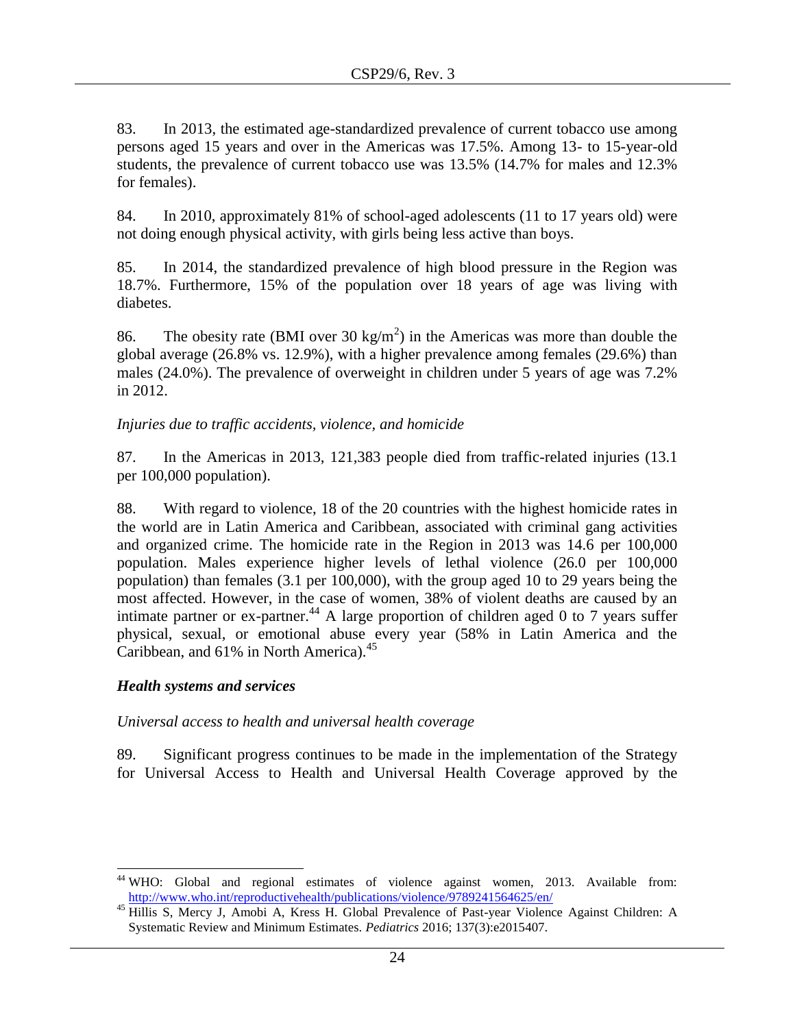83. In 2013, the estimated age-standardized prevalence of current tobacco use among persons aged 15 years and over in the Americas was 17.5%. Among 13- to 15-year-old students, the prevalence of current tobacco use was 13.5% (14.7% for males and 12.3% for females).

84. In 2010, approximately 81% of school-aged adolescents (11 to 17 years old) were not doing enough physical activity, with girls being less active than boys.

85. In 2014, the standardized prevalence of high blood pressure in the Region was 18.7%. Furthermore, 15% of the population over 18 years of age was living with diabetes.

86. The obesity rate (BMI over 30 $kg/m^2$) in the Americas was more than double the global average (26.8% vs. 12.9%), with a higher prevalence among females (29.6%) than males (24.0%). The prevalence of overweight in children under 5 years of age was 7.2% in 2012.

*Injuries due to traffic accidents, violence, and homicide*

87. In the Americas in 2013, 121,383 people died from traffic-related injuries (13.1 per 100,000 population).

88. With regard to violence, 18 of the 20 countries with the highest homicide rates in the world are in Latin America and Caribbean, associated with criminal gang activities and organized crime. The homicide rate in the Region in 2013 was 14.6 per 100,000 population. Males experience higher levels of lethal violence (26.0 per 100,000 population) than females (3.1 per 100,000), with the group aged 10 to 29 years being the most affected. However, in the case of women, 38% of violent deaths are caused by an intimate partner or ex-partner.[44] A large proportion of children aged 0 to 7 years suffer physical, sexual, or emotional abuse every year (58% in Latin America and the Caribbean, and 61% in North America).[45]

### *Health systems and services*

*Universal access to health and universal health coverage*

89. Significant progress continues to be made in the implementation of the Strategy for Universal Access to Health and Universal Health Coverage approved by the

---

[44] WHO: Global and regional estimates of violence against women, 2013. Available from: http://www.who.int/reproductivehealth/publications/violence/9789241564625/en/

[45] Hillis S, Mercy J, Amobi A, Kress H. Global Prevalence of Past-year Violence Against Children: A Systematic Review and Minimum Estimates. *Pediatrics* 2016; 137(3):e2015407.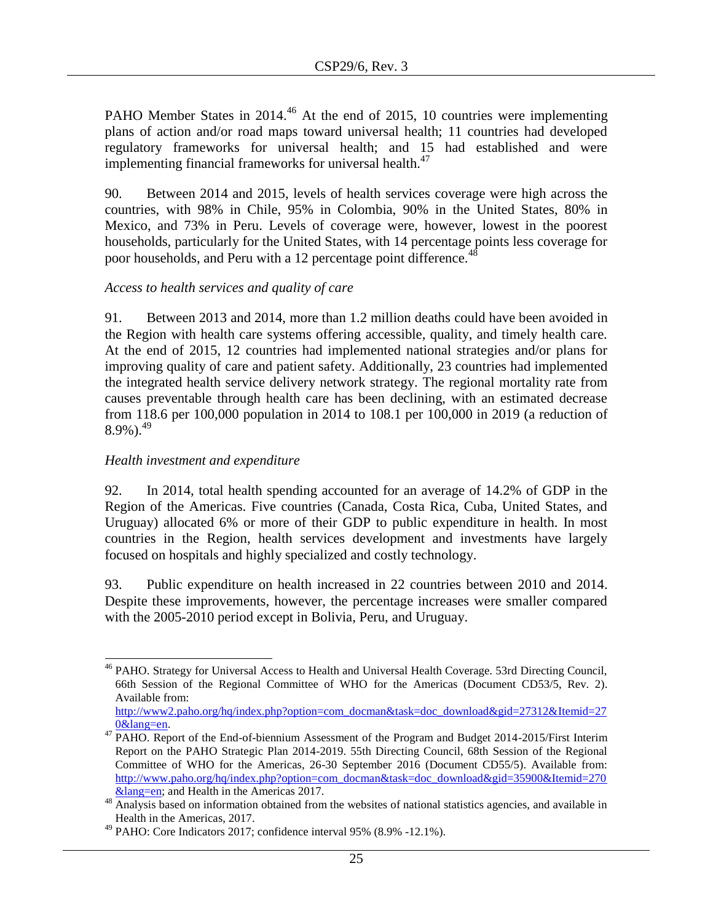PAHO Member States in 2014.[46] At the end of 2015, 10 countries were implementing plans of action and/or road maps toward universal health; 11 countries had developed regulatory frameworks for universal health; and 15 had established and were implementing financial frameworks for universal health.[47]

90. Between 2014 and 2015, levels of health services coverage were high across the countries, with 98% in Chile, 95% in Colombia, 90% in the United States, 80% in Mexico, and 73% in Peru. Levels of coverage were, however, lowest in the poorest households, particularly for the United States, with 14 percentage points less coverage for poor households, and Peru with a 12 percentage point difference.[48]

*Access to health services and quality of care*

91. Between 2013 and 2014, more than 1.2 million deaths could have been avoided in the Region with health care systems offering accessible, quality, and timely health care. At the end of 2015, 12 countries had implemented national strategies and/or plans for improving quality of care and patient safety. Additionally, 23 countries had implemented the integrated health service delivery network strategy. The regional mortality rate from causes preventable through health care has been declining, with an estimated decrease from 118.6 per 100,000 population in 2014 to 108.1 per 100,000 in 2019 (a reduction of 8.9%).[49]

*Health investment and expenditure*

92. In 2014, total health spending accounted for an average of 14.2% of GDP in the Region of the Americas. Five countries (Canada, Costa Rica, Cuba, United States, and Uruguay) allocated 6% or more of their GDP to public expenditure in health. In most countries in the Region, health services development and investments have largely focused on hospitals and highly specialized and costly technology.

93. Public expenditure on health increased in 22 countries between 2010 and 2014. Despite these improvements, however, the percentage increases were smaller compared with the 2005-2010 period except in Bolivia, Peru, and Uruguay.

---

[46] PAHO. Strategy for Universal Access to Health and Universal Health Coverage. 53rd Directing Council, 66th Session of the Regional Committee of WHO for the Americas (Document CD53/5, Rev. 2). Available from: http://www2.paho.org/hq/index.php?option=com_docman&task=doc_download&gid=27312&Itemid=270&lang=en.

[47] PAHO. Report of the End-of-biennium Assessment of the Program and Budget 2014-2015/First Interim Report on the PAHO Strategic Plan 2014-2019. 55th Directing Council, 68th Session of the Regional Committee of WHO for the Americas, 26-30 September 2016 (Document CD55/5). Available from: http://www.paho.org/hq/index.php?option=com_docman&task=doc_download&gid=35900&Itemid=270&lang=en; and Health in the Americas 2017.

[48] Analysis based on information obtained from the websites of national statistics agencies, and available in Health in the Americas, 2017.

[49] PAHO: Core Indicators 2017; confidence interval 95% (8.9% -12.1%).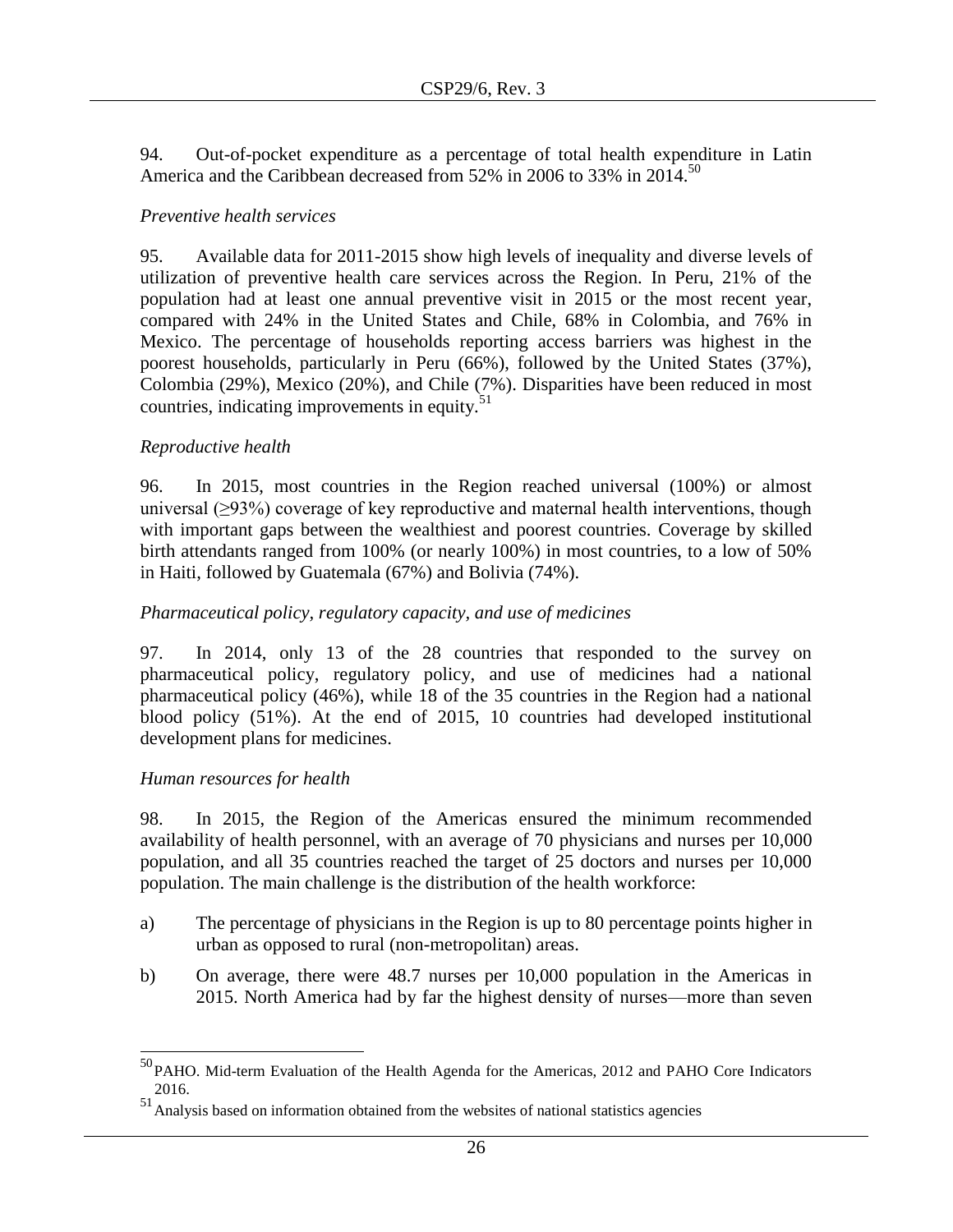94. Out-of-pocket expenditure as a percentage of total health expenditure in Latin America and the Caribbean decreased from 52% in 2006 to 33% in 2014.[50]

*Preventive health services*

95. Available data for 2011-2015 show high levels of inequality and diverse levels of utilization of preventive health care services across the Region. In Peru, 21% of the population had at least one annual preventive visit in 2015 or the most recent year, compared with 24% in the United States and Chile, 68% in Colombia, and 76% in Mexico. The percentage of households reporting access barriers was highest in the poorest households, particularly in Peru (66%), followed by the United States (37%), Colombia (29%), Mexico (20%), and Chile (7%). Disparities have been reduced in most countries, indicating improvements in equity.[51]

*Reproductive health*

96. In 2015, most countries in the Region reached universal (100%) or almost universal (≥93%) coverage of key reproductive and maternal health interventions, though with important gaps between the wealthiest and poorest countries. Coverage by skilled birth attendants ranged from 100% (or nearly 100%) in most countries, to a low of 50% in Haiti, followed by Guatemala (67%) and Bolivia (74%).

*Pharmaceutical policy, regulatory capacity, and use of medicines*

97. In 2014, only 13 of the 28 countries that responded to the survey on pharmaceutical policy, regulatory policy, and use of medicines had a national pharmaceutical policy (46%), while 18 of the 35 countries in the Region had a national blood policy (51%). At the end of 2015, 10 countries had developed institutional development plans for medicines.

*Human resources for health*

98. In 2015, the Region of the Americas ensured the minimum recommended availability of health personnel, with an average of 70 physicians and nurses per 10,000 population, and all 35 countries reached the target of 25 doctors and nurses per 10,000 population. The main challenge is the distribution of the health workforce:

a) The percentage of physicians in the Region is up to 80 percentage points higher in urban as opposed to rural (non-metropolitan) areas.

b) On average, there were 48.7 nurses per 10,000 population in the Americas in 2015. North America had by far the highest density of nurses—more than seven

---

[50] PAHO. Mid-term Evaluation of the Health Agenda for the Americas, 2012 and PAHO Core Indicators 2016.

[51] Analysis based on information obtained from the websites of national statistics agencies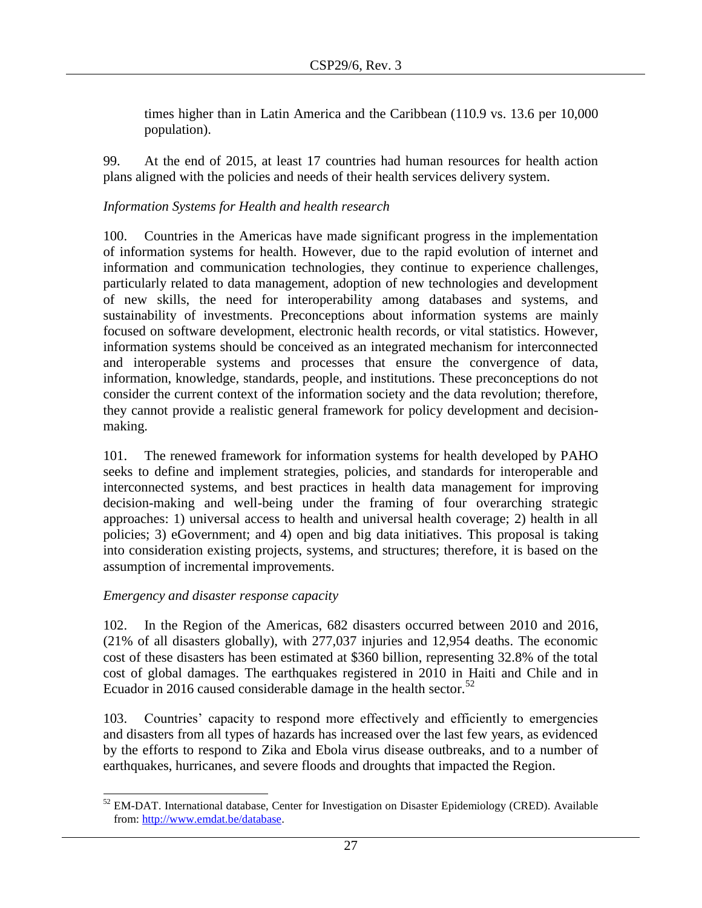times higher than in Latin America and the Caribbean (110.9 vs. 13.6 per 10,000 population).

99. At the end of 2015, at least 17 countries had human resources for health action plans aligned with the policies and needs of their health services delivery system.

*Information Systems for Health and health research*

100. Countries in the Americas have made significant progress in the implementation of information systems for health. However, due to the rapid evolution of internet and information and communication technologies, they continue to experience challenges, particularly related to data management, adoption of new technologies and development of new skills, the need for interoperability among databases and systems, and sustainability of investments. Preconceptions about information systems are mainly focused on software development, electronic health records, or vital statistics. However, information systems should be conceived as an integrated mechanism for interconnected and interoperable systems and processes that ensure the convergence of data, information, knowledge, standards, people, and institutions. These preconceptions do not consider the current context of the information society and the data revolution; therefore, they cannot provide a realistic general framework for policy development and decision-making.

101. The renewed framework for information systems for health developed by PAHO seeks to define and implement strategies, policies, and standards for interoperable and interconnected systems, and best practices in health data management for improving decision-making and well-being under the framing of four overarching strategic approaches: 1) universal access to health and universal health coverage; 2) health in all policies; 3) eGovernment; and 4) open and big data initiatives. This proposal is taking into consideration existing projects, systems, and structures; therefore, it is based on the assumption of incremental improvements.

*Emergency and disaster response capacity*

102. In the Region of the Americas, 682 disasters occurred between 2010 and 2016, (21% of all disasters globally), with 277,037 injuries and 12,954 deaths. The economic cost of these disasters has been estimated at $360 billion, representing 32.8% of the total cost of global damages. The earthquakes registered in 2010 in Haiti and Chile and in Ecuador in 2016 caused considerable damage in the health sector.[52]

103. Countries' capacity to respond more effectively and efficiently to emergencies and disasters from all types of hazards has increased over the last few years, as evidenced by the efforts to respond to Zika and Ebola virus disease outbreaks, and to a number of earthquakes, hurricanes, and severe floods and droughts that impacted the Region.

[52] EM-DAT. International database, Center for Investigation on Disaster Epidemiology (CRED). Available from: http://www.emdat.be/database.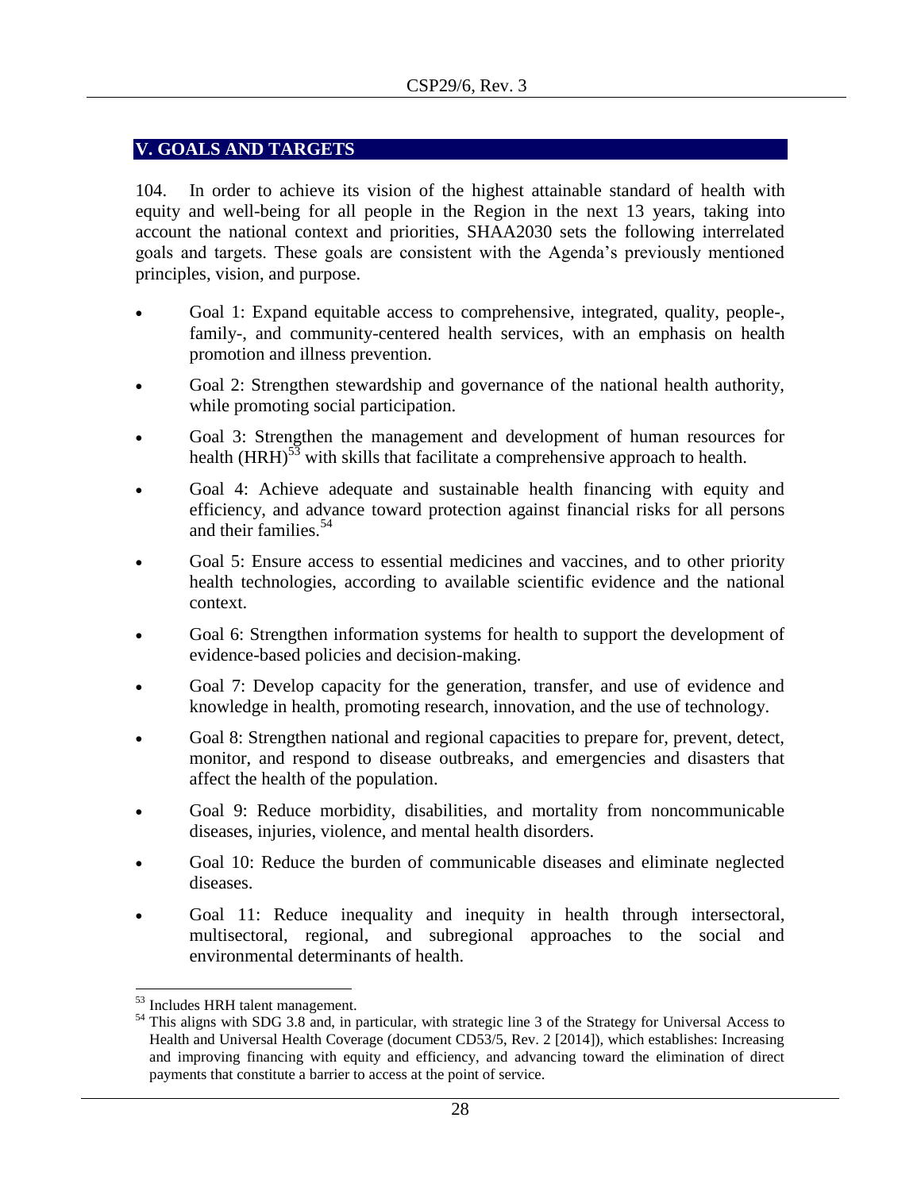## V. GOALS AND TARGETS

104. In order to achieve its vision of the highest attainable standard of health with equity and well-being for all people in the Region in the next 13 years, taking into account the national context and priorities, SHAA2030 sets the following interrelated goals and targets. These goals are consistent with the Agenda's previously mentioned principles, vision, and purpose.

- Goal 1: Expand equitable access to comprehensive, integrated, quality, people-, family-, and community-centered health services, with an emphasis on health promotion and illness prevention.
- Goal 2: Strengthen stewardship and governance of the national health authority, while promoting social participation.
- Goal 3: Strengthen the management and development of human resources for health (HRH)[53] with skills that facilitate a comprehensive approach to health.
- Goal 4: Achieve adequate and sustainable health financing with equity and efficiency, and advance toward protection against financial risks for all persons and their families.[54]
- Goal 5: Ensure access to essential medicines and vaccines, and to other priority health technologies, according to available scientific evidence and the national context.
- Goal 6: Strengthen information systems for health to support the development of evidence-based policies and decision-making.
- Goal 7: Develop capacity for the generation, transfer, and use of evidence and knowledge in health, promoting research, innovation, and the use of technology.
- Goal 8: Strengthen national and regional capacities to prepare for, prevent, detect, monitor, and respond to disease outbreaks, and emergencies and disasters that affect the health of the population.
- Goal 9: Reduce morbidity, disabilities, and mortality from noncommunicable diseases, injuries, violence, and mental health disorders.
- Goal 10: Reduce the burden of communicable diseases and eliminate neglected diseases.
- Goal 11: Reduce inequality and inequity in health through intersectoral, multisectoral, regional, and subregional approaches to the social and environmental determinants of health.

---

[53] Includes HRH talent management.

[54] This aligns with SDG 3.8 and, in particular, with strategic line 3 of the Strategy for Universal Access to Health and Universal Health Coverage (document CD53/5, Rev. 2 [2014]), which establishes: Increasing and improving financing with equity and efficiency, and advancing toward the elimination of direct payments that constitute a barrier to access at the point of service.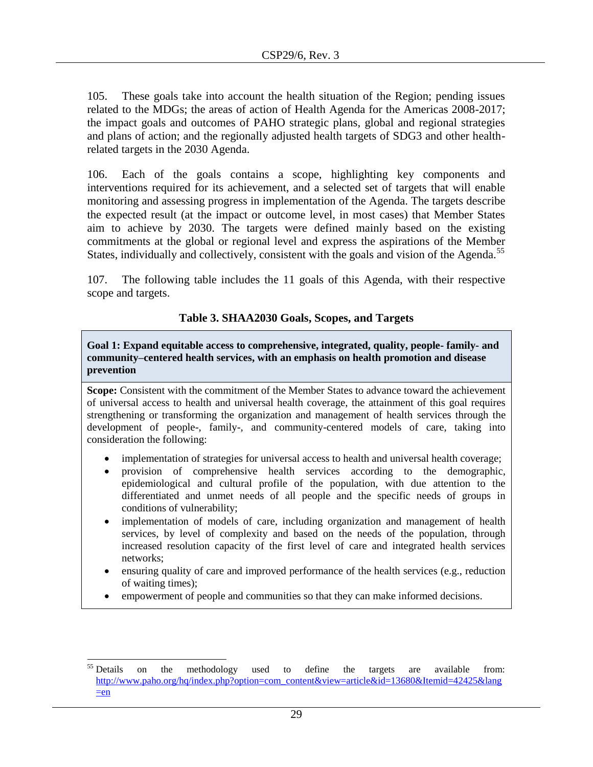105. These goals take into account the health situation of the Region; pending issues related to the MDGs; the areas of action of Health Agenda for the Americas 2008-2017; the impact goals and outcomes of PAHO strategic plans, global and regional strategies and plans of action; and the regionally adjusted health targets of SDG3 and other health-related targets in the 2030 Agenda.

106. Each of the goals contains a scope, highlighting key components and interventions required for its achievement, and a selected set of targets that will enable monitoring and assessing progress in implementation of the Agenda. The targets describe the expected result (at the impact or outcome level, in most cases) that Member States aim to achieve by 2030. The targets were defined mainly based on the existing commitments at the global or regional level and express the aspirations of the Member States, individually and collectively, consistent with the goals and vision of the Agenda.[55]

107. The following table includes the 11 goals of this Agenda, with their respective scope and targets.

**Table 3. SHAA2030 Goals, Scopes, and Targets**

| **Goal 1: Expand equitable access to comprehensive, integrated, quality, people- family- and community–centered health services, with an emphasis on health promotion and disease prevention** |
|---|
| **Scope:** Consistent with the commitment of the Member States to advance toward the achievement of universal access to health and universal health coverage, the attainment of this goal requires strengthening or transforming the organization and management of health services through the development of people-, family-, and community-centered models of care, taking into consideration the following:<br>• implementation of strategies for universal access to health and universal health coverage;<br>• provision of comprehensive health services according to the demographic, epidemiological and cultural profile of the population, with due attention to the differentiated and unmet needs of all people and the specific needs of groups in conditions of vulnerability;<br>• implementation of models of care, including organization and management of health services, by level of complexity and based on the needs of the population, through increased resolution capacity of the first level of care and integrated health services networks;<br>• ensuring quality of care and improved performance of the health services (e.g., reduction of waiting times);<br>• empowerment of people and communities so that they can make informed decisions. |

[55] Details on the methodology used to define the targets are available from: http://www.paho.org/hq/index.php?option=com_content&view=article&id=13680&Itemid=42425&lang=en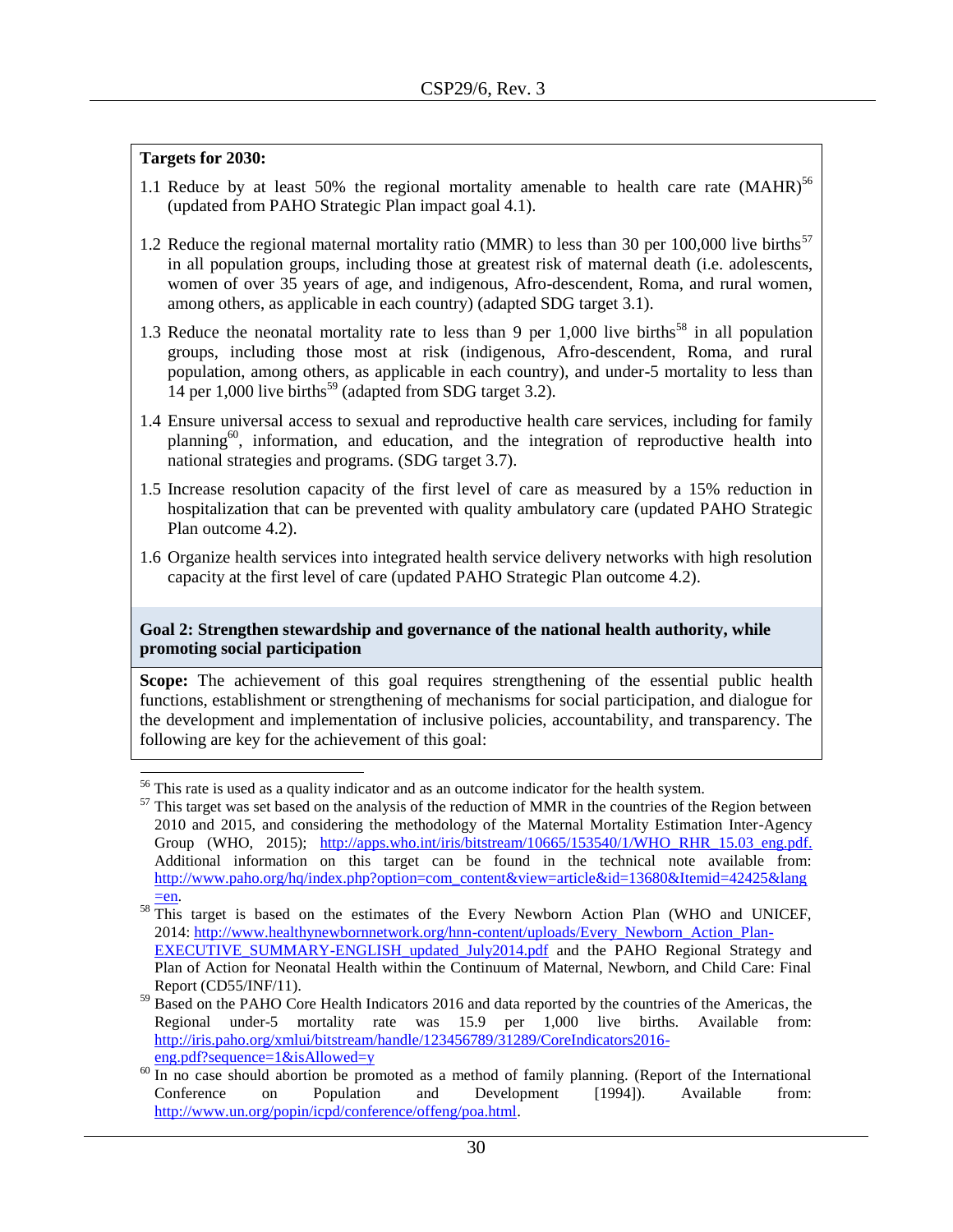**Targets for 2030:**

1.1 Reduce by at least 50% the regional mortality amenable to health care rate (MAHR)[56] (updated from PAHO Strategic Plan impact goal 4.1).

1.2 Reduce the regional maternal mortality ratio (MMR) to less than 30 per 100,000 live births[57] in all population groups, including those at greatest risk of maternal death (i.e. adolescents, women of over 35 years of age, and indigenous, Afro-descendent, Roma, and rural women, among others, as applicable in each country) (adapted SDG target 3.1).

1.3 Reduce the neonatal mortality rate to less than 9 per 1,000 live births[58] in all population groups, including those most at risk (indigenous, Afro-descendent, Roma, and rural population, among others, as applicable in each country), and under-5 mortality to less than 14 per 1,000 live births[59] (adapted from SDG target 3.2).

1.4 Ensure universal access to sexual and reproductive health care services, including for family planning[60], information, and education, and the integration of reproductive health into national strategies and programs. (SDG target 3.7).

1.5 Increase resolution capacity of the first level of care as measured by a 15% reduction in hospitalization that can be prevented with quality ambulatory care (updated PAHO Strategic Plan outcome 4.2).

1.6 Organize health services into integrated health service delivery networks with high resolution capacity at the first level of care (updated PAHO Strategic Plan outcome 4.2).

**Goal 2: Strengthen stewardship and governance of the national health authority, while promoting social participation**

**Scope:** The achievement of this goal requires strengthening of the essential public health functions, establishment or strengthening of mechanisms for social participation, and dialogue for the development and implementation of inclusive policies, accountability, and transparency. The following are key for the achievement of this goal:

---

[56] This rate is used as a quality indicator and as an outcome indicator for the health system.

[57] This target was set based on the analysis of the reduction of MMR in the countries of the Region between 2010 and 2015, and considering the methodology of the Maternal Mortality Estimation Inter-Agency Group (WHO, 2015); http://apps.who.int/iris/bitstream/10665/153540/1/WHO_RHR_15.03_eng.pdf. Additional information on this target can be found in the technical note available from: http://www.paho.org/hq/index.php?option=com_content&view=article&id=13680&Itemid=42425&lang=en.

[58] This target is based on the estimates of the Every Newborn Action Plan (WHO and UNICEF, 2014: http://www.healthynewbornnetwork.org/hnn-content/uploads/Every_Newborn_Action_Plan-EXECUTIVE_SUMMARY-ENGLISH_updated_July2014.pdf and the PAHO Regional Strategy and Plan of Action for Neonatal Health within the Continuum of Maternal, Newborn, and Child Care: Final Report (CD55/INF/11).

[59] Based on the PAHO Core Health Indicators 2016 and data reported by the countries of the Americas, the Regional under-5 mortality rate was 15.9 per 1,000 live births. Available from: http://iris.paho.org/xmlui/bitstream/handle/123456789/31289/CoreIndicators2016-eng.pdf?sequence=1&isAllowed=y

[60] In no case should abortion be promoted as a method of family planning. (Report of the International Conference on Population and Development [1994]). Available from: http://www.un.org/popin/icpd/conference/offeng/poa.html.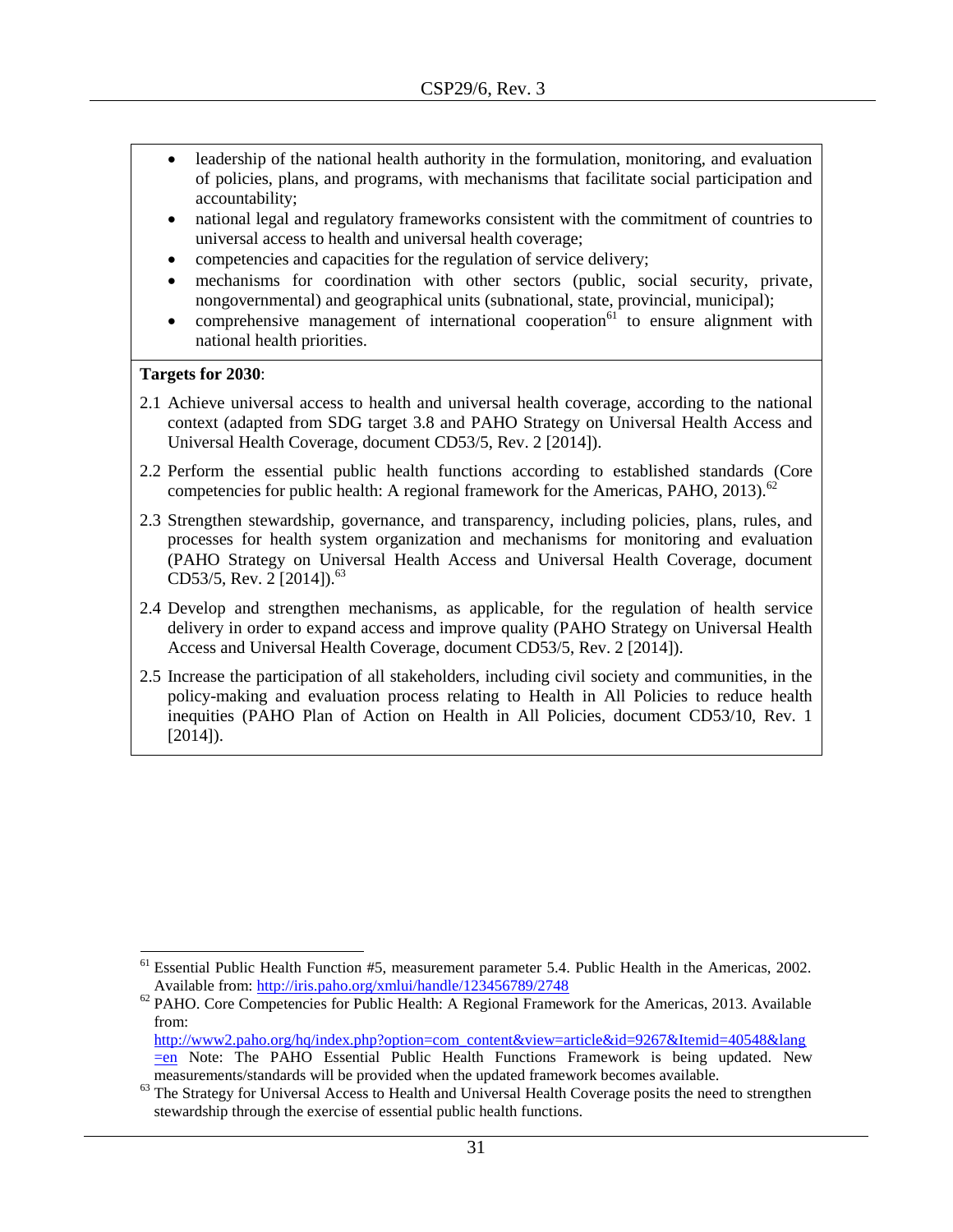- leadership of the national health authority in the formulation, monitoring, and evaluation of policies, plans, and programs, with mechanisms that facilitate social participation and accountability;
- national legal and regulatory frameworks consistent with the commitment of countries to universal access to health and universal health coverage;
- competencies and capacities for the regulation of service delivery;
- mechanisms for coordination with other sectors (public, social security, private, nongovernmental) and geographical units (subnational, state, provincial, municipal);
- comprehensive management of international cooperation[61] to ensure alignment with national health priorities.

**Targets for 2030**:

2.1 Achieve universal access to health and universal health coverage, according to the national context (adapted from SDG target 3.8 and PAHO Strategy on Universal Health Access and Universal Health Coverage, document CD53/5, Rev. 2 [2014]).

2.2 Perform the essential public health functions according to established standards (Core competencies for public health: A regional framework for the Americas, PAHO, 2013).[62]

2.3 Strengthen stewardship, governance, and transparency, including policies, plans, rules, and processes for health system organization and mechanisms for monitoring and evaluation (PAHO Strategy on Universal Health Access and Universal Health Coverage, document CD53/5, Rev. 2 [2014]).[63]

2.4 Develop and strengthen mechanisms, as applicable, for the regulation of health service delivery in order to expand access and improve quality (PAHO Strategy on Universal Health Access and Universal Health Coverage, document CD53/5, Rev. 2 [2014]).

2.5 Increase the participation of all stakeholders, including civil society and communities, in the policy-making and evaluation process relating to Health in All Policies to reduce health inequities (PAHO Plan of Action on Health in All Policies, document CD53/10, Rev. 1 [2014]).

---

[61] Essential Public Health Function #5, measurement parameter 5.4. Public Health in the Americas, 2002. Available from: http://iris.paho.org/xmlui/handle/123456789/2748

[62] PAHO. Core Competencies for Public Health: A Regional Framework for the Americas, 2013. Available from: http://www2.paho.org/hq/index.php?option=com_content&view=article&id=9267&Itemid=40548&lang=en Note: The PAHO Essential Public Health Functions Framework is being updated. New measurements/standards will be provided when the updated framework becomes available.

[63] The Strategy for Universal Access to Health and Universal Health Coverage posits the need to strengthen stewardship through the exercise of essential public health functions.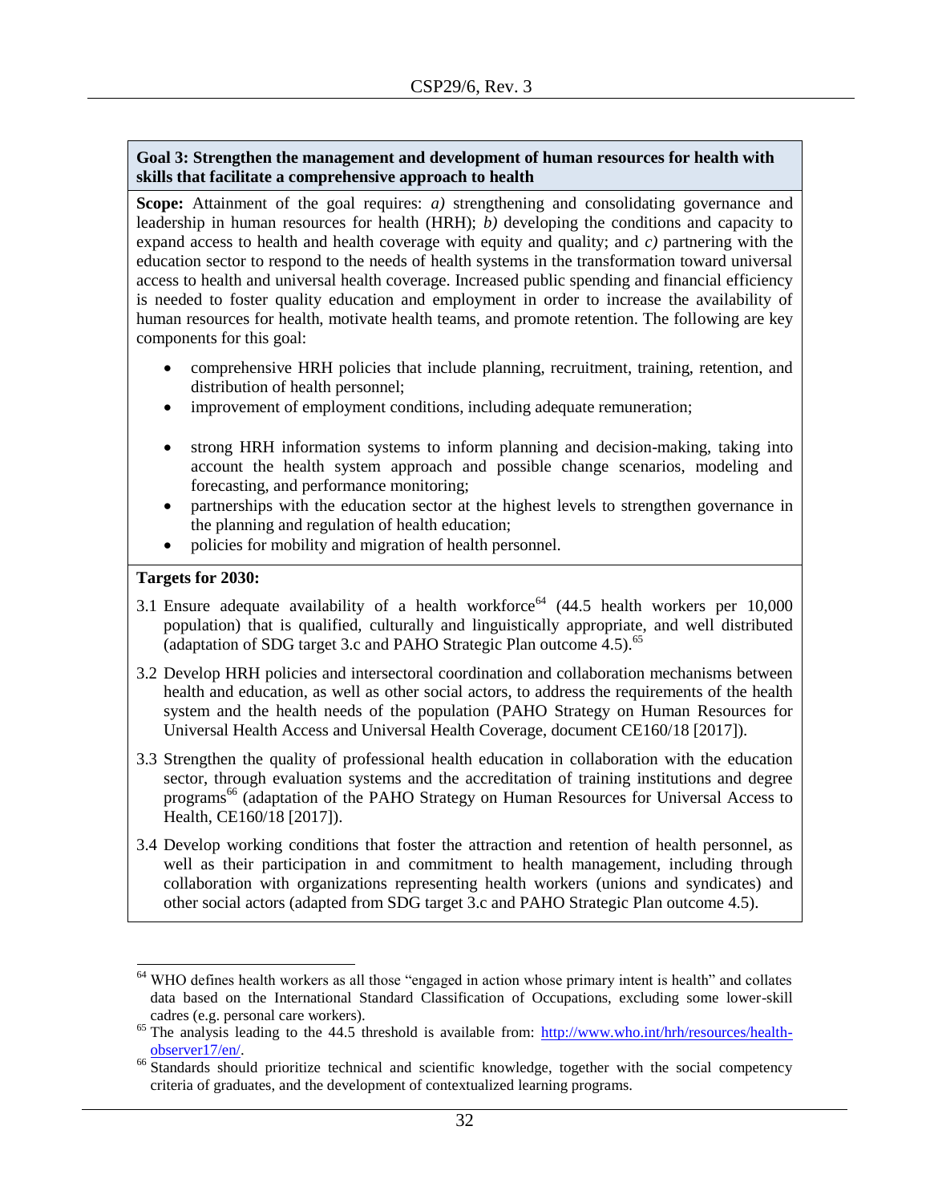**Goal 3: Strengthen the management and development of human resources for health with skills that facilitate a comprehensive approach to health**

**Scope:** Attainment of the goal requires: *a)* strengthening and consolidating governance and leadership in human resources for health (HRH); *b)* developing the conditions and capacity to expand access to health and health coverage with equity and quality; and *c)* partnering with the education sector to respond to the needs of health systems in the transformation toward universal access to health and universal health coverage. Increased public spending and financial efficiency is needed to foster quality education and employment in order to increase the availability of human resources for health, motivate health teams, and promote retention. The following are key components for this goal:

- comprehensive HRH policies that include planning, recruitment, training, retention, and distribution of health personnel;
- improvement of employment conditions, including adequate remuneration;
- strong HRH information systems to inform planning and decision-making, taking into account the health system approach and possible change scenarios, modeling and forecasting, and performance monitoring;
- partnerships with the education sector at the highest levels to strengthen governance in the planning and regulation of health education;
- policies for mobility and migration of health personnel.

**Targets for 2030:**

3.1 Ensure adequate availability of a health workforce[64] (44.5 health workers per 10,000 population) that is qualified, culturally and linguistically appropriate, and well distributed (adaptation of SDG target 3.c and PAHO Strategic Plan outcome 4.5).[65]

3.2 Develop HRH policies and intersectoral coordination and collaboration mechanisms between health and education, as well as other social actors, to address the requirements of the health system and the health needs of the population (PAHO Strategy on Human Resources for Universal Health Access and Universal Health Coverage, document CE160/18 [2017]).

3.3 Strengthen the quality of professional health education in collaboration with the education sector, through evaluation systems and the accreditation of training institutions and degree programs[66] (adaptation of the PAHO Strategy on Human Resources for Universal Access to Health, CE160/18 [2017]).

3.4 Develop working conditions that foster the attraction and retention of health personnel, as well as their participation in and commitment to health management, including through collaboration with organizations representing health workers (unions and syndicates) and other social actors (adapted from SDG target 3.c and PAHO Strategic Plan outcome 4.5).

---

[64] WHO defines health workers as all those "engaged in action whose primary intent is health" and collates data based on the International Standard Classification of Occupations, excluding some lower-skill cadres (e.g. personal care workers).

[65] The analysis leading to the 44.5 threshold is available from: http://www.who.int/hrh/resources/health-observer17/en/.

[66] Standards should prioritize technical and scientific knowledge, together with the social competency criteria of graduates, and the development of contextualized learning programs.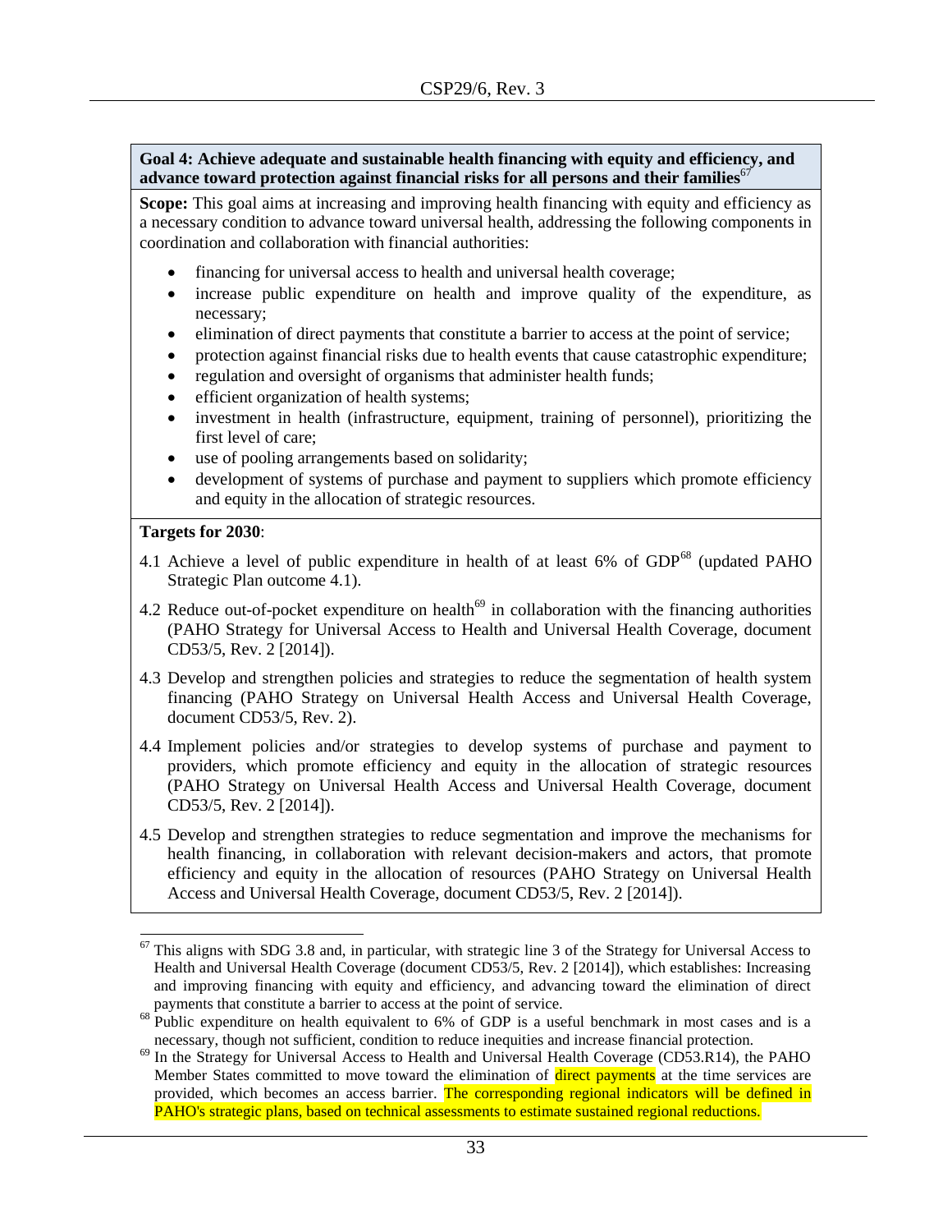**Goal 4: Achieve adequate and sustainable health financing with equity and efficiency, and advance toward protection against financial risks for all persons and their families**[67]

**Scope:** This goal aims at increasing and improving health financing with equity and efficiency as a necessary condition to advance toward universal health, addressing the following components in coordination and collaboration with financial authorities:

- financing for universal access to health and universal health coverage;
- increase public expenditure on health and improve quality of the expenditure, as necessary;
- elimination of direct payments that constitute a barrier to access at the point of service;
- protection against financial risks due to health events that cause catastrophic expenditure;
- regulation and oversight of organisms that administer health funds;
- efficient organization of health systems;
- investment in health (infrastructure, equipment, training of personnel), prioritizing the first level of care;
- use of pooling arrangements based on solidarity;
- development of systems of purchase and payment to suppliers which promote efficiency and equity in the allocation of strategic resources.

**Targets for 2030**:

4.1 Achieve a level of public expenditure in health of at least 6% of GDP[68] (updated PAHO Strategic Plan outcome 4.1).

4.2 Reduce out-of-pocket expenditure on health[69] in collaboration with the financing authorities (PAHO Strategy for Universal Access to Health and Universal Health Coverage, document CD53/5, Rev. 2 [2014]).

4.3 Develop and strengthen policies and strategies to reduce the segmentation of health system financing (PAHO Strategy on Universal Health Access and Universal Health Coverage, document CD53/5, Rev. 2).

4.4 Implement policies and/or strategies to develop systems of purchase and payment to providers, which promote efficiency and equity in the allocation of strategic resources (PAHO Strategy on Universal Health Access and Universal Health Coverage, document CD53/5, Rev. 2 [2014]).

4.5 Develop and strengthen strategies to reduce segmentation and improve the mechanisms for health financing, in collaboration with relevant decision-makers and actors, that promote efficiency and equity in the allocation of resources (PAHO Strategy on Universal Health Access and Universal Health Coverage, document CD53/5, Rev. 2 [2014]).

---

[67] This aligns with SDG 3.8 and, in particular, with strategic line 3 of the Strategy for Universal Access to Health and Universal Health Coverage (document CD53/5, Rev. 2 [2014]), which establishes: Increasing and improving financing with equity and efficiency, and advancing toward the elimination of direct payments that constitute a barrier to access at the point of service.

[68] Public expenditure on health equivalent to 6% of GDP is a useful benchmark in most cases and is a necessary, though not sufficient, condition to reduce inequities and increase financial protection.

[69] In the Strategy for Universal Access to Health and Universal Health Coverage (CD53.R14), the PAHO Member States committed to move toward the elimination of direct payments at the time services are provided, which becomes an access barrier. The corresponding regional indicators will be defined in PAHO's strategic plans, based on technical assessments to estimate sustained regional reductions.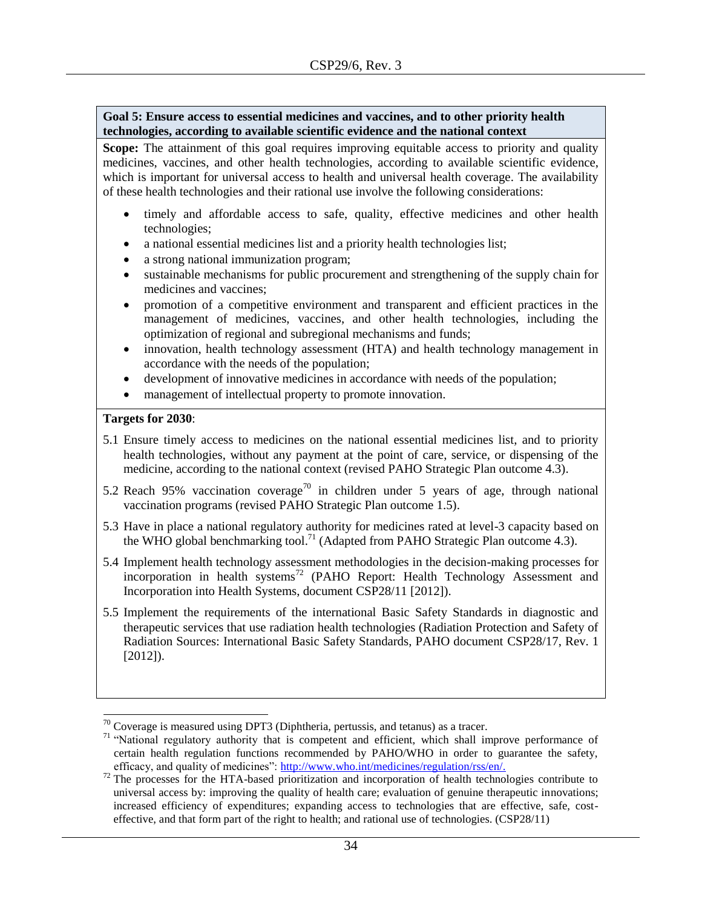**Goal 5: Ensure access to essential medicines and vaccines, and to other priority health technologies, according to available scientific evidence and the national context**

**Scope:** The attainment of this goal requires improving equitable access to priority and quality medicines, vaccines, and other health technologies, according to available scientific evidence, which is important for universal access to health and universal health coverage. The availability of these health technologies and their rational use involve the following considerations:

- timely and affordable access to safe, quality, effective medicines and other health technologies;
- a national essential medicines list and a priority health technologies list;
- a strong national immunization program;
- sustainable mechanisms for public procurement and strengthening of the supply chain for medicines and vaccines;
- promotion of a competitive environment and transparent and efficient practices in the management of medicines, vaccines, and other health technologies, including the optimization of regional and subregional mechanisms and funds;
- innovation, health technology assessment (HTA) and health technology management in accordance with the needs of the population;
- development of innovative medicines in accordance with needs of the population;
- management of intellectual property to promote innovation.

**Targets for 2030**:

5.1 Ensure timely access to medicines on the national essential medicines list, and to priority health technologies, without any payment at the point of care, service, or dispensing of the medicine, according to the national context (revised PAHO Strategic Plan outcome 4.3).

5.2 Reach 95% vaccination coverage[70] in children under 5 years of age, through national vaccination programs (revised PAHO Strategic Plan outcome 1.5).

5.3 Have in place a national regulatory authority for medicines rated at level-3 capacity based on the WHO global benchmarking tool.[71] (Adapted from PAHO Strategic Plan outcome 4.3).

5.4 Implement health technology assessment methodologies in the decision-making processes for incorporation in health systems[72] (PAHO Report: Health Technology Assessment and Incorporation into Health Systems, document CSP28/11 [2012]).

5.5 Implement the requirements of the international Basic Safety Standards in diagnostic and therapeutic services that use radiation health technologies (Radiation Protection and Safety of Radiation Sources: International Basic Safety Standards, PAHO document CSP28/17, Rev. 1 [2012]).

---

[70] Coverage is measured using DPT3 (Diphtheria, pertussis, and tetanus) as a tracer.

[71] "National regulatory authority that is competent and efficient, which shall improve performance of certain health regulation functions recommended by PAHO/WHO in order to guarantee the safety, efficacy, and quality of medicines": http://www.who.int/medicines/regulation/rss/en/.

[72] The processes for the HTA-based prioritization and incorporation of health technologies contribute to universal access by: improving the quality of health care; evaluation of genuine therapeutic innovations; increased efficiency of expenditures; expanding access to technologies that are effective, safe, cost-effective, and that form part of the right to health; and rational use of technologies. (CSP28/11)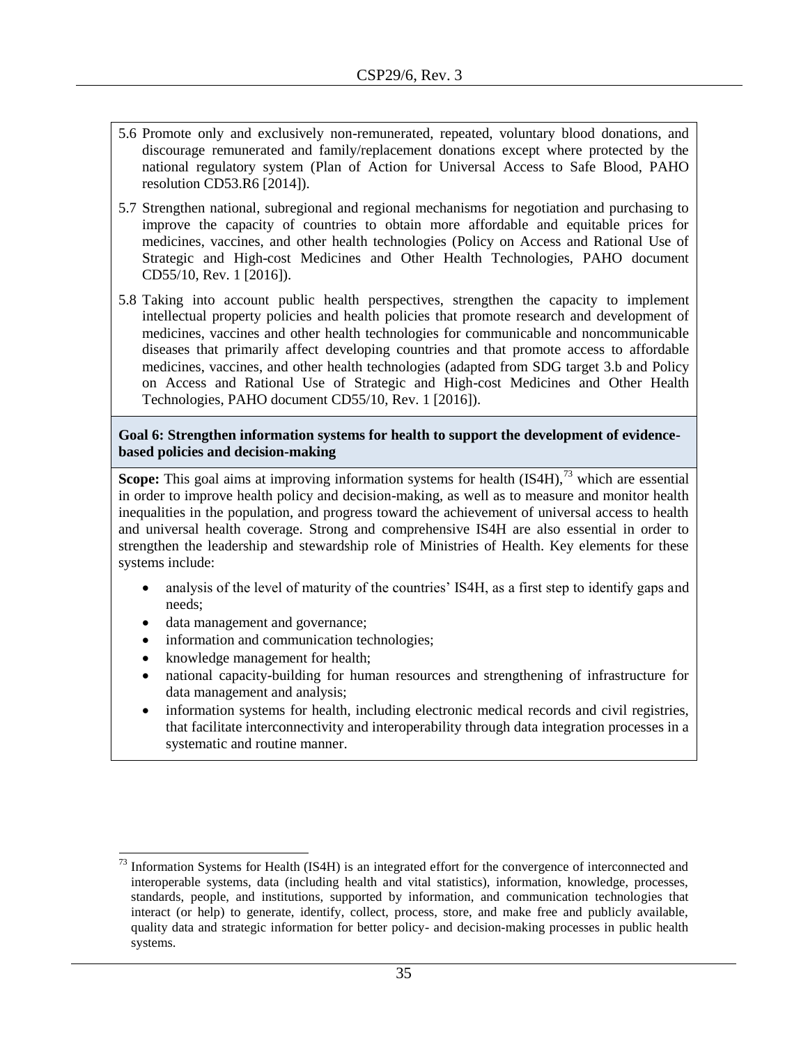5.6 Promote only and exclusively non-remunerated, repeated, voluntary blood donations, and discourage remunerated and family/replacement donations except where protected by the national regulatory system (Plan of Action for Universal Access to Safe Blood, PAHO resolution CD53.R6 [2014]).

5.7 Strengthen national, subregional and regional mechanisms for negotiation and purchasing to improve the capacity of countries to obtain more affordable and equitable prices for medicines, vaccines, and other health technologies (Policy on Access and Rational Use of Strategic and High-cost Medicines and Other Health Technologies, PAHO document CD55/10, Rev. 1 [2016]).

5.8 Taking into account public health perspectives, strengthen the capacity to implement intellectual property policies and health policies that promote research and development of medicines, vaccines and other health technologies for communicable and noncommunicable diseases that primarily affect developing countries and that promote access to affordable medicines, vaccines, and other health technologies (adapted from SDG target 3.b and Policy on Access and Rational Use of Strategic and High-cost Medicines and Other Health Technologies, PAHO document CD55/10, Rev. 1 [2016]).

**Goal 6: Strengthen information systems for health to support the development of evidence-based policies and decision-making**

**Scope:** This goal aims at improving information systems for health (IS4H),[73] which are essential in order to improve health policy and decision-making, as well as to measure and monitor health inequalities in the population, and progress toward the achievement of universal access to health and universal health coverage. Strong and comprehensive IS4H are also essential in order to strengthen the leadership and stewardship role of Ministries of Health. Key elements for these systems include:

- analysis of the level of maturity of the countries' IS4H, as a first step to identify gaps and needs;
- data management and governance;
- information and communication technologies;
- knowledge management for health;
- national capacity-building for human resources and strengthening of infrastructure for data management and analysis;
- information systems for health, including electronic medical records and civil registries, that facilitate interconnectivity and interoperability through data integration processes in a systematic and routine manner.

[73] Information Systems for Health (IS4H) is an integrated effort for the convergence of interconnected and interoperable systems, data (including health and vital statistics), information, knowledge, processes, standards, people, and institutions, supported by information, and communication technologies that interact (or help) to generate, identify, collect, process, store, and make free and publicly available, quality data and strategic information for better policy- and decision-making processes in public health systems.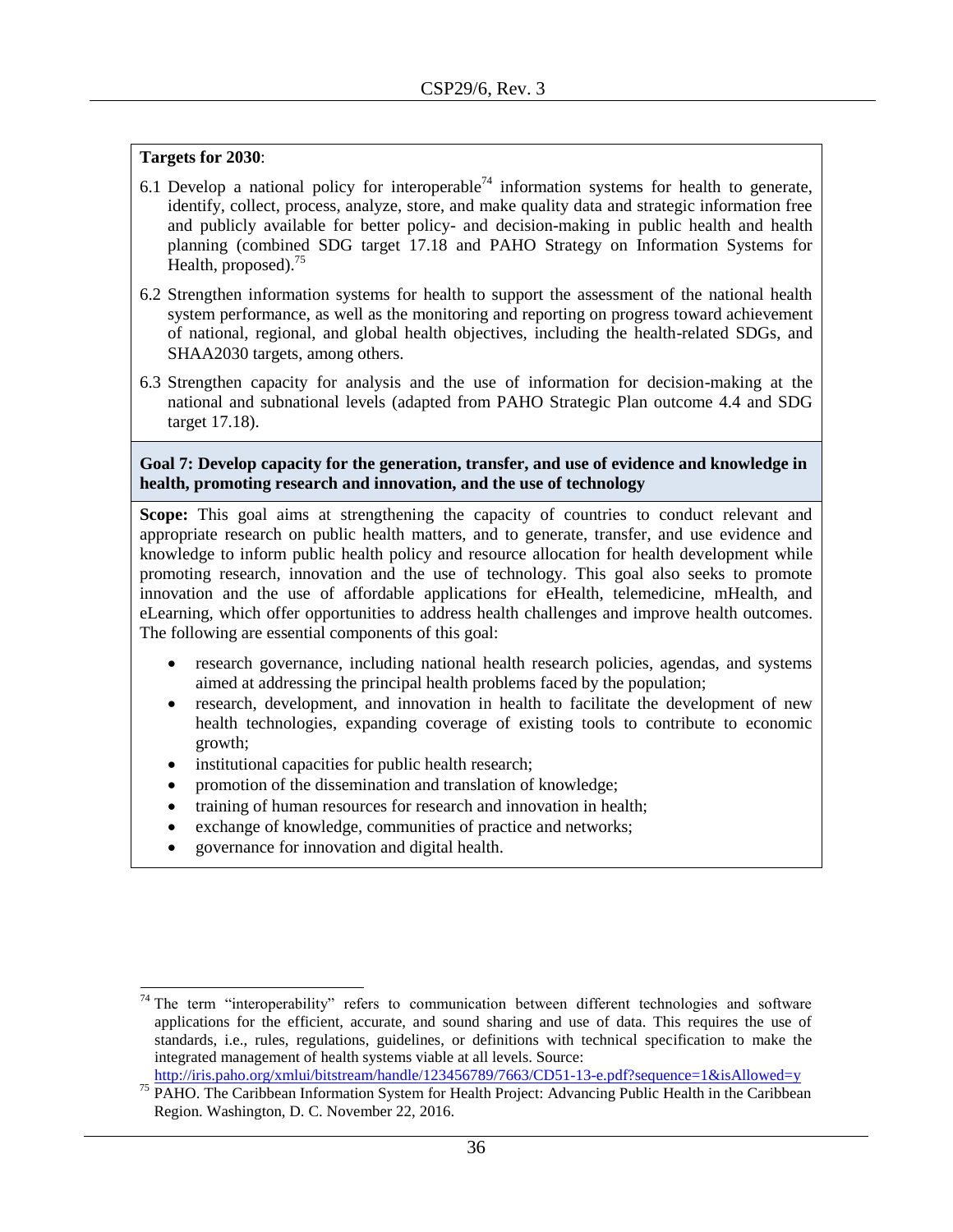**Targets for 2030**:

6.1 Develop a national policy for interoperable[74] information systems for health to generate, identify, collect, process, analyze, store, and make quality data and strategic information free and publicly available for better policy- and decision-making in public health and health planning (combined SDG target 17.18 and PAHO Strategy on Information Systems for Health, proposed).[75]

6.2 Strengthen information systems for health to support the assessment of the national health system performance, as well as the monitoring and reporting on progress toward achievement of national, regional, and global health objectives, including the health-related SDGs, and SHAA2030 targets, among others.

6.3 Strengthen capacity for analysis and the use of information for decision-making at the national and subnational levels (adapted from PAHO Strategic Plan outcome 4.4 and SDG target 17.18).

**Goal 7: Develop capacity for the generation, transfer, and use of evidence and knowledge in health, promoting research and innovation, and the use of technology**

**Scope:** This goal aims at strengthening the capacity of countries to conduct relevant and appropriate research on public health matters, and to generate, transfer, and use evidence and knowledge to inform public health policy and resource allocation for health development while promoting research, innovation and the use of technology. This goal also seeks to promote innovation and the use of affordable applications for eHealth, telemedicine, mHealth, and eLearning, which offer opportunities to address health challenges and improve health outcomes. The following are essential components of this goal:

- research governance, including national health research policies, agendas, and systems aimed at addressing the principal health problems faced by the population;
- research, development, and innovation in health to facilitate the development of new health technologies, expanding coverage of existing tools to contribute to economic growth;
- institutional capacities for public health research;
- promotion of the dissemination and translation of knowledge;
- training of human resources for research and innovation in health;
- exchange of knowledge, communities of practice and networks;
- governance for innovation and digital health.

---

[74] The term "interoperability" refers to communication between different technologies and software applications for the efficient, accurate, and sound sharing and use of data. This requires the use of standards, i.e., rules, regulations, guidelines, or definitions with technical specification to make the integrated management of health systems viable at all levels. Source: http://iris.paho.org/xmlui/bitstream/handle/123456789/7663/CD51-13-e.pdf?sequence=1&isAllowed=y

[75] PAHO. The Caribbean Information System for Health Project: Advancing Public Health in the Caribbean Region. Washington, D. C. November 22, 2016.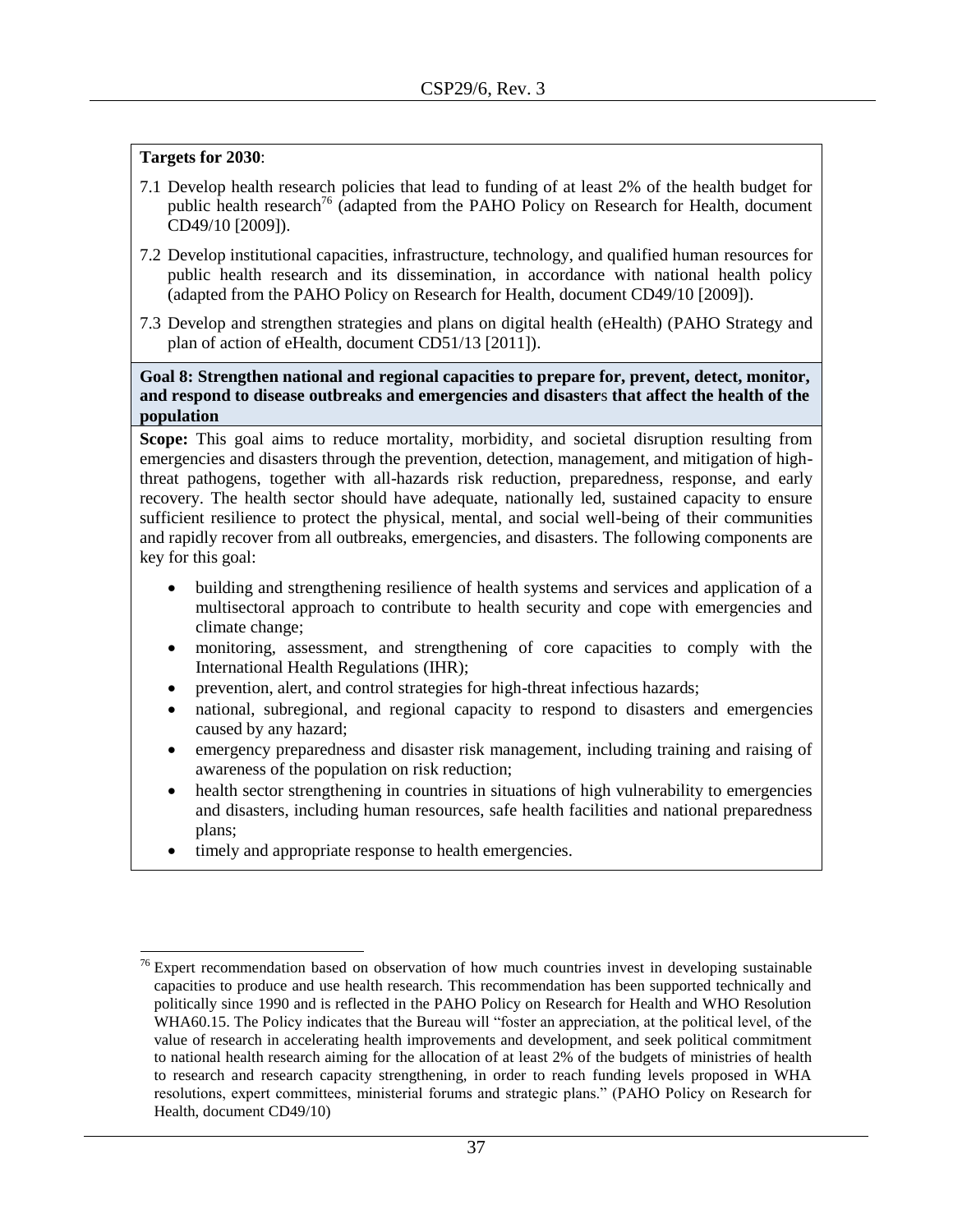**Targets for 2030**:

7.1 Develop health research policies that lead to funding of at least 2% of the health budget for public health research[76] (adapted from the PAHO Policy on Research for Health, document CD49/10 [2009]).

7.2 Develop institutional capacities, infrastructure, technology, and qualified human resources for public health research and its dissemination, in accordance with national health policy (adapted from the PAHO Policy on Research for Health, document CD49/10 [2009]).

7.3 Develop and strengthen strategies and plans on digital health (eHealth) (PAHO Strategy and plan of action of eHealth, document CD51/13 [2011]).

**Goal 8: Strengthen national and regional capacities to prepare for, prevent, detect, monitor, and respond to disease outbreaks and emergencies and disasters that affect the health of the population**

**Scope:** This goal aims to reduce mortality, morbidity, and societal disruption resulting from emergencies and disasters through the prevention, detection, management, and mitigation of high-threat pathogens, together with all-hazards risk reduction, preparedness, response, and early recovery. The health sector should have adequate, nationally led, sustained capacity to ensure sufficient resilience to protect the physical, mental, and social well-being of their communities and rapidly recover from all outbreaks, emergencies, and disasters. The following components are key for this goal:

- building and strengthening resilience of health systems and services and application of a multisectoral approach to contribute to health security and cope with emergencies and climate change;
- monitoring, assessment, and strengthening of core capacities to comply with the International Health Regulations (IHR);
- prevention, alert, and control strategies for high-threat infectious hazards;
- national, subregional, and regional capacity to respond to disasters and emergencies caused by any hazard;
- emergency preparedness and disaster risk management, including training and raising of awareness of the population on risk reduction;
- health sector strengthening in countries in situations of high vulnerability to emergencies and disasters, including human resources, safe health facilities and national preparedness plans;
- timely and appropriate response to health emergencies.

---

[76] Expert recommendation based on observation of how much countries invest in developing sustainable capacities to produce and use health research. This recommendation has been supported technically and politically since 1990 and is reflected in the PAHO Policy on Research for Health and WHO Resolution WHA60.15. The Policy indicates that the Bureau will "foster an appreciation, at the political level, of the value of research in accelerating health improvements and development, and seek political commitment to national health research aiming for the allocation of at least 2% of the budgets of ministries of health to research and research capacity strengthening, in order to reach funding levels proposed in WHA resolutions, expert committees, ministerial forums and strategic plans." (PAHO Policy on Research for Health, document CD49/10)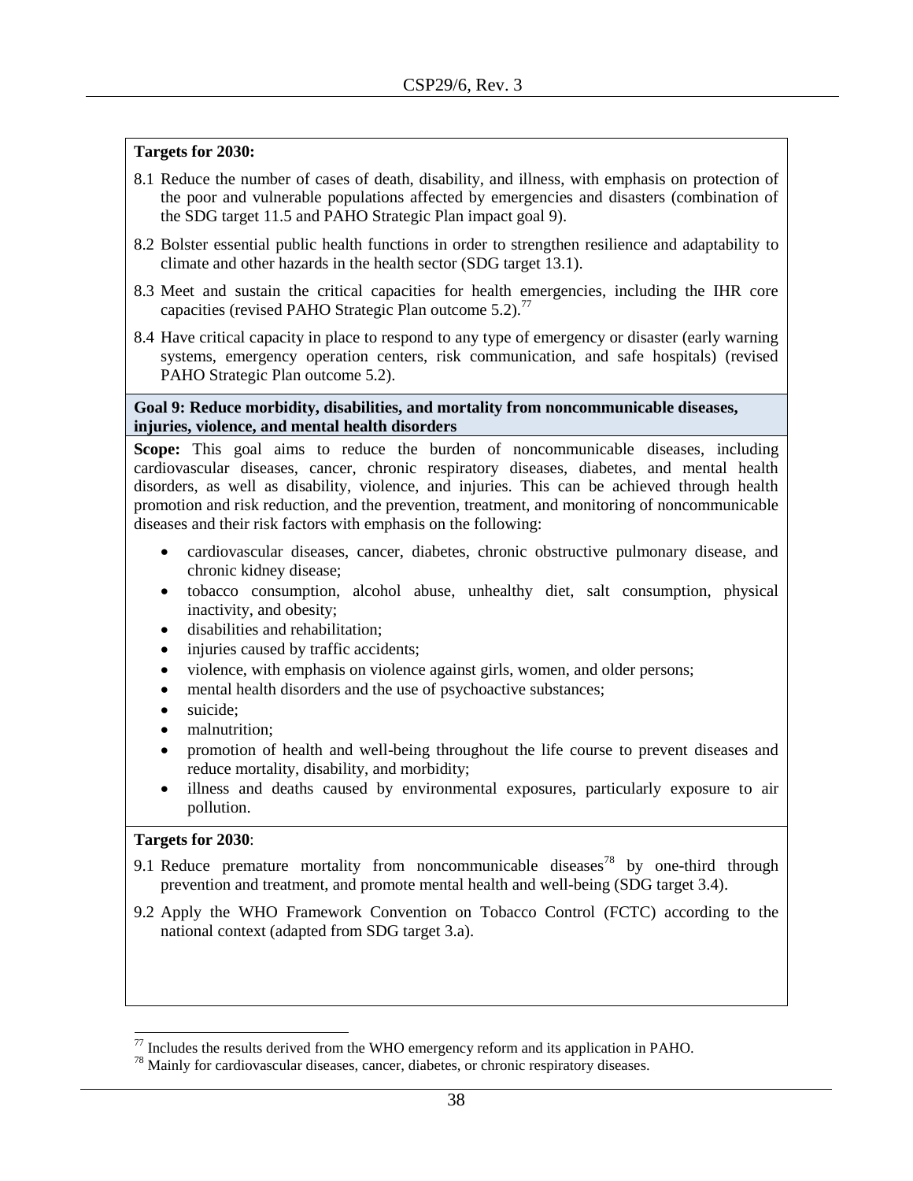**Targets for 2030:**

8.1 Reduce the number of cases of death, disability, and illness, with emphasis on protection of the poor and vulnerable populations affected by emergencies and disasters (combination of the SDG target 11.5 and PAHO Strategic Plan impact goal 9).

8.2 Bolster essential public health functions in order to strengthen resilience and adaptability to climate and other hazards in the health sector (SDG target 13.1).

8.3 Meet and sustain the critical capacities for health emergencies, including the IHR core capacities (revised PAHO Strategic Plan outcome 5.2).[77]

8.4 Have critical capacity in place to respond to any type of emergency or disaster (early warning systems, emergency operation centers, risk communication, and safe hospitals) (revised PAHO Strategic Plan outcome 5.2).

**Goal 9: Reduce morbidity, disabilities, and mortality from noncommunicable diseases, injuries, violence, and mental health disorders**

**Scope:** This goal aims to reduce the burden of noncommunicable diseases, including cardiovascular diseases, cancer, chronic respiratory diseases, diabetes, and mental health disorders, as well as disability, violence, and injuries. This can be achieved through health promotion and risk reduction, and the prevention, treatment, and monitoring of noncommunicable diseases and their risk factors with emphasis on the following:

- cardiovascular diseases, cancer, diabetes, chronic obstructive pulmonary disease, and chronic kidney disease;
- tobacco consumption, alcohol abuse, unhealthy diet, salt consumption, physical inactivity, and obesity;
- disabilities and rehabilitation;
- injuries caused by traffic accidents;
- violence, with emphasis on violence against girls, women, and older persons;
- mental health disorders and the use of psychoactive substances;
- suicide;
- malnutrition;
- promotion of health and well-being throughout the life course to prevent diseases and reduce mortality, disability, and morbidity;
- illness and deaths caused by environmental exposures, particularly exposure to air pollution.

**Targets for 2030**:

9.1 Reduce premature mortality from noncommunicable diseases[78] by one-third through prevention and treatment, and promote mental health and well-being (SDG target 3.4).

9.2 Apply the WHO Framework Convention on Tobacco Control (FCTC) according to the national context (adapted from SDG target 3.a).

---

[77] Includes the results derived from the WHO emergency reform and its application in PAHO.

[78] Mainly for cardiovascular diseases, cancer, diabetes, or chronic respiratory diseases.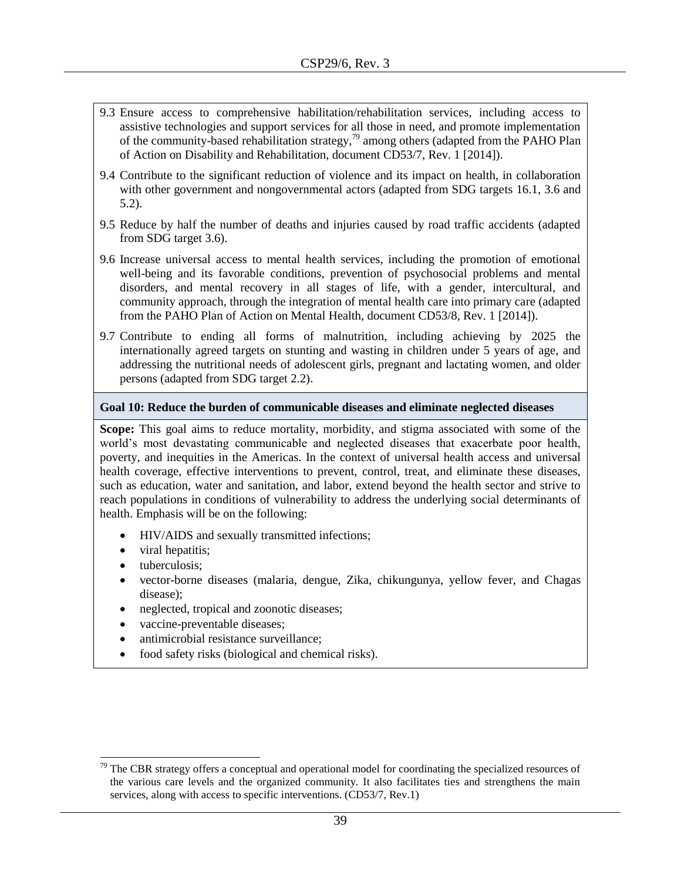9.3 Ensure access to comprehensive habilitation/rehabilitation services, including access to assistive technologies and support services for all those in need, and promote implementation of the community-based rehabilitation strategy,[79] among others (adapted from the PAHO Plan of Action on Disability and Rehabilitation, document CD53/7, Rev. 1 [2014]).

9.4 Contribute to the significant reduction of violence and its impact on health, in collaboration with other government and nongovernmental actors (adapted from SDG targets 16.1, 3.6 and 5.2).

9.5 Reduce by half the number of deaths and injuries caused by road traffic accidents (adapted from SDG target 3.6).

9.6 Increase universal access to mental health services, including the promotion of emotional well-being and its favorable conditions, prevention of psychosocial problems and mental disorders, and mental recovery in all stages of life, with a gender, intercultural, and community approach, through the integration of mental health care into primary care (adapted from the PAHO Plan of Action on Mental Health, document CD53/8, Rev. 1 [2014]).

9.7 Contribute to ending all forms of malnutrition, including achieving by 2025 the internationally agreed targets on stunting and wasting in children under 5 years of age, and addressing the nutritional needs of adolescent girls, pregnant and lactating women, and older persons (adapted from SDG target 2.2).

**Goal 10: Reduce the burden of communicable diseases and eliminate neglected diseases**

**Scope:** This goal aims to reduce mortality, morbidity, and stigma associated with some of the world's most devastating communicable and neglected diseases that exacerbate poor health, poverty, and inequities in the Americas. In the context of universal health access and universal health coverage, effective interventions to prevent, control, treat, and eliminate these diseases, such as education, water and sanitation, and labor, extend beyond the health sector and strive to reach populations in conditions of vulnerability to address the underlying social determinants of health. Emphasis will be on the following:

- HIV/AIDS and sexually transmitted infections;
- viral hepatitis;
- tuberculosis;
- vector-borne diseases (malaria, dengue, Zika, chikungunya, yellow fever, and Chagas disease);
- neglected, tropical and zoonotic diseases;
- vaccine-preventable diseases;
- antimicrobial resistance surveillance;
- food safety risks (biological and chemical risks).

[79] The CBR strategy offers a conceptual and operational model for coordinating the specialized resources of the various care levels and the organized community. It also facilitates ties and strengthens the main services, along with access to specific interventions. (CD53/7, Rev.1)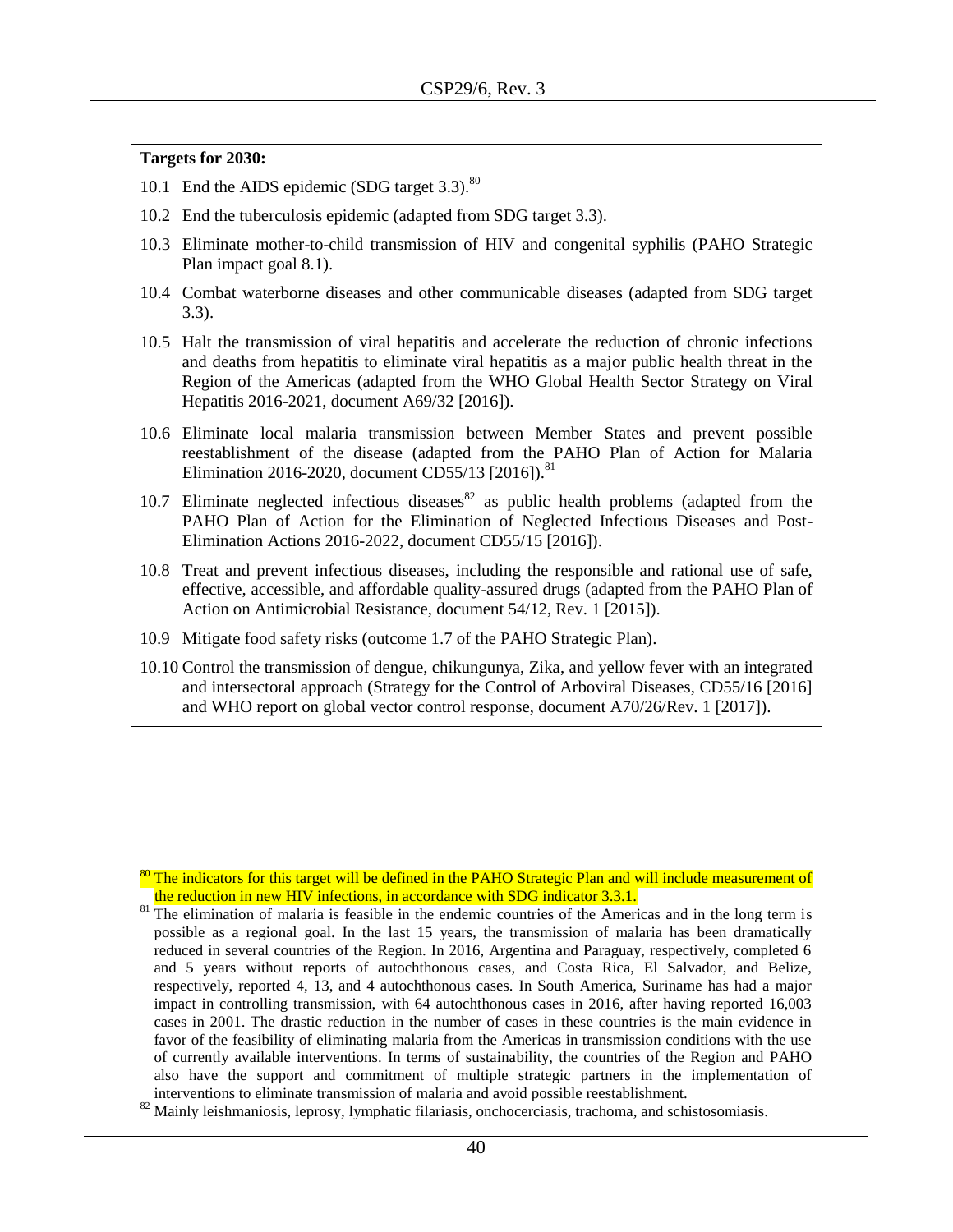**Targets for 2030:**

10.1 End the AIDS epidemic (SDG target 3.3).[80]

10.2 End the tuberculosis epidemic (adapted from SDG target 3.3).

10.3 Eliminate mother-to-child transmission of HIV and congenital syphilis (PAHO Strategic Plan impact goal 8.1).

10.4 Combat waterborne diseases and other communicable diseases (adapted from SDG target 3.3).

10.5 Halt the transmission of viral hepatitis and accelerate the reduction of chronic infections and deaths from hepatitis to eliminate viral hepatitis as a major public health threat in the Region of the Americas (adapted from the WHO Global Health Sector Strategy on Viral Hepatitis 2016-2021, document A69/32 [2016]).

10.6 Eliminate local malaria transmission between Member States and prevent possible reestablishment of the disease (adapted from the PAHO Plan of Action for Malaria Elimination 2016-2020, document CD55/13 [2016]).[81]

10.7 Eliminate neglected infectious diseases[82] as public health problems (adapted from the PAHO Plan of Action for the Elimination of Neglected Infectious Diseases and Post-Elimination Actions 2016-2022, document CD55/15 [2016]).

10.8 Treat and prevent infectious diseases, including the responsible and rational use of safe, effective, accessible, and affordable quality-assured drugs (adapted from the PAHO Plan of Action on Antimicrobial Resistance, document 54/12, Rev. 1 [2015]).

10.9 Mitigate food safety risks (outcome 1.7 of the PAHO Strategic Plan).

10.10 Control the transmission of dengue, chikungunya, Zika, and yellow fever with an integrated and intersectoral approach (Strategy for the Control of Arboviral Diseases, CD55/16 [2016] and WHO report on global vector control response, document A70/26/Rev. 1 [2017]).

---

[80] The indicators for this target will be defined in the PAHO Strategic Plan and will include measurement of the reduction in new HIV infections, in accordance with SDG indicator 3.3.1.

[81] The elimination of malaria is feasible in the endemic countries of the Americas and in the long term is possible as a regional goal. In the last 15 years, the transmission of malaria has been dramatically reduced in several countries of the Region. In 2016, Argentina and Paraguay, respectively, completed 6 and 5 years without reports of autochthonous cases, and Costa Rica, El Salvador, and Belize, respectively, reported 4, 13, and 4 autochthonous cases. In South America, Suriname has had a major impact in controlling transmission, with 64 autochthonous cases in 2016, after having reported 16,003 cases in 2001. The drastic reduction in the number of cases in these countries is the main evidence in favor of the feasibility of eliminating malaria from the Americas in transmission conditions with the use of currently available interventions. In terms of sustainability, the countries of the Region and PAHO also have the support and commitment of multiple strategic partners in the implementation of interventions to eliminate transmission of malaria and avoid possible reestablishment.

[82] Mainly leishmaniosis, leprosy, lymphatic filariasis, onchocerciasis, trachoma, and schistosomiasis.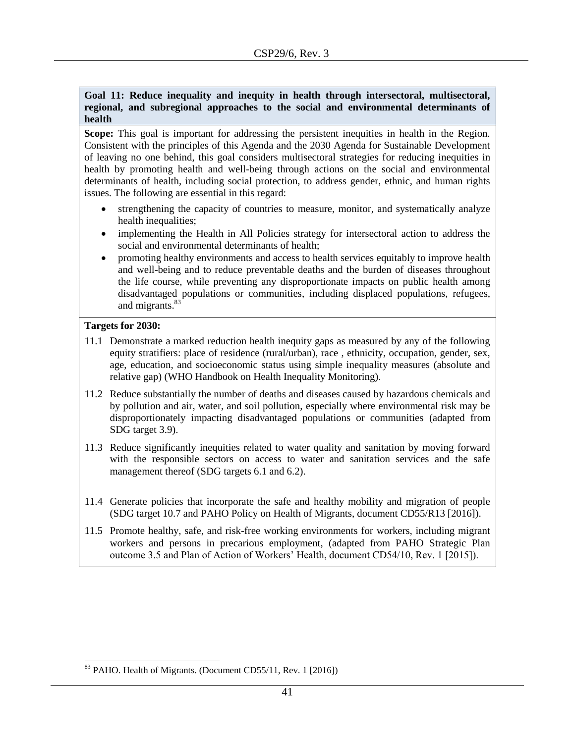**Goal 11: Reduce inequality and inequity in health through intersectoral, multisectoral, regional, and subregional approaches to the social and environmental determinants of health**

**Scope:** This goal is important for addressing the persistent inequities in health in the Region. Consistent with the principles of this Agenda and the 2030 Agenda for Sustainable Development of leaving no one behind, this goal considers multisectoral strategies for reducing inequities in health by promoting health and well-being through actions on the social and environmental determinants of health, including social protection, to address gender, ethnic, and human rights issues. The following are essential in this regard:

- strengthening the capacity of countries to measure, monitor, and systematically analyze health inequalities;
- implementing the Health in All Policies strategy for intersectoral action to address the social and environmental determinants of health;
- promoting healthy environments and access to health services equitably to improve health and well-being and to reduce preventable deaths and the burden of diseases throughout the life course, while preventing any disproportionate impacts on public health among disadvantaged populations or communities, including displaced populations, refugees, and migrants.[83]

**Targets for 2030:**

11.1 Demonstrate a marked reduction health inequity gaps as measured by any of the following equity stratifiers: place of residence (rural/urban), race , ethnicity, occupation, gender, sex, age, education, and socioeconomic status using simple inequality measures (absolute and relative gap) (WHO Handbook on Health Inequality Monitoring).

11.2 Reduce substantially the number of deaths and diseases caused by hazardous chemicals and by pollution and air, water, and soil pollution, especially where environmental risk may be disproportionately impacting disadvantaged populations or communities (adapted from SDG target 3.9).

11.3 Reduce significantly inequities related to water quality and sanitation by moving forward with the responsible sectors on access to water and sanitation services and the safe management thereof (SDG targets 6.1 and 6.2).

11.4 Generate policies that incorporate the safe and healthy mobility and migration of people (SDG target 10.7 and PAHO Policy on Health of Migrants, document CD55/R13 [2016]).

11.5 Promote healthy, safe, and risk-free working environments for workers, including migrant workers and persons in precarious employment, (adapted from PAHO Strategic Plan outcome 3.5 and Plan of Action of Workers' Health, document CD54/10, Rev. 1 [2015]).

---

[83] PAHO. Health of Migrants. (Document CD55/11, Rev. 1 [2016])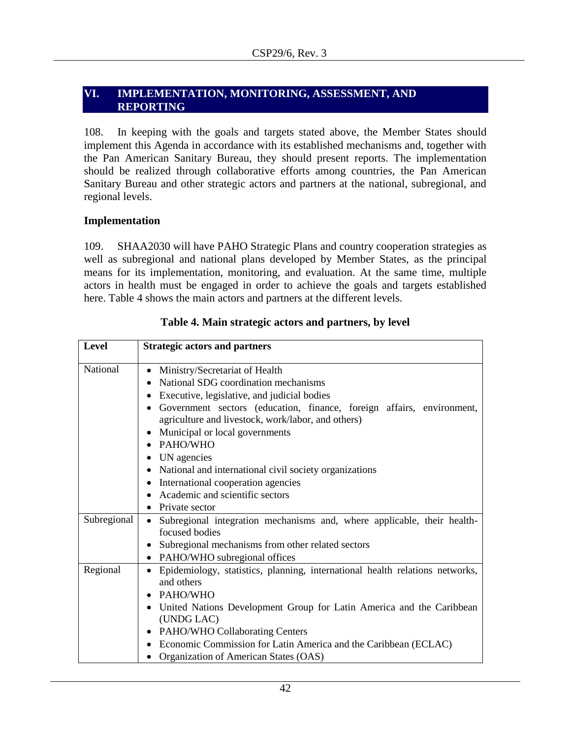## VI. IMPLEMENTATION, MONITORING, ASSESSMENT, AND REPORTING

108. In keeping with the goals and targets stated above, the Member States should implement this Agenda in accordance with its established mechanisms and, together with the Pan American Sanitary Bureau, they should present reports. The implementation should be realized through collaborative efforts among countries, the Pan American Sanitary Bureau and other strategic actors and partners at the national, subregional, and regional levels.

### Implementation

109. SHAA2030 will have PAHO Strategic Plans and country cooperation strategies as well as subregional and national plans developed by Member States, as the principal means for its implementation, monitoring, and evaluation. At the same time, multiple actors in health must be engaged in order to achieve the goals and targets established here. Table 4 shows the main actors and partners at the different levels.

**Table 4. Main strategic actors and partners, by level**

| Level | Strategic actors and partners |
|---|---|
| National | • Ministry/Secretariat of Health<br>• National SDG coordination mechanisms<br>• Executive, legislative, and judicial bodies<br>• Government sectors (education, finance, foreign affairs, environment, agriculture and livestock, work/labor, and others)<br>• Municipal or local governments<br>• PAHO/WHO<br>• UN agencies<br>• National and international civil society organizations<br>• International cooperation agencies<br>• Academic and scientific sectors<br>• Private sector |
| Subregional | • Subregional integration mechanisms and, where applicable, their health-focused bodies<br>• Subregional mechanisms from other related sectors<br>• PAHO/WHO subregional offices |
| Regional | • Epidemiology, statistics, planning, international health relations networks, and others<br>• PAHO/WHO<br>• United Nations Development Group for Latin America and the Caribbean (UNDG LAC)<br>• PAHO/WHO Collaborating Centers<br>• Economic Commission for Latin America and the Caribbean (ECLAC)<br>• Organization of American States (OAS) |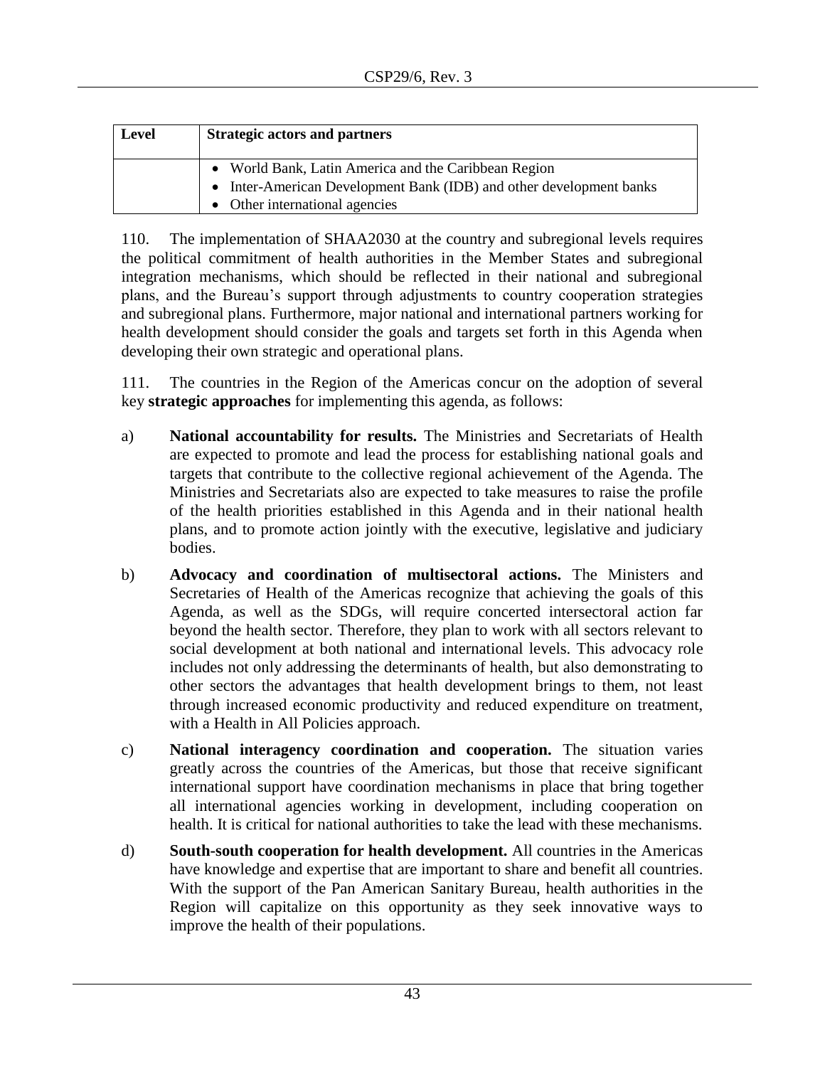| Level | Strategic actors and partners |
|---|---|
| | • World Bank, Latin America and the Caribbean Region<br>• Inter-American Development Bank (IDB) and other development banks<br>• Other international agencies |

110. The implementation of SHAA2030 at the country and subregional levels requires the political commitment of health authorities in the Member States and subregional integration mechanisms, which should be reflected in their national and subregional plans, and the Bureau's support through adjustments to country cooperation strategies and subregional plans. Furthermore, major national and international partners working for health development should consider the goals and targets set forth in this Agenda when developing their own strategic and operational plans.

111. The countries in the Region of the Americas concur on the adoption of several key **strategic approaches** for implementing this agenda, as follows:

a) **National accountability for results.** The Ministries and Secretariats of Health are expected to promote and lead the process for establishing national goals and targets that contribute to the collective regional achievement of the Agenda. The Ministries and Secretariats also are expected to take measures to raise the profile of the health priorities established in this Agenda and in their national health plans, and to promote action jointly with the executive, legislative and judiciary bodies.

b) **Advocacy and coordination of multisectoral actions.** The Ministers and Secretaries of Health of the Americas recognize that achieving the goals of this Agenda, as well as the SDGs, will require concerted intersectoral action far beyond the health sector. Therefore, they plan to work with all sectors relevant to social development at both national and international levels. This advocacy role includes not only addressing the determinants of health, but also demonstrating to other sectors the advantages that health development brings to them, not least through increased economic productivity and reduced expenditure on treatment, with a Health in All Policies approach.

c) **National interagency coordination and cooperation.** The situation varies greatly across the countries of the Americas, but those that receive significant international support have coordination mechanisms in place that bring together all international agencies working in development, including cooperation on health. It is critical for national authorities to take the lead with these mechanisms.

d) **South-south cooperation for health development.** All countries in the Americas have knowledge and expertise that are important to share and benefit all countries. With the support of the Pan American Sanitary Bureau, health authorities in the Region will capitalize on this opportunity as they seek innovative ways to improve the health of their populations.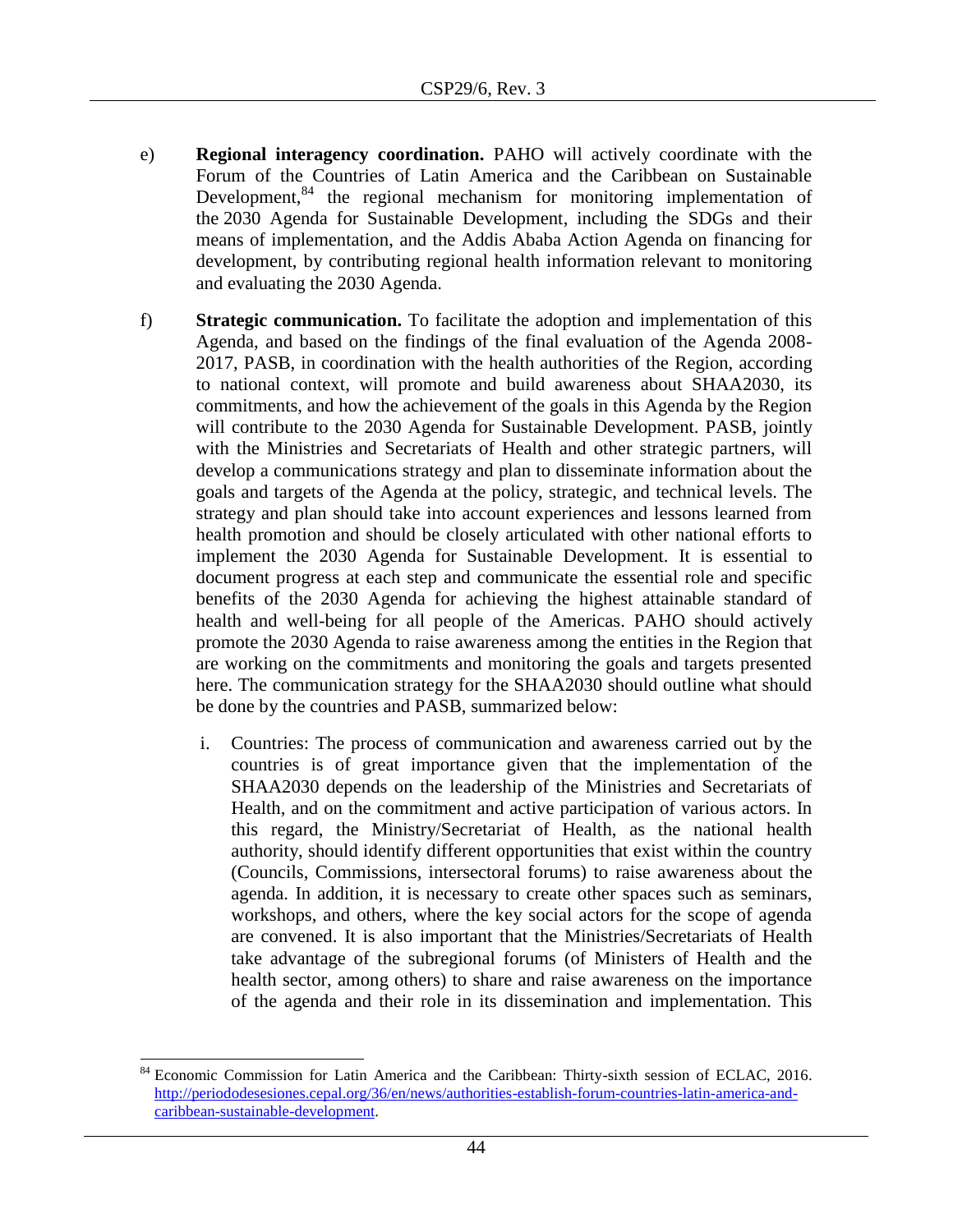e) **Regional interagency coordination.** PAHO will actively coordinate with the Forum of the Countries of Latin America and the Caribbean on Sustainable Development,[84] the regional mechanism for monitoring implementation of the 2030 Agenda for Sustainable Development, including the SDGs and their means of implementation, and the Addis Ababa Action Agenda on financing for development, by contributing regional health information relevant to monitoring and evaluating the 2030 Agenda.

f) **Strategic communication.** To facilitate the adoption and implementation of this Agenda, and based on the findings of the final evaluation of the Agenda 2008-2017, PASB, in coordination with the health authorities of the Region, according to national context, will promote and build awareness about SHAA2030, its commitments, and how the achievement of the goals in this Agenda by the Region will contribute to the 2030 Agenda for Sustainable Development. PASB, jointly with the Ministries and Secretariats of Health and other strategic partners, will develop a communications strategy and plan to disseminate information about the goals and targets of the Agenda at the policy, strategic, and technical levels. The strategy and plan should take into account experiences and lessons learned from health promotion and should be closely articulated with other national efforts to implement the 2030 Agenda for Sustainable Development. It is essential to document progress at each step and communicate the essential role and specific benefits of the 2030 Agenda for achieving the highest attainable standard of health and well-being for all people of the Americas. PAHO should actively promote the 2030 Agenda to raise awareness among the entities in the Region that are working on the commitments and monitoring the goals and targets presented here. The communication strategy for the SHAA2030 should outline what should be done by the countries and PASB, summarized below:

   i. Countries: The process of communication and awareness carried out by the countries is of great importance given that the implementation of the SHAA2030 depends on the leadership of the Ministries and Secretariats of Health, and on the commitment and active participation of various actors. In this regard, the Ministry/Secretariat of Health, as the national health authority, should identify different opportunities that exist within the country (Councils, Commissions, intersectoral forums) to raise awareness about the agenda. In addition, it is necessary to create other spaces such as seminars, workshops, and others, where the key social actors for the scope of agenda are convened. It is also important that the Ministries/Secretariats of Health take advantage of the subregional forums (of Ministers of Health and the health sector, among others) to share and raise awareness on the importance of the agenda and their role in its dissemination and implementation. This

---

[84] Economic Commission for Latin America and the Caribbean: Thirty-sixth session of ECLAC, 2016. http://periododesesiones.cepal.org/36/en/news/authorities-establish-forum-countries-latin-america-and-caribbean-sustainable-development.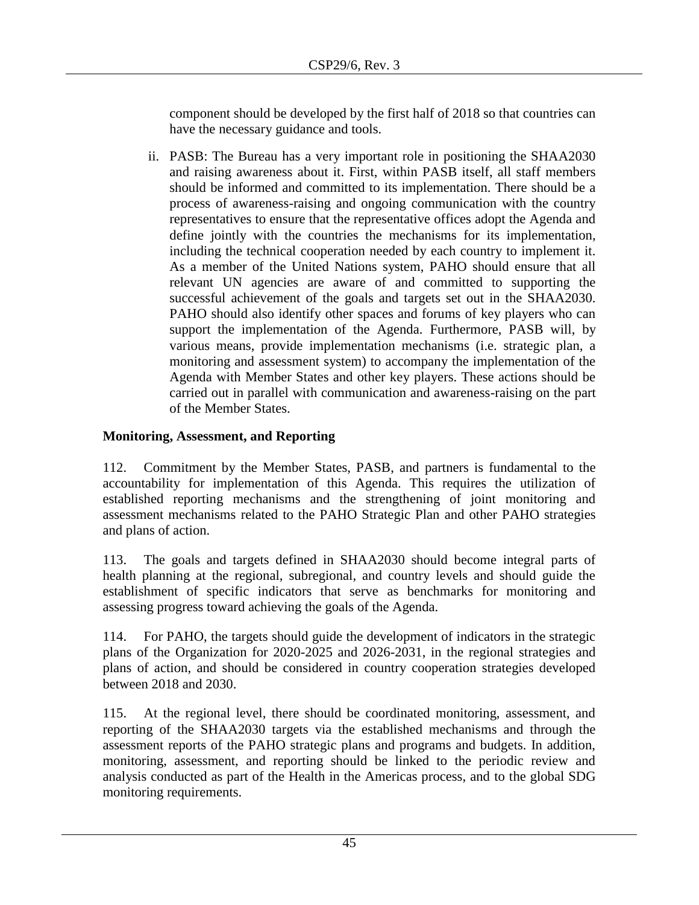component should be developed by the first half of 2018 so that countries can have the necessary guidance and tools.

ii. PASB: The Bureau has a very important role in positioning the SHAA2030 and raising awareness about it. First, within PASB itself, all staff members should be informed and committed to its implementation. There should be a process of awareness-raising and ongoing communication with the country representatives to ensure that the representative offices adopt the Agenda and define jointly with the countries the mechanisms for its implementation, including the technical cooperation needed by each country to implement it. As a member of the United Nations system, PAHO should ensure that all relevant UN agencies are aware of and committed to supporting the successful achievement of the goals and targets set out in the SHAA2030. PAHO should also identify other spaces and forums of key players who can support the implementation of the Agenda. Furthermore, PASB will, by various means, provide implementation mechanisms (i.e. strategic plan, a monitoring and assessment system) to accompany the implementation of the Agenda with Member States and other key players. These actions should be carried out in parallel with communication and awareness-raising on the part of the Member States.

**Monitoring, Assessment, and Reporting**

112. Commitment by the Member States, PASB, and partners is fundamental to the accountability for implementation of this Agenda. This requires the utilization of established reporting mechanisms and the strengthening of joint monitoring and assessment mechanisms related to the PAHO Strategic Plan and other PAHO strategies and plans of action.

113. The goals and targets defined in SHAA2030 should become integral parts of health planning at the regional, subregional, and country levels and should guide the establishment of specific indicators that serve as benchmarks for monitoring and assessing progress toward achieving the goals of the Agenda.

114. For PAHO, the targets should guide the development of indicators in the strategic plans of the Organization for 2020-2025 and 2026-2031, in the regional strategies and plans of action, and should be considered in country cooperation strategies developed between 2018 and 2030.

115. At the regional level, there should be coordinated monitoring, assessment, and reporting of the SHAA2030 targets via the established mechanisms and through the assessment reports of the PAHO strategic plans and programs and budgets. In addition, monitoring, assessment, and reporting should be linked to the periodic review and analysis conducted as part of the Health in the Americas process, and to the global SDG monitoring requirements.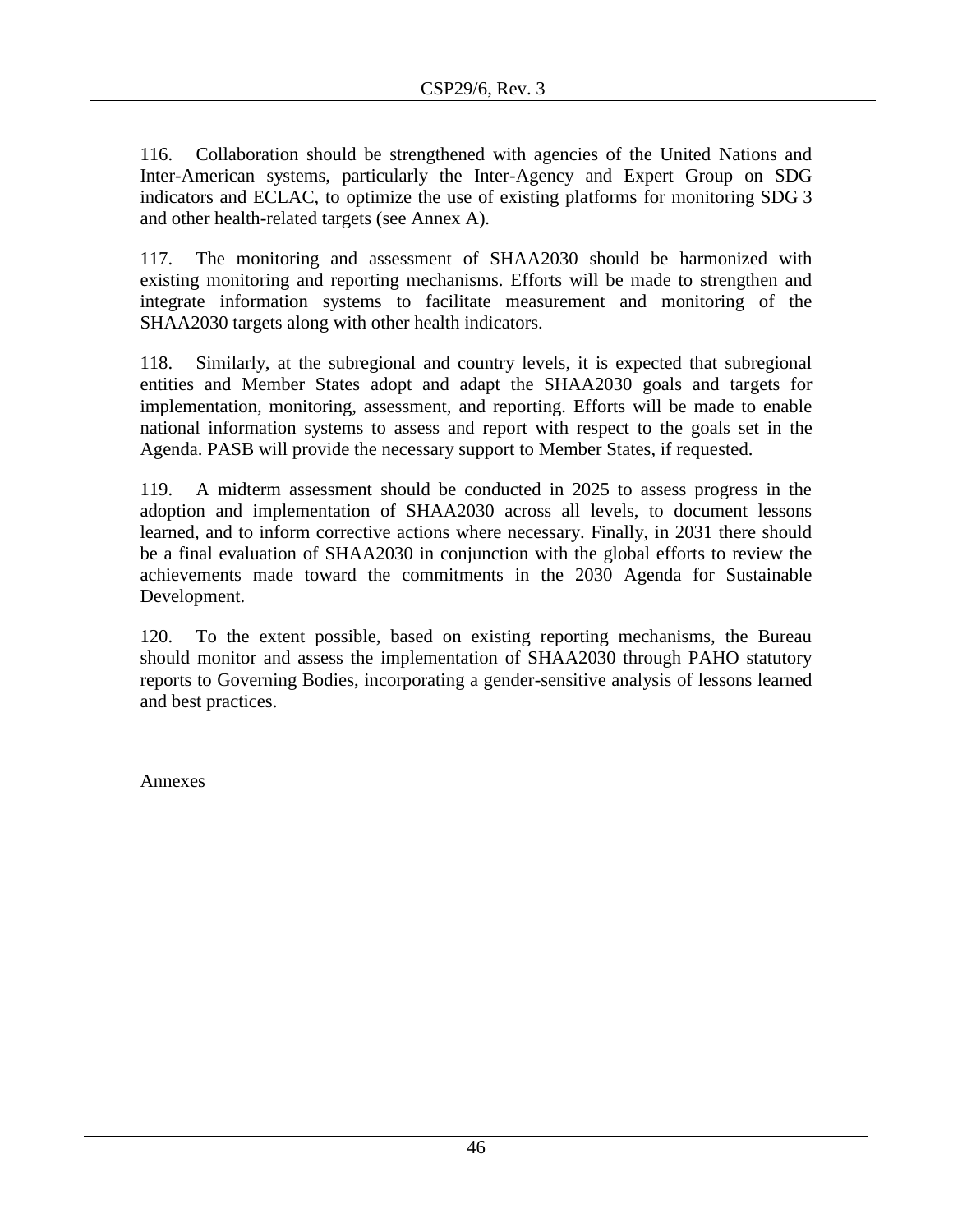116. Collaboration should be strengthened with agencies of the United Nations and Inter-American systems, particularly the Inter-Agency and Expert Group on SDG indicators and ECLAC, to optimize the use of existing platforms for monitoring SDG 3 and other health-related targets (see Annex A).

117. The monitoring and assessment of SHAA2030 should be harmonized with existing monitoring and reporting mechanisms. Efforts will be made to strengthen and integrate information systems to facilitate measurement and monitoring of the SHAA2030 targets along with other health indicators.

118. Similarly, at the subregional and country levels, it is expected that subregional entities and Member States adopt and adapt the SHAA2030 goals and targets for implementation, monitoring, assessment, and reporting. Efforts will be made to enable national information systems to assess and report with respect to the goals set in the Agenda. PASB will provide the necessary support to Member States, if requested.

119. A midterm assessment should be conducted in 2025 to assess progress in the adoption and implementation of SHAA2030 across all levels, to document lessons learned, and to inform corrective actions where necessary. Finally, in 2031 there should be a final evaluation of SHAA2030 in conjunction with the global efforts to review the achievements made toward the commitments in the 2030 Agenda for Sustainable Development.

120. To the extent possible, based on existing reporting mechanisms, the Bureau should monitor and assess the implementation of SHAA2030 through PAHO statutory reports to Governing Bodies, incorporating a gender-sensitive analysis of lessons learned and best practices.

Annexes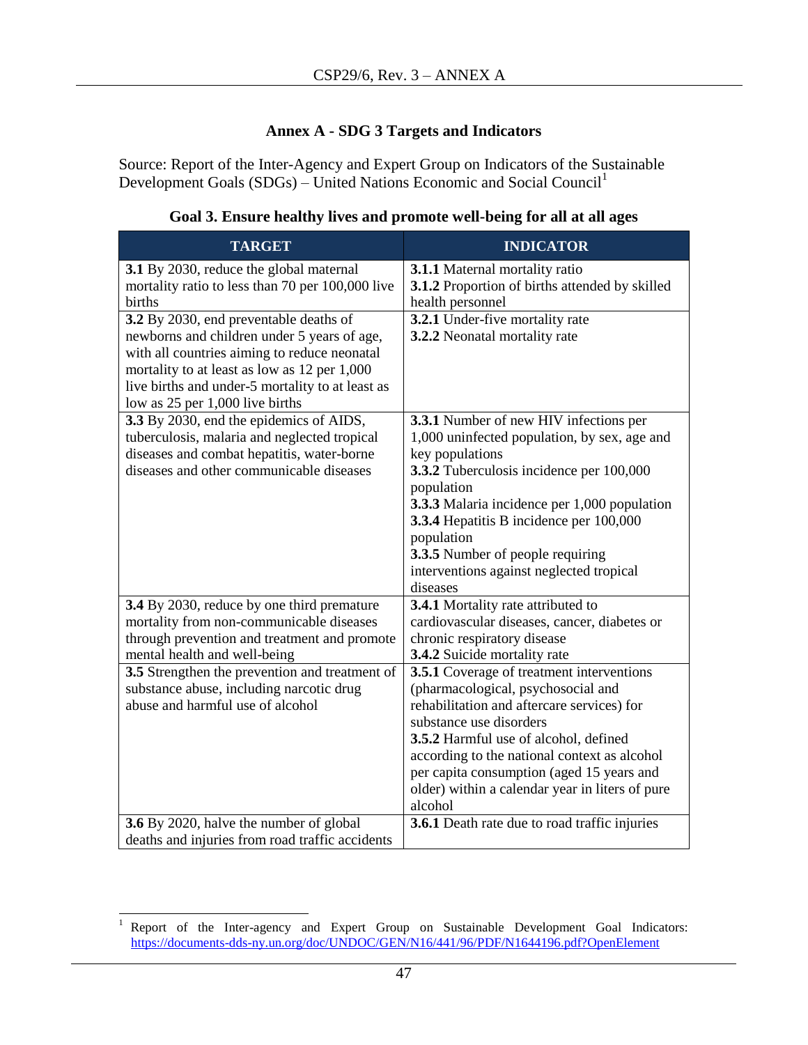## Annex A - SDG 3 Targets and Indicators

Source: Report of the Inter-Agency and Expert Group on Indicators of the Sustainable Development Goals (SDGs) – United Nations Economic and Social Council[1]

### Goal 3. Ensure healthy lives and promote well-being for all at all ages

| TARGET | INDICATOR |
|---|---|
| **3.1** By 2030, reduce the global maternal mortality ratio to less than 70 per 100,000 live births | **3.1.1** Maternal mortality ratio<br>**3.1.2** Proportion of births attended by skilled health personnel |
| **3.2** By 2030, end preventable deaths of newborns and children under 5 years of age, with all countries aiming to reduce neonatal mortality to at least as low as 12 per 1,000 live births and under-5 mortality to at least as low as 25 per 1,000 live births | **3.2.1** Under-five mortality rate<br>**3.2.2** Neonatal mortality rate |
| **3.3** By 2030, end the epidemics of AIDS, tuberculosis, malaria and neglected tropical diseases and combat hepatitis, water-borne diseases and other communicable diseases | **3.3.1** Number of new HIV infections per 1,000 uninfected population, by sex, age and key populations<br>**3.3.2** Tuberculosis incidence per 100,000 population<br>**3.3.3** Malaria incidence per 1,000 population<br>**3.3.4** Hepatitis B incidence per 100,000 population<br>**3.3.5** Number of people requiring interventions against neglected tropical diseases |
| **3.4** By 2030, reduce by one third premature mortality from non-communicable diseases through prevention and treatment and promote mental health and well-being | **3.4.1** Mortality rate attributed to cardiovascular diseases, cancer, diabetes or chronic respiratory disease<br>**3.4.2** Suicide mortality rate |
| **3.5** Strengthen the prevention and treatment of substance abuse, including narcotic drug abuse and harmful use of alcohol | **3.5.1** Coverage of treatment interventions (pharmacological, psychosocial and rehabilitation and aftercare services) for substance use disorders<br>**3.5.2** Harmful use of alcohol, defined according to the national context as alcohol per capita consumption (aged 15 years and older) within a calendar year in liters of pure alcohol |
| **3.6** By 2020, halve the number of global deaths and injuries from road traffic accidents | **3.6.1** Death rate due to road traffic injuries |

[1] Report of the Inter-agency and Expert Group on Sustainable Development Goal Indicators: https://documents-dds-ny.un.org/doc/UNDOC/GEN/N16/441/96/PDF/N1644196.pdf?OpenElement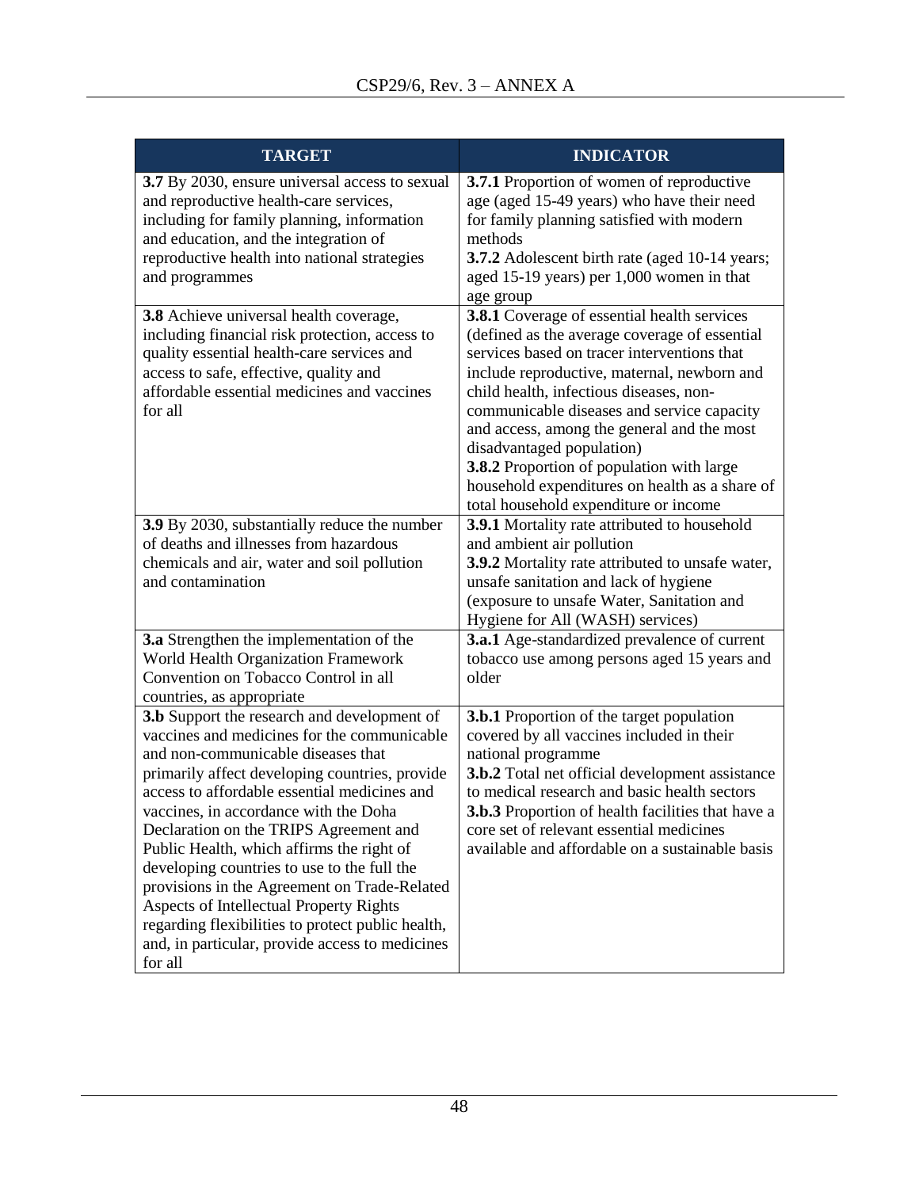| TARGET | INDICATOR |
|---|---|
| **3.7** By 2030, ensure universal access to sexual and reproductive health-care services, including for family planning, information and education, and the integration of reproductive health into national strategies and programmes | **3.7.1** Proportion of women of reproductive age (aged 15-49 years) who have their need for family planning satisfied with modern methods<br>**3.7.2** Adolescent birth rate (aged 10-14 years; aged 15-19 years) per 1,000 women in that age group |
| **3.8** Achieve universal health coverage, including financial risk protection, access to quality essential health-care services and access to safe, effective, quality and affordable essential medicines and vaccines for all | **3.8.1** Coverage of essential health services (defined as the average coverage of essential services based on tracer interventions that include reproductive, maternal, newborn and child health, infectious diseases, non-communicable diseases and service capacity and access, among the general and the most disadvantaged population)<br>**3.8.2** Proportion of population with large household expenditures on health as a share of total household expenditure or income |
| **3.9** By 2030, substantially reduce the number of deaths and illnesses from hazardous chemicals and air, water and soil pollution and contamination | **3.9.1** Mortality rate attributed to household and ambient air pollution<br>**3.9.2** Mortality rate attributed to unsafe water, unsafe sanitation and lack of hygiene (exposure to unsafe Water, Sanitation and Hygiene for All (WASH) services) |
| **3.a** Strengthen the implementation of the World Health Organization Framework Convention on Tobacco Control in all countries, as appropriate | **3.a.1** Age-standardized prevalence of current tobacco use among persons aged 15 years and older |
| **3.b** Support the research and development of vaccines and medicines for the communicable and non-communicable diseases that primarily affect developing countries, provide access to affordable essential medicines and vaccines, in accordance with the Doha Declaration on the TRIPS Agreement and Public Health, which affirms the right of developing countries to use to the full the provisions in the Agreement on Trade-Related Aspects of Intellectual Property Rights regarding flexibilities to protect public health, and, in particular, provide access to medicines for all | **3.b.1** Proportion of the target population covered by all vaccines included in their national programme<br>**3.b.2** Total net official development assistance to medical research and basic health sectors<br>**3.b.3** Proportion of health facilities that have a core set of relevant essential medicines available and affordable on a sustainable basis |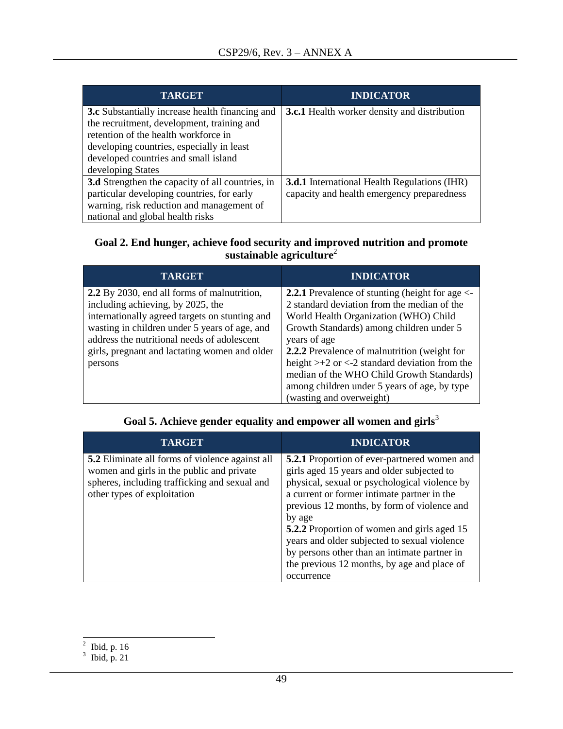| TARGET | INDICATOR |
|---|---|
| **3.c** Substantially increase health financing and the recruitment, development, training and retention of the health workforce in developing countries, especially in least developed countries and small island developing States | **3.c.1** Health worker density and distribution |
| **3.d** Strengthen the capacity of all countries, in particular developing countries, for early warning, risk reduction and management of national and global health risks | **3.d.1** International Health Regulations (IHR) capacity and health emergency preparedness |

### Goal 2. End hunger, achieve food security and improved nutrition and promote sustainable agriculture[2]

| TARGET | INDICATOR |
|---|---|
| **2.2** By 2030, end all forms of malnutrition, including achieving, by 2025, the internationally agreed targets on stunting and wasting in children under 5 years of age, and address the nutritional needs of adolescent girls, pregnant and lactating women and older persons | **2.2.1** Prevalence of stunting (height for age <-2 standard deviation from the median of the World Health Organization (WHO) Child Growth Standards) among children under 5 years of age<br>**2.2.2** Prevalence of malnutrition (weight for height >+2 or <-2 standard deviation from the median of the WHO Child Growth Standards) among children under 5 years of age, by type (wasting and overweight) |

### Goal 5. Achieve gender equality and empower all women and girls[3]

| TARGET | INDICATOR |
|---|---|
| **5.2** Eliminate all forms of violence against all women and girls in the public and private spheres, including trafficking and sexual and other types of exploitation | **5.2.1** Proportion of ever-partnered women and girls aged 15 years and older subjected to physical, sexual or psychological violence by a current or former intimate partner in the previous 12 months, by form of violence and by age<br>**5.2.2** Proportion of women and girls aged 15 years and older subjected to sexual violence by persons other than an intimate partner in the previous 12 months, by age and place of occurrence |

[2] Ibid, p. 16

[3] Ibid, p. 21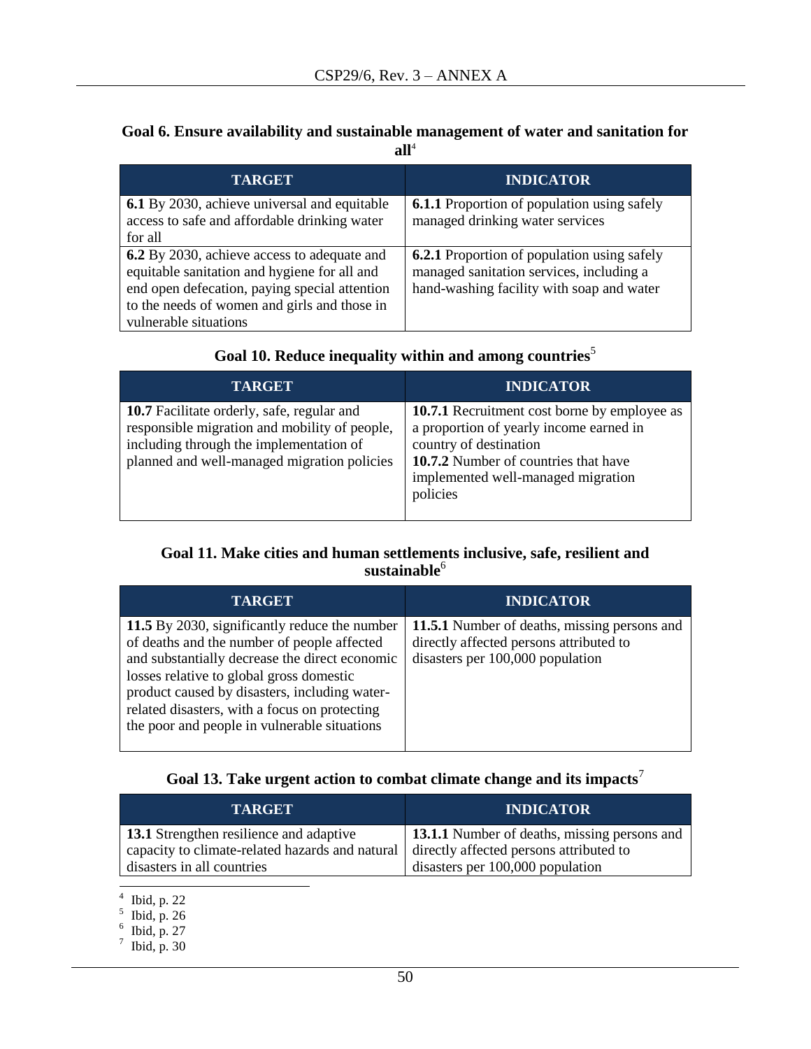### Goal 6. Ensure availability and sustainable management of water and sanitation for all[4]

| TARGET | INDICATOR |
|---|---|
| **6.1** By 2030, achieve universal and equitable access to safe and affordable drinking water for all | **6.1.1** Proportion of population using safely managed drinking water services |
| **6.2** By 2030, achieve access to adequate and equitable sanitation and hygiene for all and end open defecation, paying special attention to the needs of women and girls and those in vulnerable situations | **6.2.1** Proportion of population using safely managed sanitation services, including a hand-washing facility with soap and water |

### Goal 10. Reduce inequality within and among countries[5]

| TARGET | INDICATOR |
|---|---|
| **10.7** Facilitate orderly, safe, regular and responsible migration and mobility of people, including through the implementation of planned and well-managed migration policies | **10.7.1** Recruitment cost borne by employee as a proportion of yearly income earned in country of destination<br>**10.7.2** Number of countries that have implemented well-managed migration policies |

### Goal 11. Make cities and human settlements inclusive, safe, resilient and sustainable[6]

| TARGET | INDICATOR |
|---|---|
| **11.5** By 2030, significantly reduce the number of deaths and the number of people affected and substantially decrease the direct economic losses relative to global gross domestic product caused by disasters, including water-related disasters, with a focus on protecting the poor and people in vulnerable situations | **11.5.1** Number of deaths, missing persons and directly affected persons attributed to disasters per 100,000 population |

### Goal 13. Take urgent action to combat climate change and its impacts[7]

| TARGET | INDICATOR |
|---|---|
| **13.1** Strengthen resilience and adaptive capacity to climate-related hazards and natural disasters in all countries | **13.1.1** Number of deaths, missing persons and directly affected persons attributed to disasters per 100,000 population |

---

[4] Ibid, p. 22
[5] Ibid, p. 26
[6] Ibid, p. 27
[7] Ibid, p. 30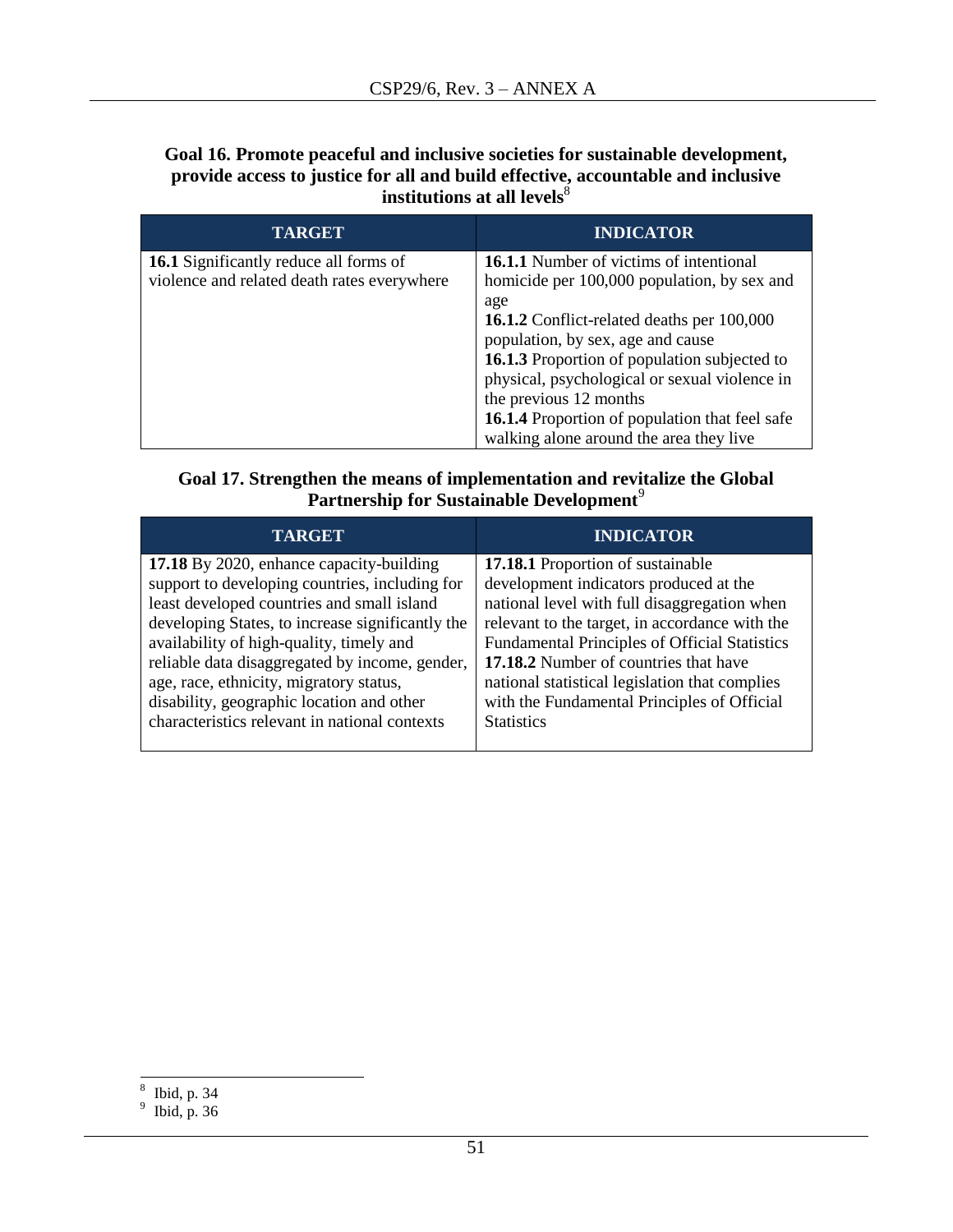### Goal 16. Promote peaceful and inclusive societies for sustainable development, provide access to justice for all and build effective, accountable and inclusive institutions at all levels[8]

| TARGET | INDICATOR |
|---|---|
| **16.1** Significantly reduce all forms of violence and related death rates everywhere | **16.1.1** Number of victims of intentional homicide per 100,000 population, by sex and age<br>**16.1.2** Conflict-related deaths per 100,000 population, by sex, age and cause<br>**16.1.3** Proportion of population subjected to physical, psychological or sexual violence in the previous 12 months<br>**16.1.4** Proportion of population that feel safe walking alone around the area they live |

### Goal 17. Strengthen the means of implementation and revitalize the Global Partnership for Sustainable Development[9]

| TARGET | INDICATOR |
|---|---|
| **17.18** By 2020, enhance capacity-building support to developing countries, including for least developed countries and small island developing States, to increase significantly the availability of high-quality, timely and reliable data disaggregated by income, gender, age, race, ethnicity, migratory status, disability, geographic location and other characteristics relevant in national contexts | **17.18.1** Proportion of sustainable development indicators produced at the national level with full disaggregation when relevant to the target, in accordance with the Fundamental Principles of Official Statistics<br>**17.18.2** Number of countries that have national statistical legislation that complies with the Fundamental Principles of Official Statistics |

[8] Ibid, p. 34

[9] Ibid, p. 36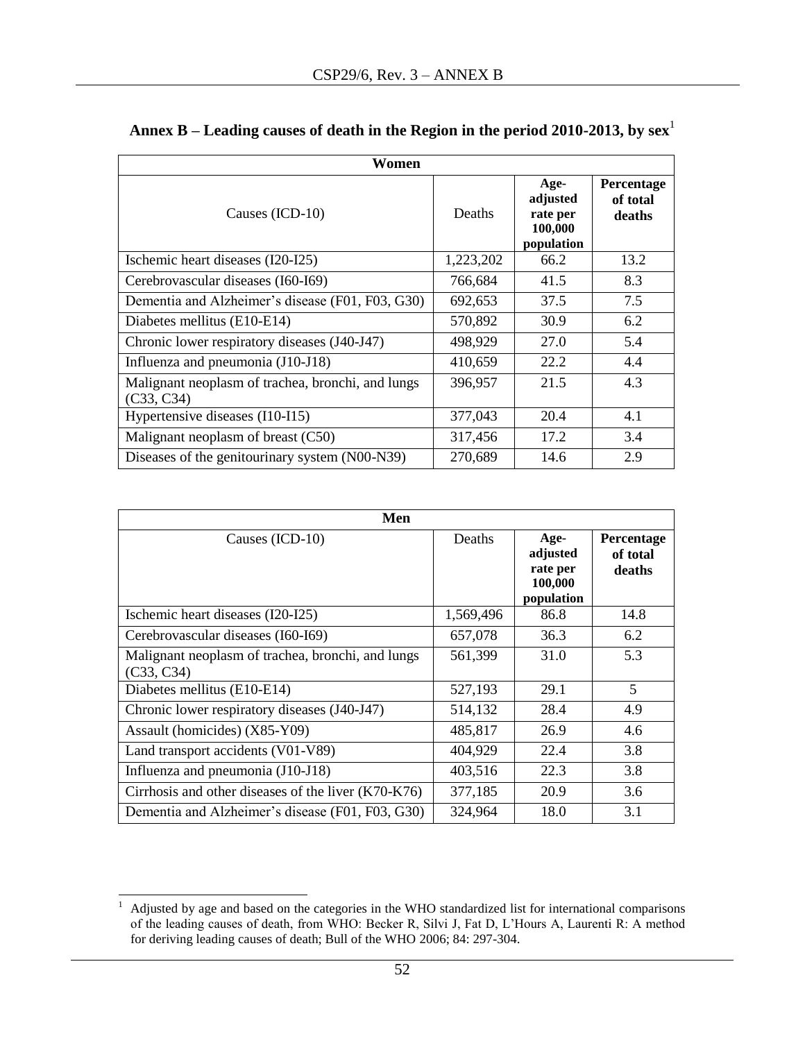## Annex B – Leading causes of death in the Region in the period 2010-2013, by sex[1]

| Women | | | |
|---|---|---|---|
| Causes (ICD-10) | Deaths | **Age-adjusted rate per 100,000 population** | **Percentage of total deaths** |
| Ischemic heart diseases (I20-I25) | 1,223,202 | 66.2 | 13.2 |
| Cerebrovascular diseases (I60-I69) | 766,684 | 41.5 | 8.3 |
| Dementia and Alzheimer's disease (F01, F03, G30) | 692,653 | 37.5 | 7.5 |
| Diabetes mellitus (E10-E14) | 570,892 | 30.9 | 6.2 |
| Chronic lower respiratory diseases (J40-J47) | 498,929 | 27.0 | 5.4 |
| Influenza and pneumonia (J10-J18) | 410,659 | 22.2 | 4.4 |
| Malignant neoplasm of trachea, bronchi, and lungs (C33, C34) | 396,957 | 21.5 | 4.3 |
| Hypertensive diseases (I10-I15) | 377,043 | 20.4 | 4.1 |
| Malignant neoplasm of breast (C50) | 317,456 | 17.2 | 3.4 |
| Diseases of the genitourinary system (N00-N39) | 270,689 | 14.6 | 2.9 |

| Men | | | |
|---|---|---|---|
| Causes (ICD-10) | Deaths | **Age-adjusted rate per 100,000 population** | **Percentage of total deaths** |
| Ischemic heart diseases (I20-I25) | 1,569,496 | 86.8 | 14.8 |
| Cerebrovascular diseases (I60-I69) | 657,078 | 36.3 | 6.2 |
| Malignant neoplasm of trachea, bronchi, and lungs (C33, C34) | 561,399 | 31.0 | 5.3 |
| Diabetes mellitus (E10-E14) | 527,193 | 29.1 | 5 |
| Chronic lower respiratory diseases (J40-J47) | 514,132 | 28.4 | 4.9 |
| Assault (homicides) (X85-Y09) | 485,817 | 26.9 | 4.6 |
| Land transport accidents (V01-V89) | 404,929 | 22.4 | 3.8 |
| Influenza and pneumonia (J10-J18) | 403,516 | 22.3 | 3.8 |
| Cirrhosis and other diseases of the liver (K70-K76) | 377,185 | 20.9 | 3.6 |
| Dementia and Alzheimer's disease (F01, F03, G30) | 324,964 | 18.0 | 3.1 |

[1] Adjusted by age and based on the categories in the WHO standardized list for international comparisons of the leading causes of death, from WHO: Becker R, Silvi J, Fat D, L'Hours A, Laurenti R: A method for deriving leading causes of death; Bull of the WHO 2006; 84: 297-304.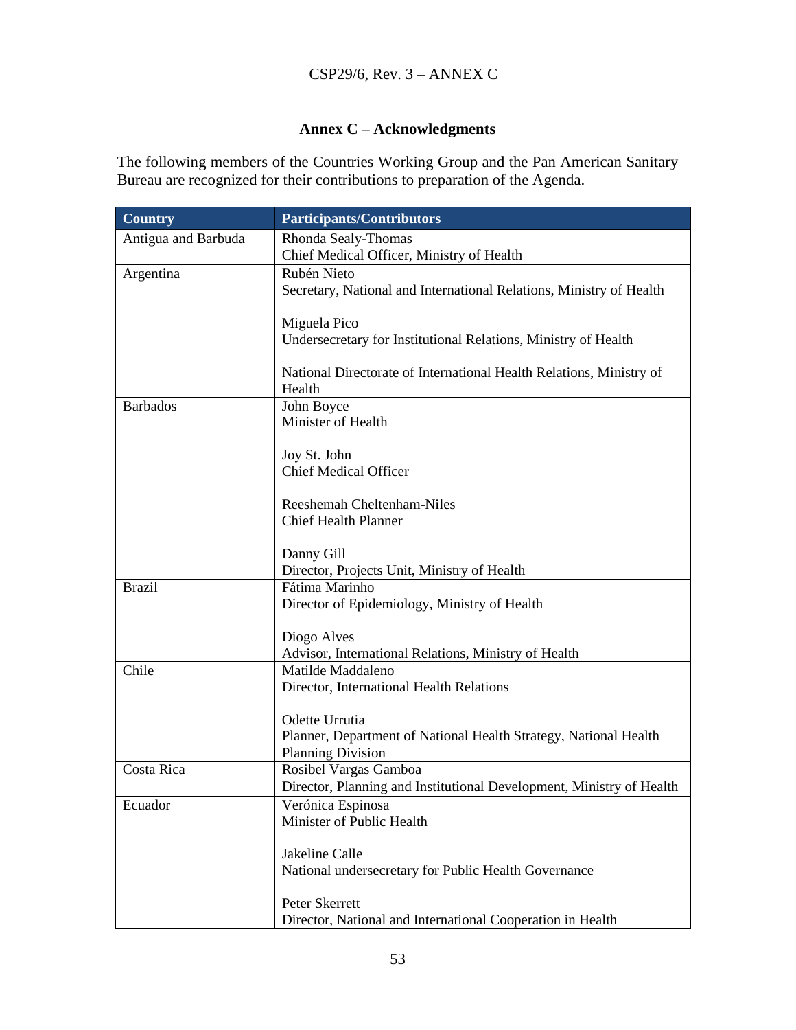## Annex C – Acknowledgments

The following members of the Countries Working Group and the Pan American Sanitary Bureau are recognized for their contributions to preparation of the Agenda.

| Country | Participants/Contributors |
|---|---|
| Antigua and Barbuda | Rhonda Sealy-Thomas<br>Chief Medical Officer, Ministry of Health |
| Argentina | Rubén Nieto<br>Secretary, National and International Relations, Ministry of Health<br><br>Miguela Pico<br>Undersecretary for Institutional Relations, Ministry of Health<br><br>National Directorate of International Health Relations, Ministry of Health |
| Barbados | John Boyce<br>Minister of Health<br><br>Joy St. John<br>Chief Medical Officer<br><br>Reeshemah Cheltenham-Niles<br>Chief Health Planner<br><br>Danny Gill<br>Director, Projects Unit, Ministry of Health |
| Brazil | Fátima Marinho<br>Director of Epidemiology, Ministry of Health<br><br>Diogo Alves<br>Advisor, International Relations, Ministry of Health |
| Chile | Matilde Maddaleno<br>Director, International Health Relations<br><br>Odette Urrutia<br>Planner, Department of National Health Strategy, National Health Planning Division |
| Costa Rica | Rosibel Vargas Gamboa<br>Director, Planning and Institutional Development, Ministry of Health |
| Ecuador | Verónica Espinosa<br>Minister of Public Health<br><br>Jakeline Calle<br>National undersecretary for Public Health Governance<br><br>Peter Skerrett<br>Director, National and International Cooperation in Health |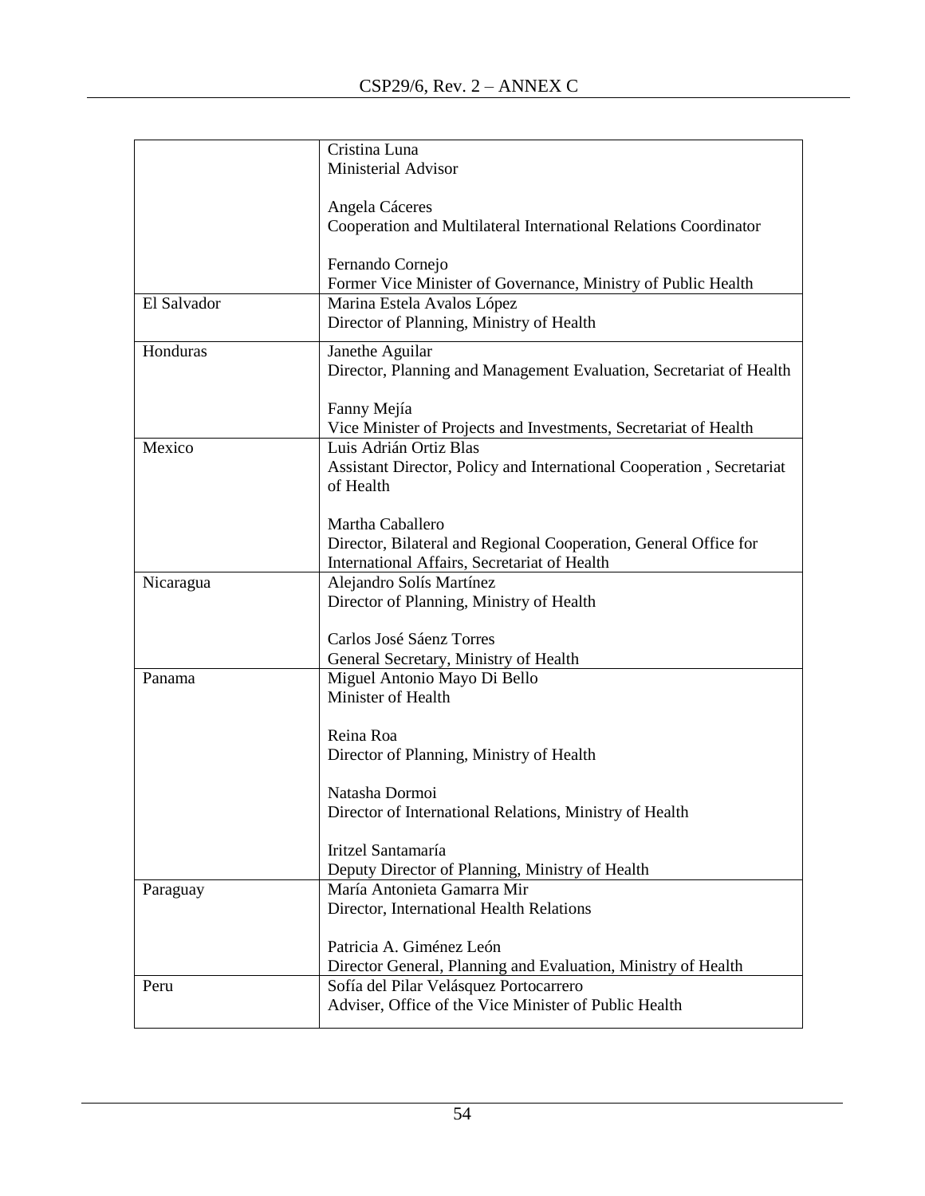| | |
|---|---|
| | Cristina Luna<br>Ministerial Advisor<br><br>Angela Cáceres<br>Cooperation and Multilateral International Relations Coordinator<br><br>Fernando Cornejo<br>Former Vice Minister of Governance, Ministry of Public Health |
| El Salvador | Marina Estela Avalos López<br>Director of Planning, Ministry of Health |
| Honduras | Janethe Aguilar<br>Director, Planning and Management Evaluation, Secretariat of Health<br><br>Fanny Mejía<br>Vice Minister of Projects and Investments, Secretariat of Health |
| Mexico | Luis Adrián Ortiz Blas<br>Assistant Director, Policy and International Cooperation , Secretariat of Health<br><br>Martha Caballero<br>Director, Bilateral and Regional Cooperation, General Office for International Affairs, Secretariat of Health |
| Nicaragua | Alejandro Solís Martínez<br>Director of Planning, Ministry of Health<br><br>Carlos José Sáenz Torres<br>General Secretary, Ministry of Health |
| Panama | Miguel Antonio Mayo Di Bello<br>Minister of Health<br><br>Reina Roa<br>Director of Planning, Ministry of Health<br><br>Natasha Dormoi<br>Director of International Relations, Ministry of Health<br><br>Iritzel Santamaría<br>Deputy Director of Planning, Ministry of Health |
| Paraguay | María Antonieta Gamarra Mir<br>Director, International Health Relations<br><br>Patricia A. Giménez León<br>Director General, Planning and Evaluation, Ministry of Health |
| Peru | Sofía del Pilar Velásquez Portocarrero<br>Adviser, Office of the Vice Minister of Public Health |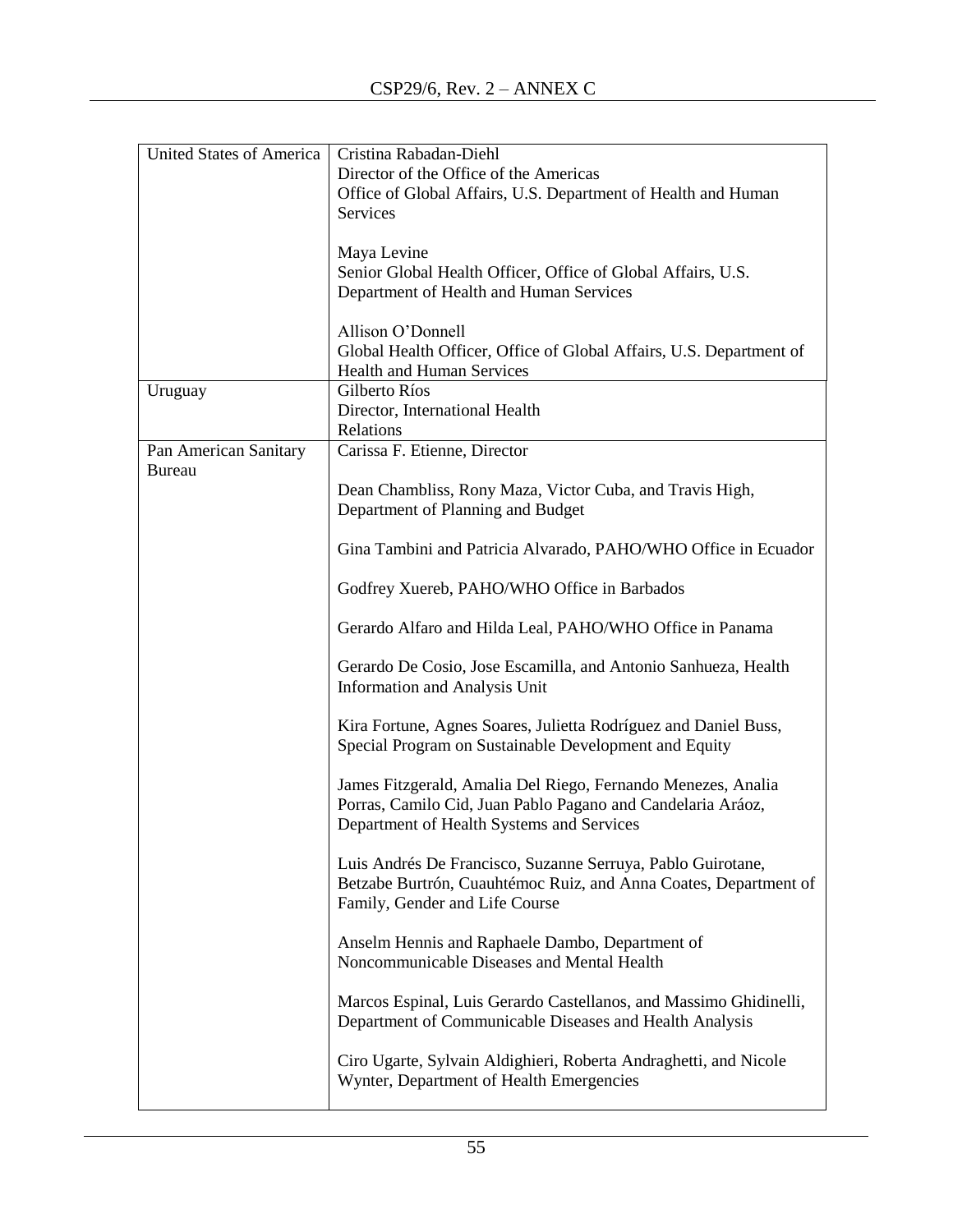| | |
|---|---|
| United States of America | Cristina Rabadan-Diehl<br>Director of the Office of the Americas<br>Office of Global Affairs, U.S. Department of Health and Human Services<br><br>Maya Levine<br>Senior Global Health Officer, Office of Global Affairs, U.S. Department of Health and Human Services<br><br>Allison O'Donnell<br>Global Health Officer, Office of Global Affairs, U.S. Department of Health and Human Services |
| Uruguay | Gilberto Ríos<br>Director, International Health Relations |
| Pan American Sanitary Bureau | Carissa F. Etienne, Director<br><br>Dean Chambliss, Rony Maza, Victor Cuba, and Travis High, Department of Planning and Budget<br><br>Gina Tambini and Patricia Alvarado, PAHO/WHO Office in Ecuador<br><br>Godfrey Xuereb, PAHO/WHO Office in Barbados<br><br>Gerardo Alfaro and Hilda Leal, PAHO/WHO Office in Panama<br><br>Gerardo De Cosio, Jose Escamilla, and Antonio Sanhueza, Health Information and Analysis Unit<br><br>Kira Fortune, Agnes Soares, Julietta Rodríguez and Daniel Buss, Special Program on Sustainable Development and Equity<br><br>James Fitzgerald, Amalia Del Riego, Fernando Menezes, Analia Porras, Camilo Cid, Juan Pablo Pagano and Candelaria Aráoz, Department of Health Systems and Services<br><br>Luis Andrés De Francisco, Suzanne Serruya, Pablo Guirotane, Betzabe Burtrón, Cuauhtémoc Ruiz, and Anna Coates, Department of Family, Gender and Life Course<br><br>Anselm Hennis and Raphaele Dambo, Department of Noncommunicable Diseases and Mental Health<br><br>Marcos Espinal, Luis Gerardo Castellanos, and Massimo Ghidinelli, Department of Communicable Diseases and Health Analysis<br><br>Ciro Ugarte, Sylvain Aldighieri, Roberta Andraghetti, and Nicole Wynter, Department of Health Emergencies |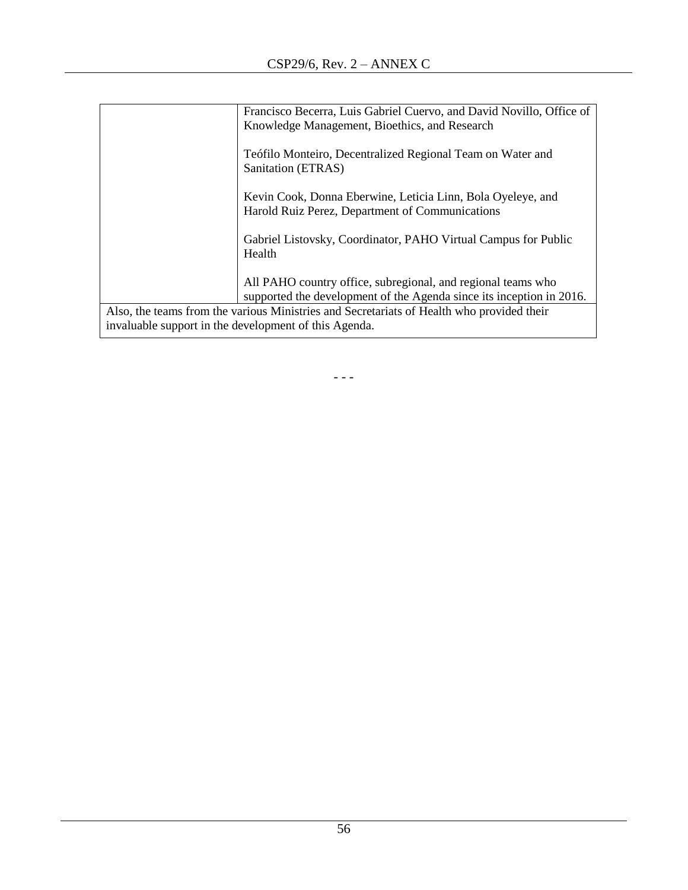| | |
|---|---|
| | Francisco Becerra, Luis Gabriel Cuervo, and David Novillo, Office of Knowledge Management, Bioethics, and Research<br><br>Teófilo Monteiro, Decentralized Regional Team on Water and Sanitation (ETRAS)<br><br>Kevin Cook, Donna Eberwine, Leticia Linn, Bola Oyeleye, and Harold Ruiz Perez, Department of Communications<br><br>Gabriel Listovsky, Coordinator, PAHO Virtual Campus for Public Health<br><br>All PAHO country office, subregional, and regional teams who supported the development of the Agenda since its inception in 2016. |
| Also, the teams from the various Ministries and Secretariats of Health who provided their invaluable support in the development of this Agenda. | |

- - -